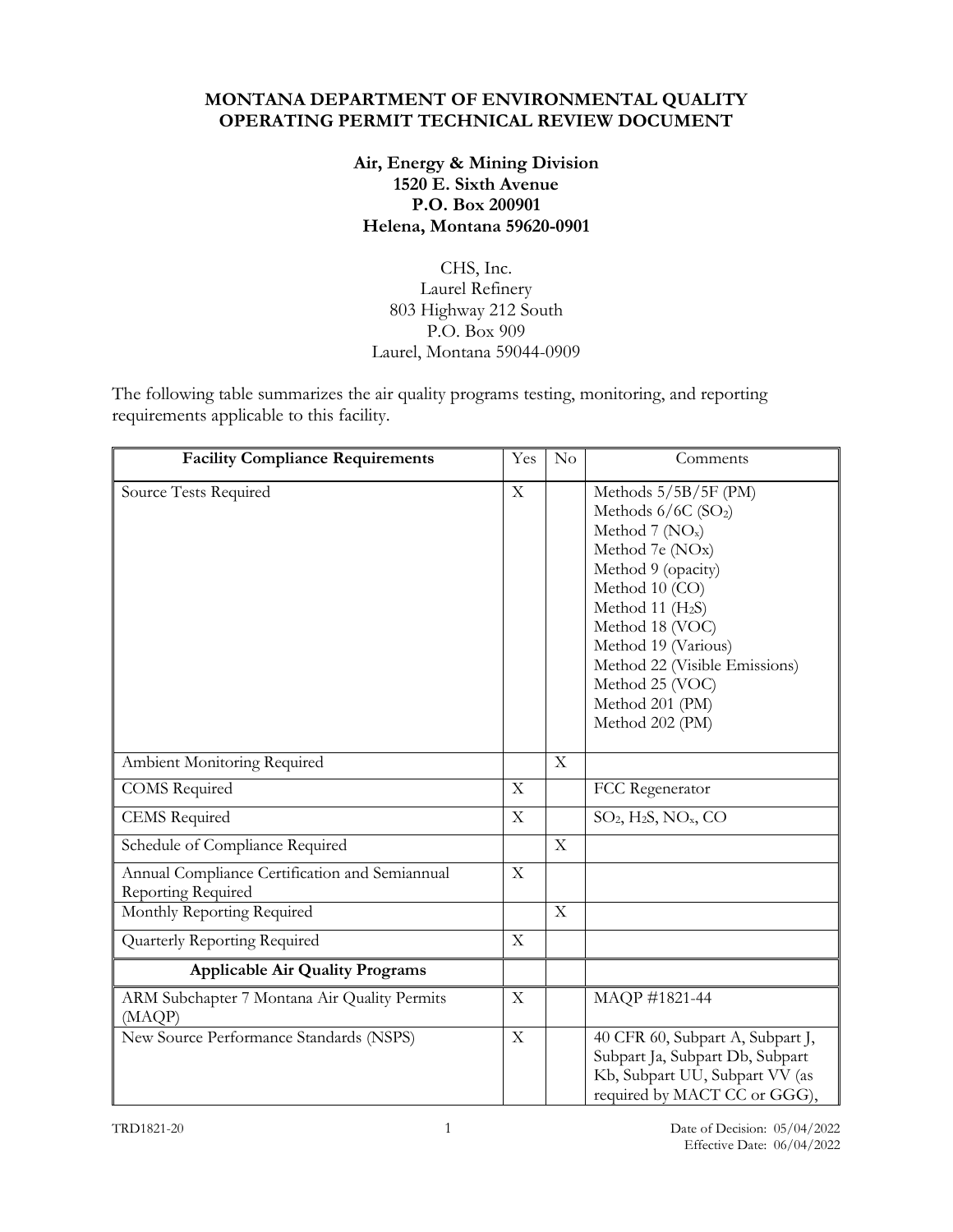**MONTANA DEPARTMENT OF ENVIRONMENTAL QUALITY**
**OPERATING PERMIT TECHNICAL REVIEW DOCUMENT**

**Air, Energy & Mining Division**
**1520 E. Sixth Avenue**
**P.O. Box 200901**
**Helena, Montana 59620-0901**

CHS, Inc.
Laurel Refinery
803 Highway 212 South
P.O. Box 909
Laurel, Montana 59044-0909

The following table summarizes the air quality programs testing, monitoring, and reporting requirements applicable to this facility.

| Facility Compliance Requirements | Yes | No | Comments |
|---|---|---|---|
| Source Tests Required | X | | Methods 5/5B/5F (PM)<br>Methods 6/6C ($SO_2$)<br>Method 7 ($NO_x$)<br>Method 7e (NOx)<br>Method 9 (opacity)<br>Method 10 (CO)<br>Method 11 ($H_2S$)<br>Method 18 (VOC)<br>Method 19 (Various)<br>Method 22 (Visible Emissions)<br>Method 25 (VOC)<br>Method 201 (PM)<br>Method 202 (PM) |
| Ambient Monitoring Required | | X | |
| COMS Required | X | | FCC Regenerator |
| CEMS Required | X | | $SO_2$, $H_2S$, $NO_x$, CO |
| Schedule of Compliance Required | | X | |
| Annual Compliance Certification and Semiannual Reporting Required | X | | |
| Monthly Reporting Required | | X | |
| Quarterly Reporting Required | X | | |
| **Applicable Air Quality Programs** | | | |
| ARM Subchapter 7 Montana Air Quality Permits (MAQP) | X | | MAQP #1821-44 |
| New Source Performance Standards (NSPS) | X | | 40 CFR 60, Subpart A, Subpart J, Subpart Ja, Subpart Db, Subpart Kb, Subpart UU, Subpart VV (as required by MACT CC or GGG), |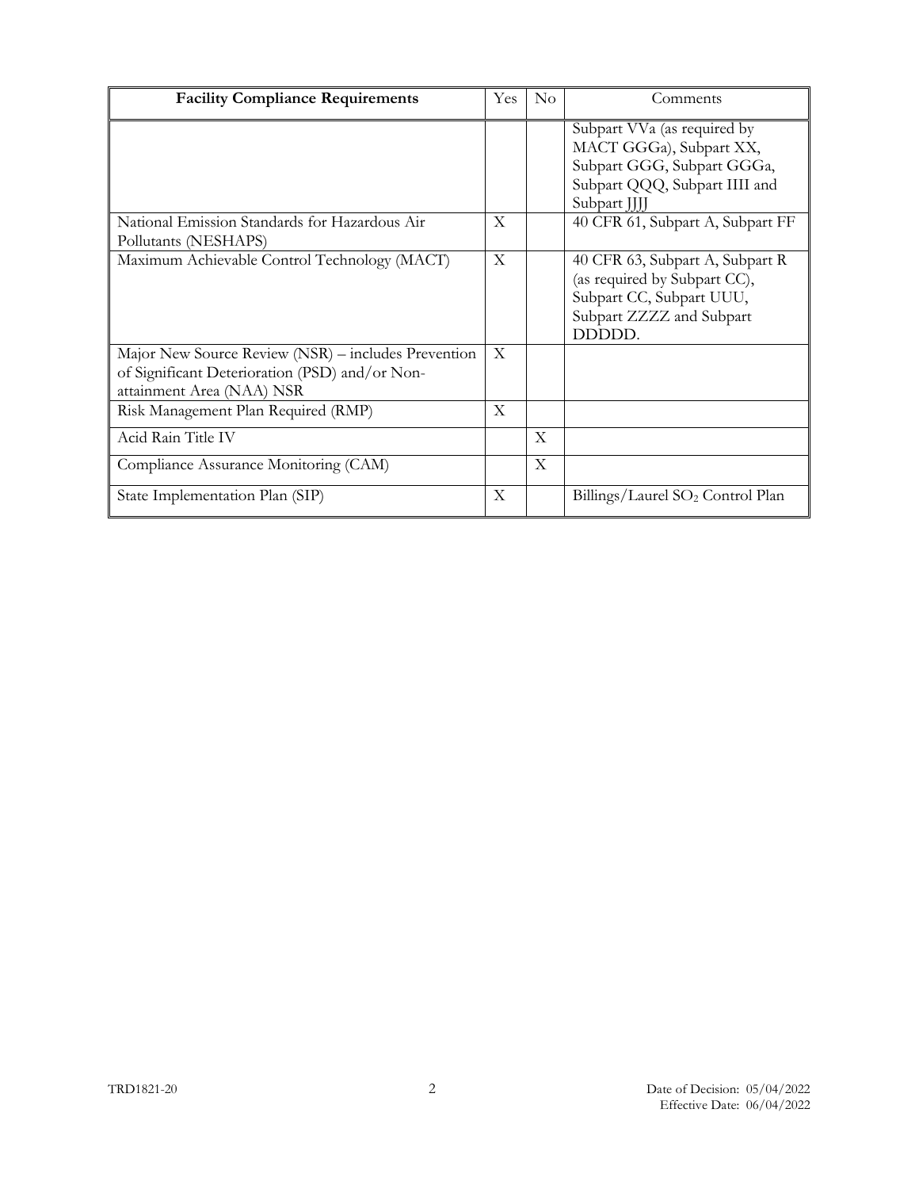| Facility Compliance Requirements | Yes | No | Comments |
|---|---|---|---|
| | | | Subpart VVa (as required by MACT GGGa), Subpart XX, Subpart GGG, Subpart GGGa, Subpart QQQ, Subpart IIII and Subpart JJJJ |
| National Emission Standards for Hazardous Air Pollutants (NESHAPS) | X | | 40 CFR 61, Subpart A, Subpart FF |
| Maximum Achievable Control Technology (MACT) | X | | 40 CFR 63, Subpart A, Subpart R (as required by Subpart CC), Subpart CC, Subpart UUU, Subpart ZZZZ and Subpart DDDDD. |
| Major New Source Review (NSR) – includes Prevention of Significant Deterioration (PSD) and/or Non-attainment Area (NAA) NSR | X | | |
| Risk Management Plan Required (RMP) | X | | |
| Acid Rain Title IV | | X | |
| Compliance Assurance Monitoring (CAM) | | X | |
| State Implementation Plan (SIP) | X | | Billings/Laurel $SO_2$ Control Plan |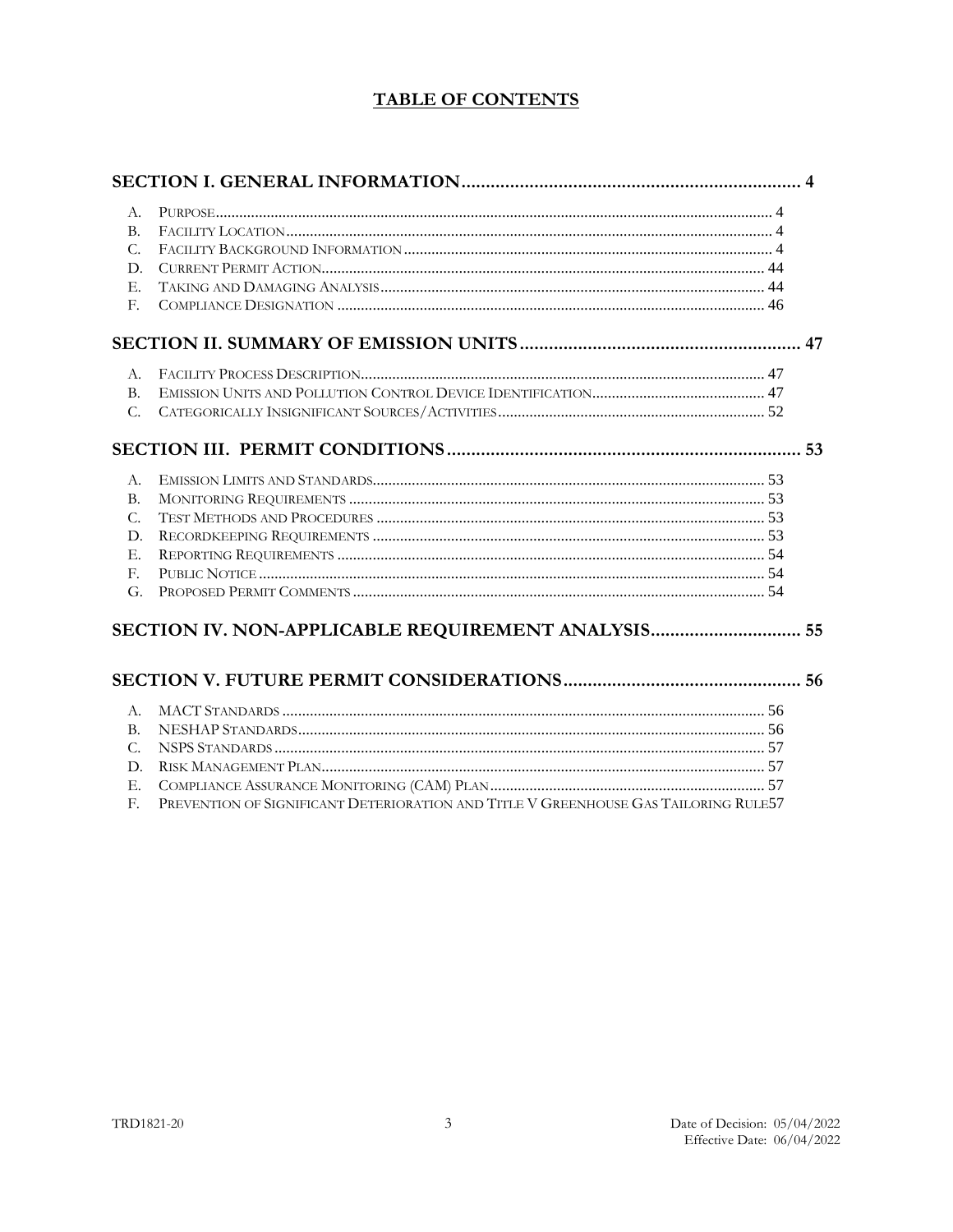# TABLE OF CONTENTS

**SECTION I. GENERAL INFORMATION** ...................................................................... 4

A. Purpose ........................................................................................................................ 4
B. Facility Location ........................................................................................................... 4
C. Facility Background Information ................................................................................. 4
D. Current Permit Action ................................................................................................. 44
E. Taking and Damaging Analysis .................................................................................. 44
F. Compliance Designation ............................................................................................ 46

**SECTION II. SUMMARY OF EMISSION UNITS** .......................................................... 47

A. Facility Process Description ....................................................................................... 47
B. Emission Units and Pollution Control Device Identification ........................................ 47
C. Categorically Insignificant Sources/Activities ............................................................ 52

**SECTION III. PERMIT CONDITIONS** ........................................................................ 53

A. Emission Limits and Standards .................................................................................. 53
B. Monitoring Requirements ........................................................................................... 53
C. Test Methods and Procedures .................................................................................... 53
D. Recordkeeping Requirements .................................................................................... 53
E. Reporting Requirements ............................................................................................. 54
F. Public Notice .............................................................................................................. 54
G. Proposed Permit Comments ....................................................................................... 54

**SECTION IV. NON-APPLICABLE REQUIREMENT ANALYSIS** ............................... 55

**SECTION V. FUTURE PERMIT CONSIDERATIONS** ................................................. 56

A. MACT Standards ........................................................................................................ 56
B. NESHAP Standards ..................................................................................................... 56
C. NSPS Standards .......................................................................................................... 57
D. Risk Management Plan ............................................................................................... 57
E. Compliance Assurance Monitoring (CAM) Plan ......................................................... 57
F. Prevention of Significant Deterioration and Title V Greenhouse Gas Tailoring Rule 57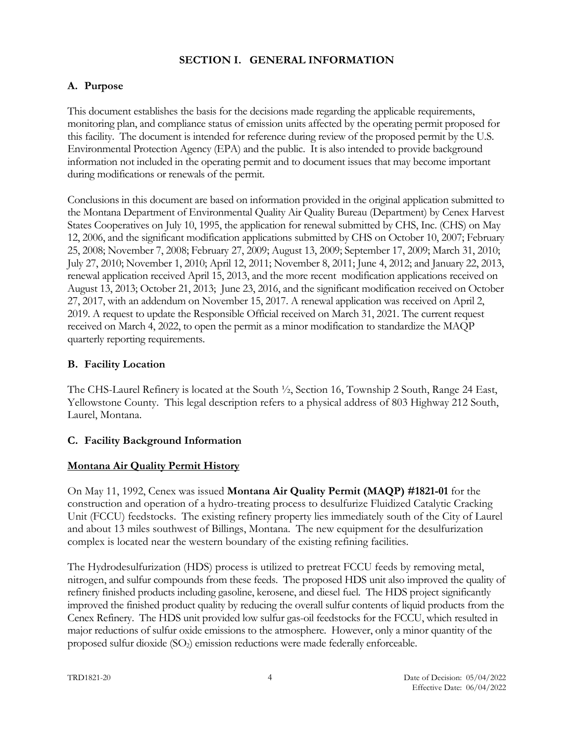# SECTION I. GENERAL INFORMATION

## A. Purpose

This document establishes the basis for the decisions made regarding the applicable requirements, monitoring plan, and compliance status of emission units affected by the operating permit proposed for this facility. The document is intended for reference during review of the proposed permit by the U.S. Environmental Protection Agency (EPA) and the public. It is also intended to provide background information not included in the operating permit and to document issues that may become important during modifications or renewals of the permit.

Conclusions in this document are based on information provided in the original application submitted to the Montana Department of Environmental Quality Air Quality Bureau (Department) by Cenex Harvest States Cooperatives on July 10, 1995, the application for renewal submitted by CHS, Inc. (CHS) on May 12, 2006, and the significant modification applications submitted by CHS on October 10, 2007; February 25, 2008; November 7, 2008; February 27, 2009; August 13, 2009; September 17, 2009; March 31, 2010; July 27, 2010; November 1, 2010; April 12, 2011; November 8, 2011; June 4, 2012; and January 22, 2013, renewal application received April 15, 2013, and the more recent modification applications received on August 13, 2013; October 21, 2013; June 23, 2016, and the significant modification received on October 27, 2017, with an addendum on November 15, 2017. A renewal application was received on April 2, 2019. A request to update the Responsible Official received on March 31, 2021. The current request received on March 4, 2022, to open the permit as a minor modification to standardize the MAQP quarterly reporting requirements.

## B. Facility Location

The CHS-Laurel Refinery is located at the South ½, Section 16, Township 2 South, Range 24 East, Yellowstone County. This legal description refers to a physical address of 803 Highway 212 South, Laurel, Montana.

## C. Facility Background Information

**Montana Air Quality Permit History**

On May 11, 1992, Cenex was issued **Montana Air Quality Permit (MAQP) #1821-01** for the construction and operation of a hydro-treating process to desulfurize Fluidized Catalytic Cracking Unit (FCCU) feedstocks. The existing refinery property lies immediately south of the City of Laurel and about 13 miles southwest of Billings, Montana. The new equipment for the desulfurization complex is located near the western boundary of the existing refining facilities.

The Hydrodesulfurization (HDS) process is utilized to pretreat FCCU feeds by removing metal, nitrogen, and sulfur compounds from these feeds. The proposed HDS unit also improved the quality of refinery finished products including gasoline, kerosene, and diesel fuel. The HDS project significantly improved the finished product quality by reducing the overall sulfur contents of liquid products from the Cenex Refinery. The HDS unit provided low sulfur gas-oil feedstocks for the FCCU, which resulted in major reductions of sulfur oxide emissions to the atmosphere. However, only a minor quantity of the proposed sulfur dioxide ($SO_2$) emission reductions were made federally enforceable.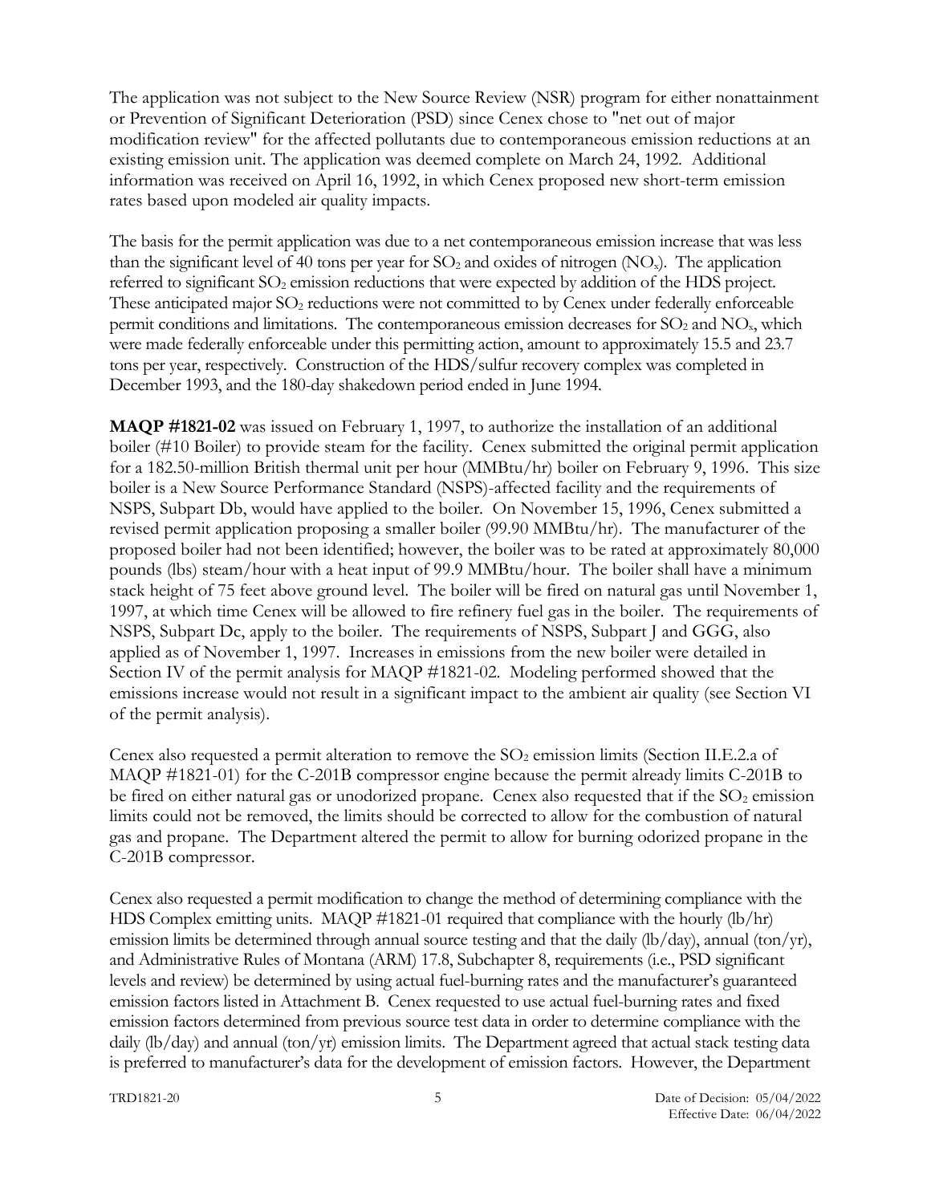The application was not subject to the New Source Review (NSR) program for either nonattainment or Prevention of Significant Deterioration (PSD) since Cenex chose to "net out of major modification review" for the affected pollutants due to contemporaneous emission reductions at an existing emission unit. The application was deemed complete on March 24, 1992. Additional information was received on April 16, 1992, in which Cenex proposed new short-term emission rates based upon modeled air quality impacts.

The basis for the permit application was due to a net contemporaneous emission increase that was less than the significant level of 40 tons per year for $SO_2$ and oxides of nitrogen ($NO_x$). The application referred to significant $SO_2$ emission reductions that were expected by addition of the HDS project. These anticipated major $SO_2$ reductions were not committed to by Cenex under federally enforceable permit conditions and limitations. The contemporaneous emission decreases for $SO_2$ and $NO_x$, which were made federally enforceable under this permitting action, amount to approximately 15.5 and 23.7 tons per year, respectively. Construction of the HDS/sulfur recovery complex was completed in December 1993, and the 180-day shakedown period ended in June 1994.

**MAQP #1821-02** was issued on February 1, 1997, to authorize the installation of an additional boiler (#10 Boiler) to provide steam for the facility. Cenex submitted the original permit application for a 182.50-million British thermal unit per hour (MMBtu/hr) boiler on February 9, 1996. This size boiler is a New Source Performance Standard (NSPS)-affected facility and the requirements of NSPS, Subpart Db, would have applied to the boiler. On November 15, 1996, Cenex submitted a revised permit application proposing a smaller boiler (99.90 MMBtu/hr). The manufacturer of the proposed boiler had not been identified; however, the boiler was to be rated at approximately 80,000 pounds (lbs) steam/hour with a heat input of 99.9 MMBtu/hour. The boiler shall have a minimum stack height of 75 feet above ground level. The boiler will be fired on natural gas until November 1, 1997, at which time Cenex will be allowed to fire refinery fuel gas in the boiler. The requirements of NSPS, Subpart Dc, apply to the boiler. The requirements of NSPS, Subpart J and GGG, also applied as of November 1, 1997. Increases in emissions from the new boiler were detailed in Section IV of the permit analysis for MAQP #1821-02. Modeling performed showed that the emissions increase would not result in a significant impact to the ambient air quality (see Section VI of the permit analysis).

Cenex also requested a permit alteration to remove the $SO_2$ emission limits (Section II.E.2.a of MAQP #1821-01) for the C-201B compressor engine because the permit already limits C-201B to be fired on either natural gas or unodorized propane. Cenex also requested that if the $SO_2$ emission limits could not be removed, the limits should be corrected to allow for the combustion of natural gas and propane. The Department altered the permit to allow for burning odorized propane in the C-201B compressor.

Cenex also requested a permit modification to change the method of determining compliance with the HDS Complex emitting units. MAQP #1821-01 required that compliance with the hourly (lb/hr) emission limits be determined through annual source testing and that the daily (lb/day), annual (ton/yr), and Administrative Rules of Montana (ARM) 17.8, Subchapter 8, requirements (i.e., PSD significant levels and review) be determined by using actual fuel-burning rates and the manufacturer's guaranteed emission factors listed in Attachment B. Cenex requested to use actual fuel-burning rates and fixed emission factors determined from previous source test data in order to determine compliance with the daily (lb/day) and annual (ton/yr) emission limits. The Department agreed that actual stack testing data is preferred to manufacturer's data for the development of emission factors. However, the Department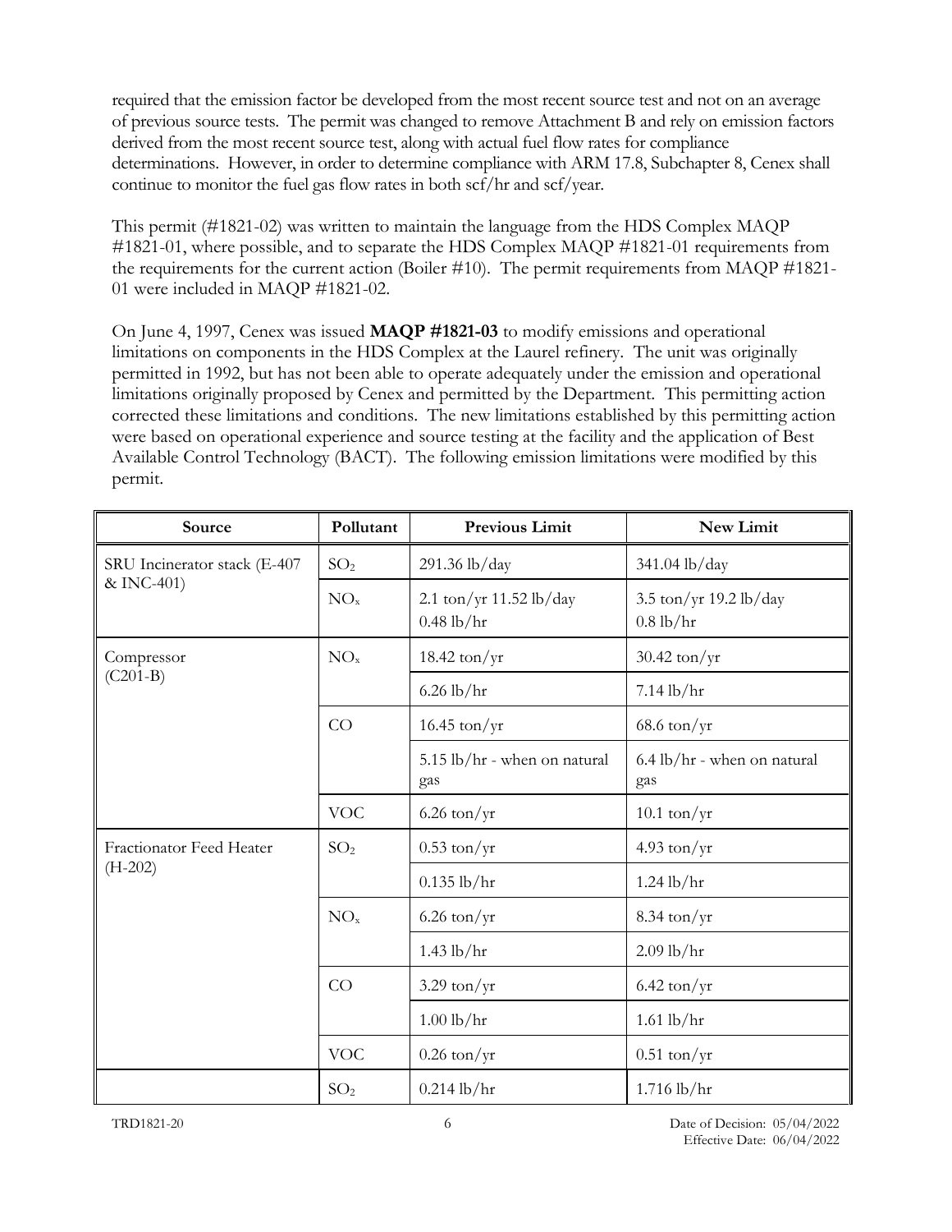required that the emission factor be developed from the most recent source test and not on an average of previous source tests. The permit was changed to remove Attachment B and rely on emission factors derived from the most recent source test, along with actual fuel flow rates for compliance determinations. However, in order to determine compliance with ARM 17.8, Subchapter 8, Cenex shall continue to monitor the fuel gas flow rates in both scf/hr and scf/year.

This permit (#1821-02) was written to maintain the language from the HDS Complex MAQP #1821-01, where possible, and to separate the HDS Complex MAQP #1821-01 requirements from the requirements for the current action (Boiler #10). The permit requirements from MAQP #1821-01 were included in MAQP #1821-02.

On June 4, 1997, Cenex was issued **MAQP #1821-03** to modify emissions and operational limitations on components in the HDS Complex at the Laurel refinery. The unit was originally permitted in 1992, but has not been able to operate adequately under the emission and operational limitations originally proposed by Cenex and permitted by the Department. This permitting action corrected these limitations and conditions. The new limitations established by this permitting action were based on operational experience and source testing at the facility and the application of Best Available Control Technology (BACT). The following emission limitations were modified by this permit.

| Source | Pollutant | Previous Limit | New Limit |
|---|---|---|---|
| SRU Incinerator stack (E-407 & INC-401) | $SO_2$ | 291.36 lb/day | 341.04 lb/day |
| | $NO_x$ | 2.1 ton/yr 11.52 lb/day 0.48 lb/hr | 3.5 ton/yr 19.2 lb/day 0.8 lb/hr |
| Compressor (C201-B) | $NO_x$ | 18.42 ton/yr | 30.42 ton/yr |
| | | 6.26 lb/hr | 7.14 lb/hr |
| | CO | 16.45 ton/yr | 68.6 ton/yr |
| | | 5.15 lb/hr - when on natural gas | 6.4 lb/hr - when on natural gas |
| | VOC | 6.26 ton/yr | 10.1 ton/yr |
| Fractionator Feed Heater (H-202) | $SO_2$ | 0.53 ton/yr | 4.93 ton/yr |
| | | 0.135 lb/hr | 1.24 lb/hr |
| | $NO_x$ | 6.26 ton/yr | 8.34 ton/yr |
| | | 1.43 lb/hr | 2.09 lb/hr |
| | CO | 3.29 ton/yr | 6.42 ton/yr |
| | | 1.00 lb/hr | 1.61 lb/hr |
| | VOC | 0.26 ton/yr | 0.51 ton/yr |
| | $SO_2$ | 0.214 lb/hr | 1.716 lb/hr |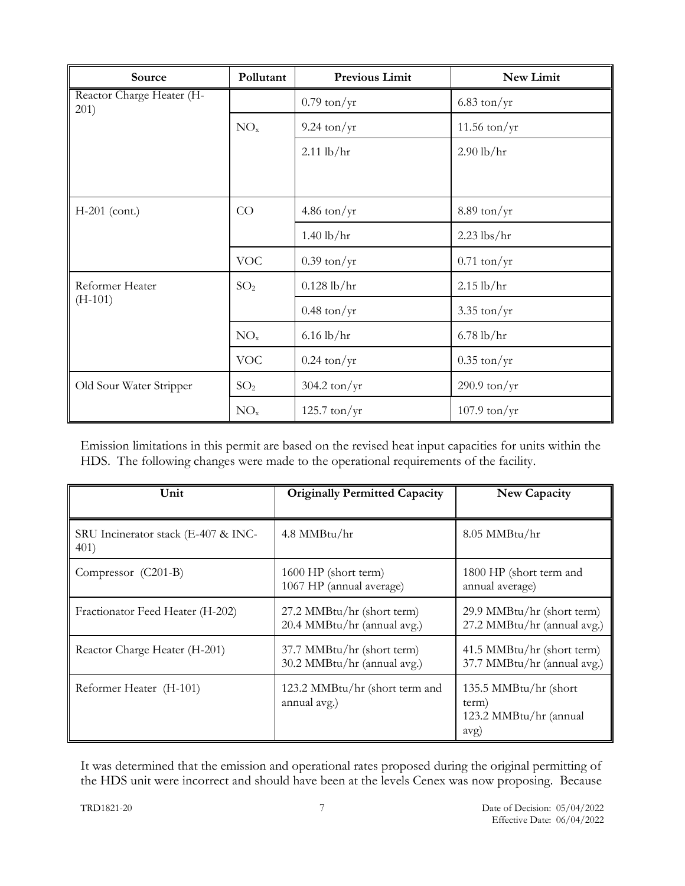| Source | Pollutant | Previous Limit | New Limit |
|---|---|---|---|
| Reactor Charge Heater (H-201) | | 0.79 ton/yr | 6.83 ton/yr |
| | $NO_x$ | 9.24 ton/yr | 11.56 ton/yr |
| | | 2.11 lb/hr | 2.90 lb/hr |
| H-201 (cont.) | CO | 4.86 ton/yr | 8.89 ton/yr |
| | | 1.40 lb/hr | 2.23 lbs/hr |
| | VOC | 0.39 ton/yr | 0.71 ton/yr |
| Reformer Heater (H-101) | $SO_2$ | 0.128 lb/hr | 2.15 lb/hr |
| | | 0.48 ton/yr | 3.35 ton/yr |
| | $NO_x$ | 6.16 lb/hr | 6.78 lb/hr |
| | VOC | 0.24 ton/yr | 0.35 ton/yr |
| Old Sour Water Stripper | $SO_2$ | 304.2 ton/yr | 290.9 ton/yr |
| | $NO_x$ | 125.7 ton/yr | 107.9 ton/yr |

Emission limitations in this permit are based on the revised heat input capacities for units within the HDS. The following changes were made to the operational requirements of the facility.

| Unit | Originally Permitted Capacity | New Capacity |
|---|---|---|
| SRU Incinerator stack (E-407 & INC-401) | 4.8 MMBtu/hr | 8.05 MMBtu/hr |
| Compressor (C201-B) | 1600 HP (short term)<br>1067 HP (annual average) | 1800 HP (short term and annual average) |
| Fractionator Feed Heater (H-202) | 27.2 MMBtu/hr (short term)<br>20.4 MMBtu/hr (annual avg.) | 29.9 MMBtu/hr (short term)<br>27.2 MMBtu/hr (annual avg.) |
| Reactor Charge Heater (H-201) | 37.7 MMBtu/hr (short term)<br>30.2 MMBtu/hr (annual avg.) | 41.5 MMBtu/hr (short term)<br>37.7 MMBtu/hr (annual avg.) |
| Reformer Heater (H-101) | 123.2 MMBtu/hr (short term and annual avg.) | 135.5 MMBtu/hr (short term)<br>123.2 MMBtu/hr (annual avg) |

It was determined that the emission and operational rates proposed during the original permitting of the HDS unit were incorrect and should have been at the levels Cenex was now proposing. Because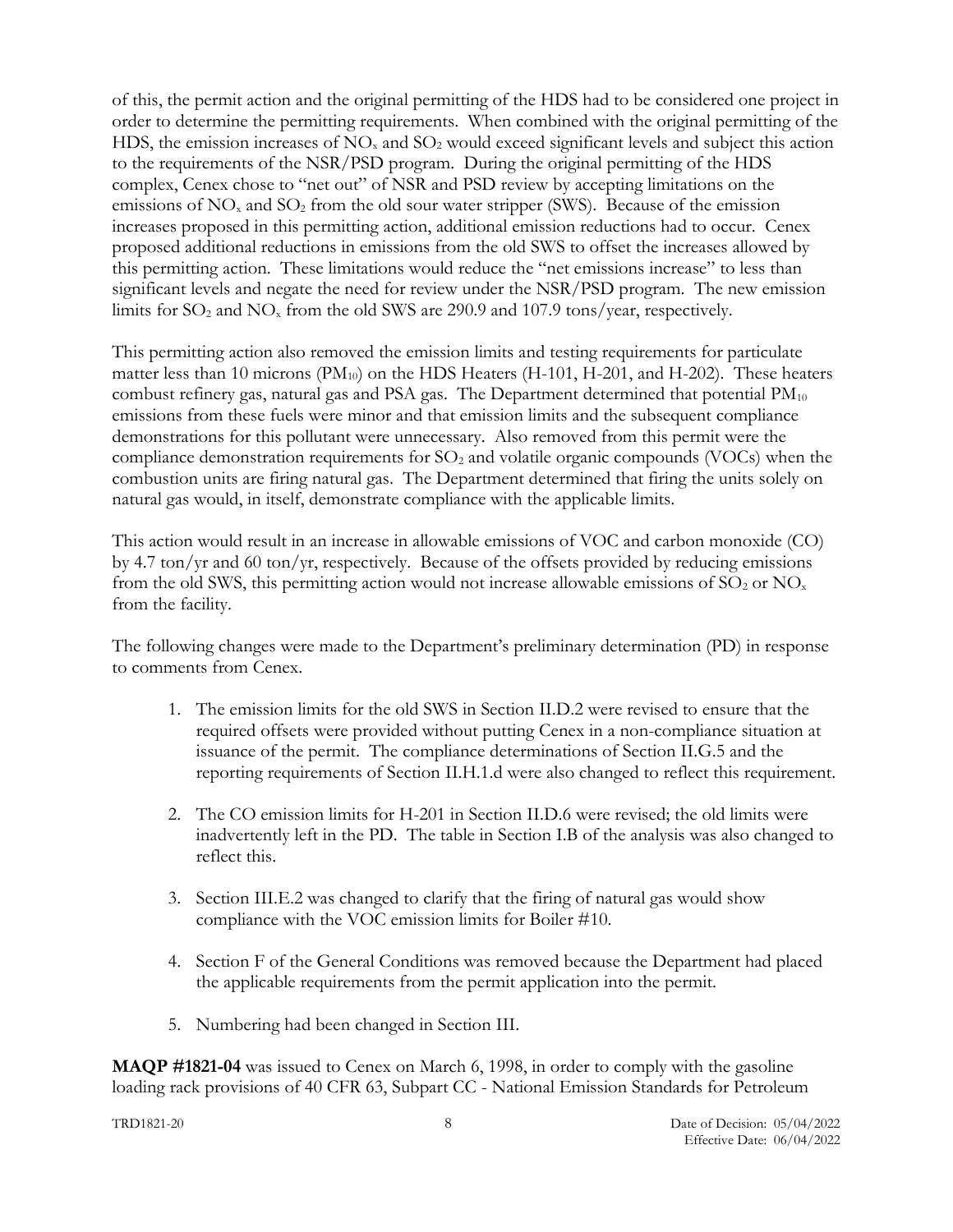of this, the permit action and the original permitting of the HDS had to be considered one project in order to determine the permitting requirements. When combined with the original permitting of the HDS, the emission increases of $NO_x$ and $SO_2$ would exceed significant levels and subject this action to the requirements of the NSR/PSD program. During the original permitting of the HDS complex, Cenex chose to "net out" of NSR and PSD review by accepting limitations on the emissions of $NO_x$ and $SO_2$ from the old sour water stripper (SWS). Because of the emission increases proposed in this permitting action, additional emission reductions had to occur. Cenex proposed additional reductions in emissions from the old SWS to offset the increases allowed by this permitting action. These limitations would reduce the "net emissions increase" to less than significant levels and negate the need for review under the NSR/PSD program. The new emission limits for $SO_2$ and $NO_x$ from the old SWS are 290.9 and 107.9 tons/year, respectively.

This permitting action also removed the emission limits and testing requirements for particulate matter less than 10 microns ($PM_{10}$) on the HDS Heaters (H-101, H-201, and H-202). These heaters combust refinery gas, natural gas and PSA gas. The Department determined that potential $PM_{10}$ emissions from these fuels were minor and that emission limits and the subsequent compliance demonstrations for this pollutant were unnecessary. Also removed from this permit were the compliance demonstration requirements for $SO_2$ and volatile organic compounds (VOCs) when the combustion units are firing natural gas. The Department determined that firing the units solely on natural gas would, in itself, demonstrate compliance with the applicable limits.

This action would result in an increase in allowable emissions of VOC and carbon monoxide (CO) by 4.7 ton/yr and 60 ton/yr, respectively. Because of the offsets provided by reducing emissions from the old SWS, this permitting action would not increase allowable emissions of $SO_2$ or $NO_x$ from the facility.

The following changes were made to the Department's preliminary determination (PD) in response to comments from Cenex.

1. The emission limits for the old SWS in Section II.D.2 were revised to ensure that the required offsets were provided without putting Cenex in a non-compliance situation at issuance of the permit. The compliance determinations of Section II.G.5 and the reporting requirements of Section II.H.1.d were also changed to reflect this requirement.
2. The CO emission limits for H-201 in Section II.D.6 were revised; the old limits were inadvertently left in the PD. The table in Section I.B of the analysis was also changed to reflect this.
3. Section III.E.2 was changed to clarify that the firing of natural gas would show compliance with the VOC emission limits for Boiler #10.
4. Section F of the General Conditions was removed because the Department had placed the applicable requirements from the permit application into the permit.
5. Numbering had been changed in Section III.

**MAQP #1821-04** was issued to Cenex on March 6, 1998, in order to comply with the gasoline loading rack provisions of 40 CFR 63, Subpart CC - National Emission Standards for Petroleum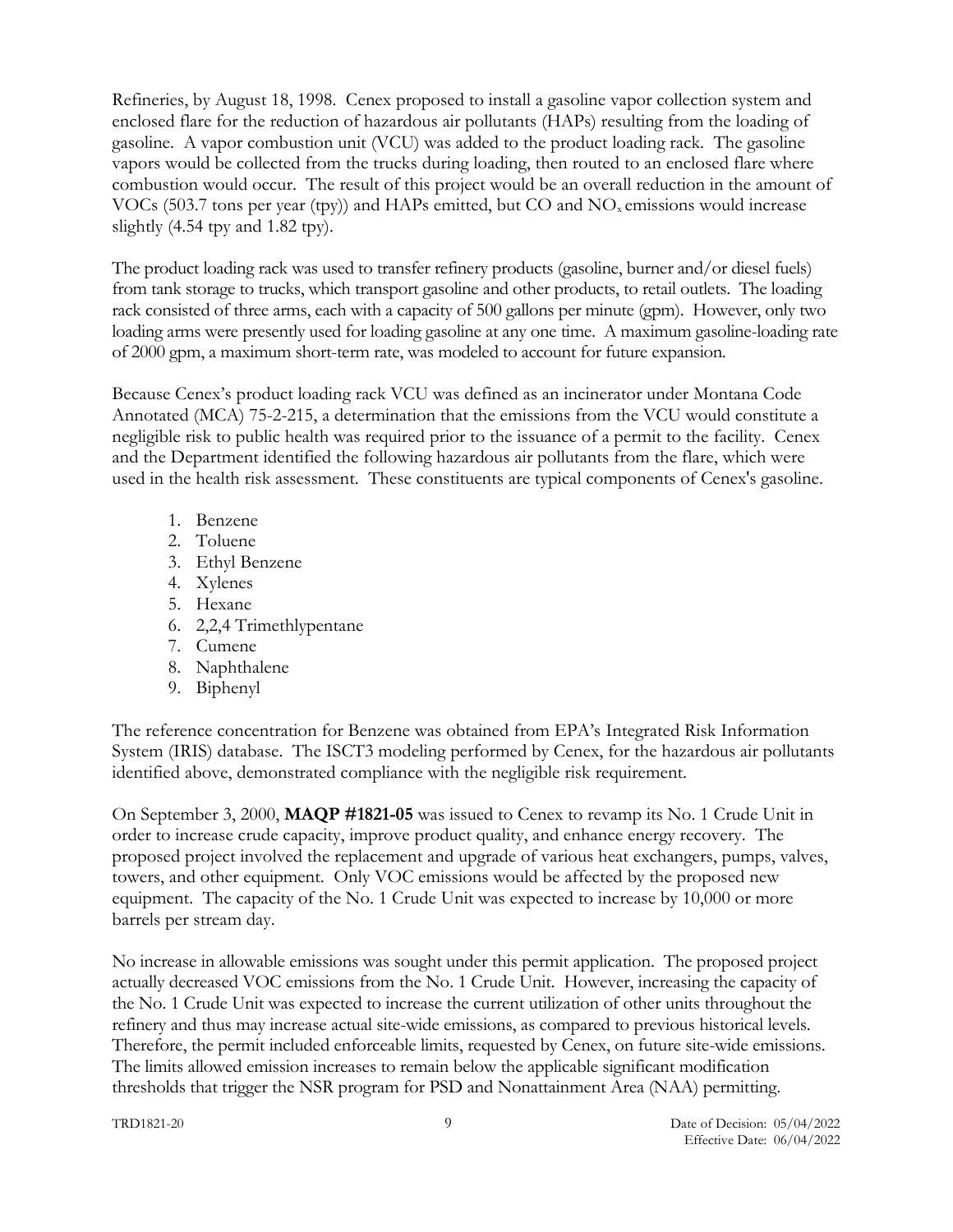Refineries, by August 18, 1998. Cenex proposed to install a gasoline vapor collection system and enclosed flare for the reduction of hazardous air pollutants (HAPs) resulting from the loading of gasoline. A vapor combustion unit (VCU) was added to the product loading rack. The gasoline vapors would be collected from the trucks during loading, then routed to an enclosed flare where combustion would occur. The result of this project would be an overall reduction in the amount of VOCs (503.7 tons per year (tpy)) and HAPs emitted, but CO and $NO_x$ emissions would increase slightly (4.54 tpy and 1.82 tpy).

The product loading rack was used to transfer refinery products (gasoline, burner and/or diesel fuels) from tank storage to trucks, which transport gasoline and other products, to retail outlets. The loading rack consisted of three arms, each with a capacity of 500 gallons per minute (gpm). However, only two loading arms were presently used for loading gasoline at any one time. A maximum gasoline-loading rate of 2000 gpm, a maximum short-term rate, was modeled to account for future expansion.

Because Cenex's product loading rack VCU was defined as an incinerator under Montana Code Annotated (MCA) 75-2-215, a determination that the emissions from the VCU would constitute a negligible risk to public health was required prior to the issuance of a permit to the facility. Cenex and the Department identified the following hazardous air pollutants from the flare, which were used in the health risk assessment. These constituents are typical components of Cenex's gasoline.

1. Benzene
2. Toluene
3. Ethyl Benzene
4. Xylenes
5. Hexane
6. 2,2,4 Trimethlypentane
7. Cumene
8. Naphthalene
9. Biphenyl

The reference concentration for Benzene was obtained from EPA's Integrated Risk Information System (IRIS) database. The ISCT3 modeling performed by Cenex, for the hazardous air pollutants identified above, demonstrated compliance with the negligible risk requirement.

On September 3, 2000, **MAQP #1821-05** was issued to Cenex to revamp its No. 1 Crude Unit in order to increase crude capacity, improve product quality, and enhance energy recovery. The proposed project involved the replacement and upgrade of various heat exchangers, pumps, valves, towers, and other equipment. Only VOC emissions would be affected by the proposed new equipment. The capacity of the No. 1 Crude Unit was expected to increase by 10,000 or more barrels per stream day.

No increase in allowable emissions was sought under this permit application. The proposed project actually decreased VOC emissions from the No. 1 Crude Unit. However, increasing the capacity of the No. 1 Crude Unit was expected to increase the current utilization of other units throughout the refinery and thus may increase actual site-wide emissions, as compared to previous historical levels. Therefore, the permit included enforceable limits, requested by Cenex, on future site-wide emissions. The limits allowed emission increases to remain below the applicable significant modification thresholds that trigger the NSR program for PSD and Nonattainment Area (NAA) permitting.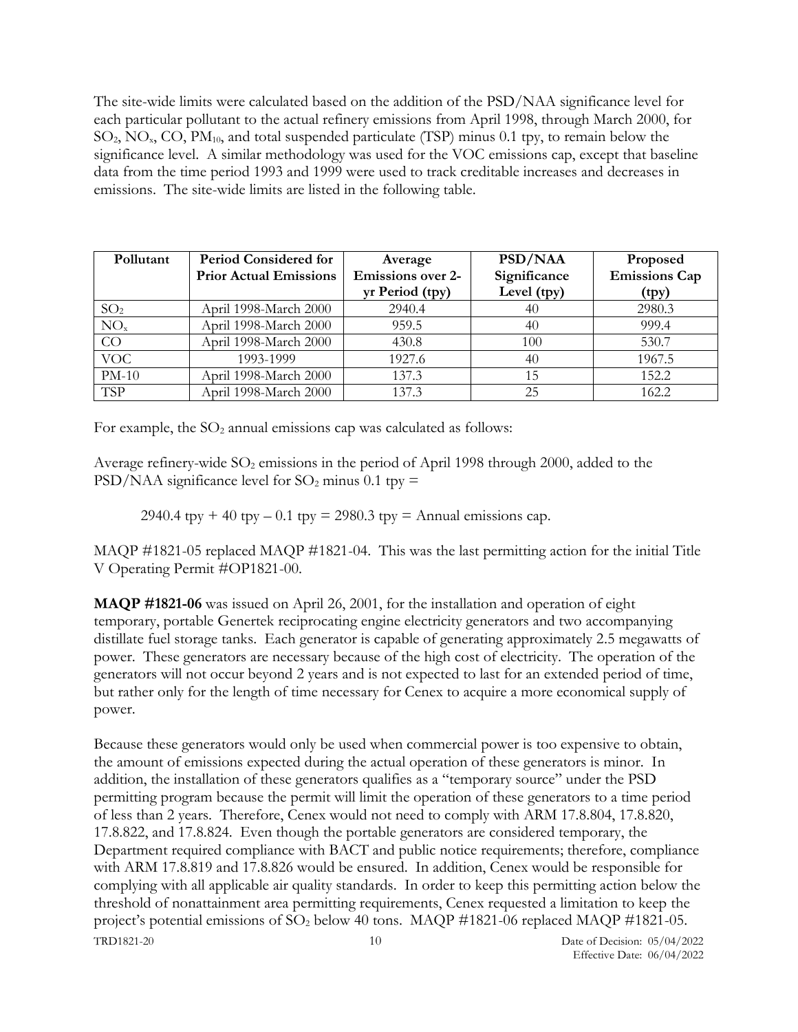The site-wide limits were calculated based on the addition of the PSD/NAA significance level for each particular pollutant to the actual refinery emissions from April 1998, through March 2000, for $SO_2$, $NO_x$, CO, $PM_{10}$, and total suspended particulate (TSP) minus 0.1 tpy, to remain below the significance level. A similar methodology was used for the VOC emissions cap, except that baseline data from the time period 1993 and 1999 were used to track creditable increases and decreases in emissions. The site-wide limits are listed in the following table.

| Pollutant | Period Considered for Prior Actual Emissions | Average Emissions over 2-yr Period (tpy) | PSD/NAA Significance Level (tpy) | Proposed Emissions Cap (tpy) |
|---|---|---|---|---|
| $SO_2$ | April 1998-March 2000 | 2940.4 | 40 | 2980.3 |
| $NO_x$ | April 1998-March 2000 | 959.5 | 40 | 999.4 |
| CO | April 1998-March 2000 | 430.8 | 100 | 530.7 |
| VOC | 1993-1999 | 1927.6 | 40 | 1967.5 |
| PM-10 | April 1998-March 2000 | 137.3 | 15 | 152.2 |
| TSP | April 1998-March 2000 | 137.3 | 25 | 162.2 |

For example, the $SO_2$ annual emissions cap was calculated as follows:

Average refinery-wide $SO_2$ emissions in the period of April 1998 through 2000, added to the PSD/NAA significance level for $SO_2$ minus 0.1 tpy =

2940.4 tpy + 40 tpy – 0.1 tpy = 2980.3 tpy = Annual emissions cap.

MAQP #1821-05 replaced MAQP #1821-04. This was the last permitting action for the initial Title V Operating Permit #OP1821-00.

**MAQP #1821-06** was issued on April 26, 2001, for the installation and operation of eight temporary, portable Genertek reciprocating engine electricity generators and two accompanying distillate fuel storage tanks. Each generator is capable of generating approximately 2.5 megawatts of power. These generators are necessary because of the high cost of electricity. The operation of the generators will not occur beyond 2 years and is not expected to last for an extended period of time, but rather only for the length of time necessary for Cenex to acquire a more economical supply of power.

Because these generators would only be used when commercial power is too expensive to obtain, the amount of emissions expected during the actual operation of these generators is minor. In addition, the installation of these generators qualifies as a "temporary source" under the PSD permitting program because the permit will limit the operation of these generators to a time period of less than 2 years. Therefore, Cenex would not need to comply with ARM 17.8.804, 17.8.820, 17.8.822, and 17.8.824. Even though the portable generators are considered temporary, the Department required compliance with BACT and public notice requirements; therefore, compliance with ARM 17.8.819 and 17.8.826 would be ensured. In addition, Cenex would be responsible for complying with all applicable air quality standards. In order to keep this permitting action below the threshold of nonattainment area permitting requirements, Cenex requested a limitation to keep the project's potential emissions of $SO_2$ below 40 tons. MAQP #1821-06 replaced MAQP #1821-05.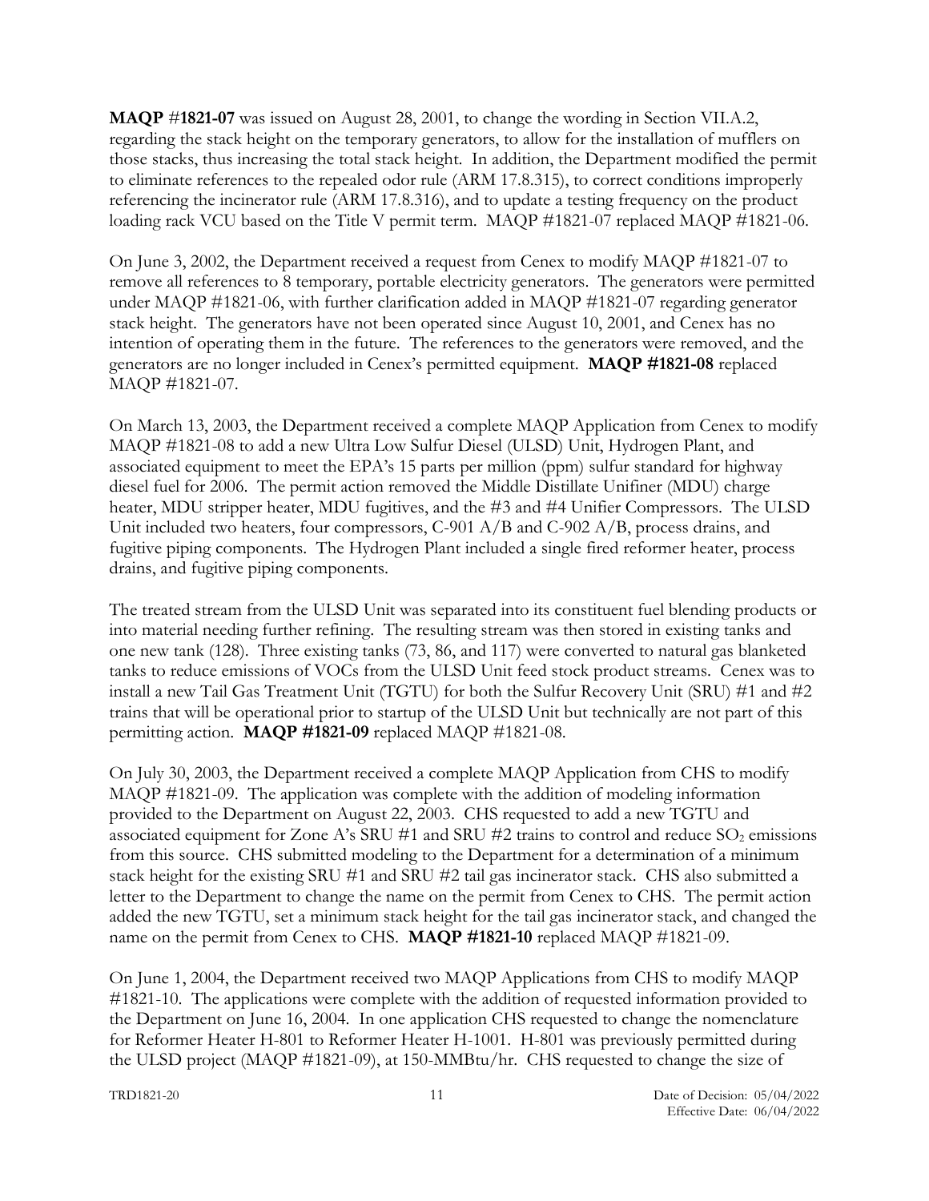**MAQP** #**1821-07** was issued on August 28, 2001, to change the wording in Section VII.A.2, regarding the stack height on the temporary generators, to allow for the installation of mufflers on those stacks, thus increasing the total stack height. In addition, the Department modified the permit to eliminate references to the repealed odor rule (ARM 17.8.315), to correct conditions improperly referencing the incinerator rule (ARM 17.8.316), and to update a testing frequency on the product loading rack VCU based on the Title V permit term. MAQP #1821-07 replaced MAQP #1821-06.

On June 3, 2002, the Department received a request from Cenex to modify MAQP #1821-07 to remove all references to 8 temporary, portable electricity generators. The generators were permitted under MAQP #1821-06, with further clarification added in MAQP #1821-07 regarding generator stack height. The generators have not been operated since August 10, 2001, and Cenex has no intention of operating them in the future. The references to the generators were removed, and the generators are no longer included in Cenex's permitted equipment. **MAQP #1821-08** replaced MAQP #1821-07.

On March 13, 2003, the Department received a complete MAQP Application from Cenex to modify MAQP #1821-08 to add a new Ultra Low Sulfur Diesel (ULSD) Unit, Hydrogen Plant, and associated equipment to meet the EPA's 15 parts per million (ppm) sulfur standard for highway diesel fuel for 2006. The permit action removed the Middle Distillate Unifiner (MDU) charge heater, MDU stripper heater, MDU fugitives, and the #3 and #4 Unifier Compressors. The ULSD Unit included two heaters, four compressors, C-901 A/B and C-902 A/B, process drains, and fugitive piping components. The Hydrogen Plant included a single fired reformer heater, process drains, and fugitive piping components.

The treated stream from the ULSD Unit was separated into its constituent fuel blending products or into material needing further refining. The resulting stream was then stored in existing tanks and one new tank (128). Three existing tanks (73, 86, and 117) were converted to natural gas blanketed tanks to reduce emissions of VOCs from the ULSD Unit feed stock product streams. Cenex was to install a new Tail Gas Treatment Unit (TGTU) for both the Sulfur Recovery Unit (SRU) #1 and #2 trains that will be operational prior to startup of the ULSD Unit but technically are not part of this permitting action. **MAQP #1821-09** replaced MAQP #1821-08.

On July 30, 2003, the Department received a complete MAQP Application from CHS to modify MAQP #1821-09. The application was complete with the addition of modeling information provided to the Department on August 22, 2003. CHS requested to add a new TGTU and associated equipment for Zone A's SRU #1 and SRU #2 trains to control and reduce $SO_2$ emissions from this source. CHS submitted modeling to the Department for a determination of a minimum stack height for the existing SRU #1 and SRU #2 tail gas incinerator stack. CHS also submitted a letter to the Department to change the name on the permit from Cenex to CHS. The permit action added the new TGTU, set a minimum stack height for the tail gas incinerator stack, and changed the name on the permit from Cenex to CHS. **MAQP #1821-10** replaced MAQP #1821-09.

On June 1, 2004, the Department received two MAQP Applications from CHS to modify MAQP #1821-10. The applications were complete with the addition of requested information provided to the Department on June 16, 2004. In one application CHS requested to change the nomenclature for Reformer Heater H-801 to Reformer Heater H-1001. H-801 was previously permitted during the ULSD project (MAQP #1821-09), at 150-MMBtu/hr. CHS requested to change the size of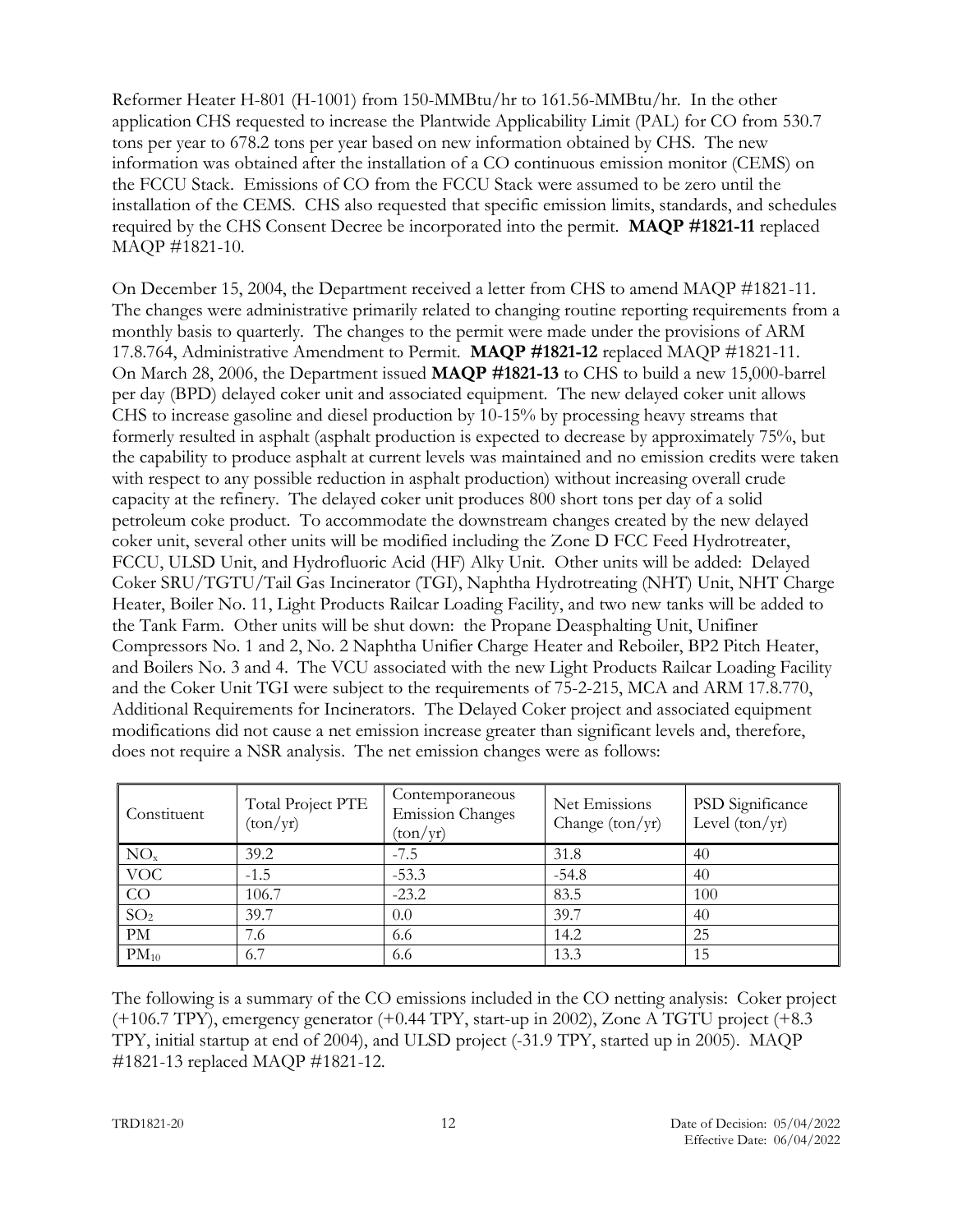Reformer Heater H-801 (H-1001) from 150-MMBtu/hr to 161.56-MMBtu/hr. In the other application CHS requested to increase the Plantwide Applicability Limit (PAL) for CO from 530.7 tons per year to 678.2 tons per year based on new information obtained by CHS. The new information was obtained after the installation of a CO continuous emission monitor (CEMS) on the FCCU Stack. Emissions of CO from the FCCU Stack were assumed to be zero until the installation of the CEMS. CHS also requested that specific emission limits, standards, and schedules required by the CHS Consent Decree be incorporated into the permit. **MAQP #1821-11** replaced MAQP #1821-10.

On December 15, 2004, the Department received a letter from CHS to amend MAQP #1821-11. The changes were administrative primarily related to changing routine reporting requirements from a monthly basis to quarterly. The changes to the permit were made under the provisions of ARM 17.8.764, Administrative Amendment to Permit. **MAQP #1821-12** replaced MAQP #1821-11. On March 28, 2006, the Department issued **MAQP #1821-13** to CHS to build a new 15,000-barrel per day (BPD) delayed coker unit and associated equipment. The new delayed coker unit allows CHS to increase gasoline and diesel production by 10-15% by processing heavy streams that formerly resulted in asphalt (asphalt production is expected to decrease by approximately 75%, but the capability to produce asphalt at current levels was maintained and no emission credits were taken with respect to any possible reduction in asphalt production) without increasing overall crude capacity at the refinery. The delayed coker unit produces 800 short tons per day of a solid petroleum coke product. To accommodate the downstream changes created by the new delayed coker unit, several other units will be modified including the Zone D FCC Feed Hydrotreater, FCCU, ULSD Unit, and Hydrofluoric Acid (HF) Alky Unit. Other units will be added: Delayed Coker SRU/TGTU/Tail Gas Incinerator (TGI), Naphtha Hydrotreating (NHT) Unit, NHT Charge Heater, Boiler No. 11, Light Products Railcar Loading Facility, and two new tanks will be added to the Tank Farm. Other units will be shut down: the Propane Deasphalting Unit, Unifiner Compressors No. 1 and 2, No. 2 Naphtha Unifier Charge Heater and Reboiler, BP2 Pitch Heater, and Boilers No. 3 and 4. The VCU associated with the new Light Products Railcar Loading Facility and the Coker Unit TGI were subject to the requirements of 75-2-215, MCA and ARM 17.8.770, Additional Requirements for Incinerators. The Delayed Coker project and associated equipment modifications did not cause a net emission increase greater than significant levels and, therefore, does not require a NSR analysis. The net emission changes were as follows:

| Constituent | Total Project PTE (ton/yr) | Contemporaneous Emission Changes (ton/yr) | Net Emissions Change (ton/yr) | PSD Significance Level (ton/yr) |
|---|---|---|---|---|
| $NO_x$ | 39.2 | -7.5 | 31.8 | 40 |
| VOC | -1.5 | -53.3 | -54.8 | 40 |
| CO | 106.7 | -23.2 | 83.5 | 100 |
| $SO_2$ | 39.7 | 0.0 | 39.7 | 40 |
| PM | 7.6 | 6.6 | 14.2 | 25 |
| $PM_{10}$ | 6.7 | 6.6 | 13.3 | 15 |

The following is a summary of the CO emissions included in the CO netting analysis: Coker project (+106.7 TPY), emergency generator (+0.44 TPY, start-up in 2002), Zone A TGTU project (+8.3 TPY, initial startup at end of 2004), and ULSD project (-31.9 TPY, started up in 2005). MAQP #1821-13 replaced MAQP #1821-12.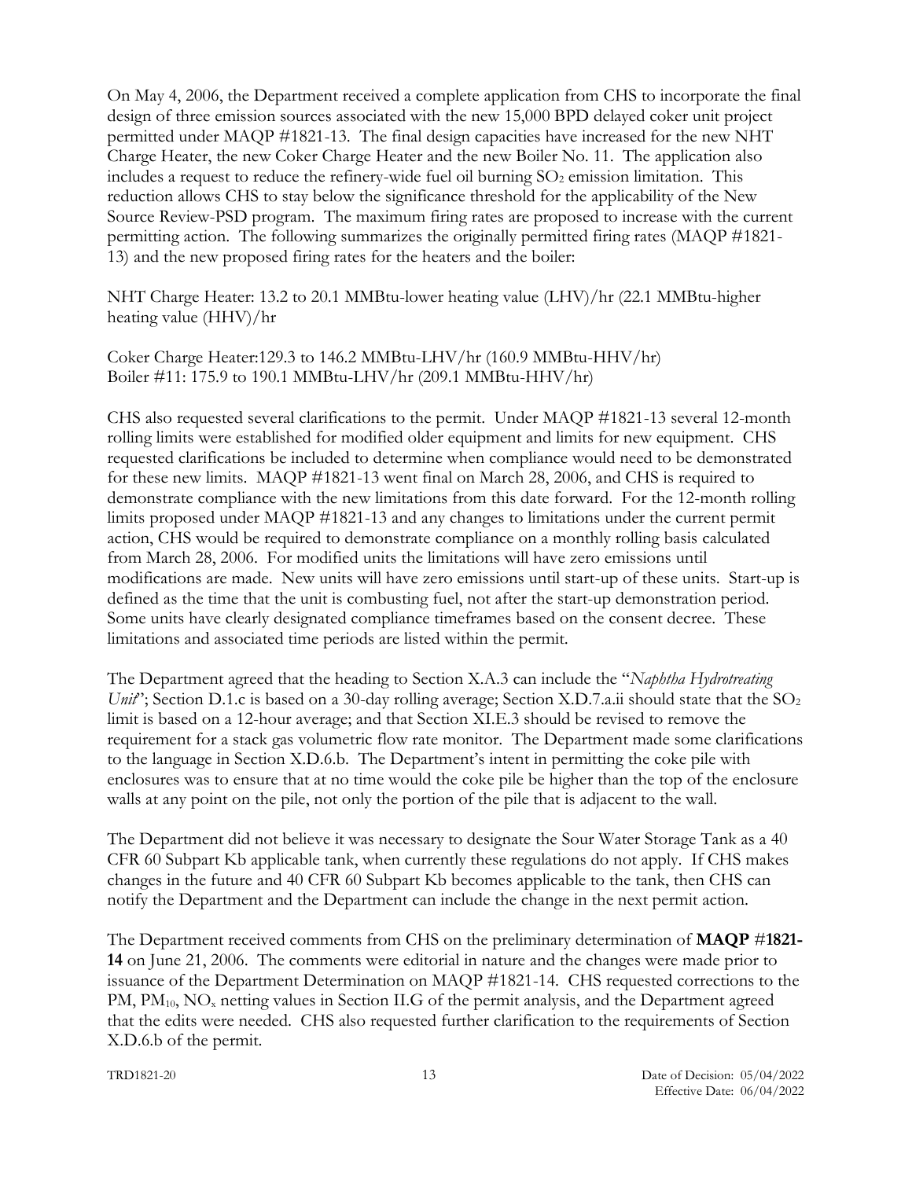On May 4, 2006, the Department received a complete application from CHS to incorporate the final design of three emission sources associated with the new 15,000 BPD delayed coker unit project permitted under MAQP #1821-13. The final design capacities have increased for the new NHT Charge Heater, the new Coker Charge Heater and the new Boiler No. 11. The application also includes a request to reduce the refinery-wide fuel oil burning $SO_2$ emission limitation. This reduction allows CHS to stay below the significance threshold for the applicability of the New Source Review-PSD program. The maximum firing rates are proposed to increase with the current permitting action. The following summarizes the originally permitted firing rates (MAQP #1821-13) and the new proposed firing rates for the heaters and the boiler:

NHT Charge Heater: 13.2 to 20.1 MMBtu-lower heating value (LHV)/hr (22.1 MMBtu-higher heating value (HHV)/hr

Coker Charge Heater:129.3 to 146.2 MMBtu-LHV/hr (160.9 MMBtu-HHV/hr)
Boiler #11: 175.9 to 190.1 MMBtu-LHV/hr (209.1 MMBtu-HHV/hr)

CHS also requested several clarifications to the permit. Under MAQP #1821-13 several 12-month rolling limits were established for modified older equipment and limits for new equipment. CHS requested clarifications be included to determine when compliance would need to be demonstrated for these new limits. MAQP #1821-13 went final on March 28, 2006, and CHS is required to demonstrate compliance with the new limitations from this date forward. For the 12-month rolling limits proposed under MAQP #1821-13 and any changes to limitations under the current permit action, CHS would be required to demonstrate compliance on a monthly rolling basis calculated from March 28, 2006. For modified units the limitations will have zero emissions until modifications are made. New units will have zero emissions until start-up of these units. Start-up is defined as the time that the unit is combusting fuel, not after the start-up demonstration period. Some units have clearly designated compliance timeframes based on the consent decree. These limitations and associated time periods are listed within the permit.

The Department agreed that the heading to Section X.A.3 can include the "*Naphtha Hydrotreating Unit*"; Section D.1.c is based on a 30-day rolling average; Section X.D.7.a.ii should state that the $SO_2$ limit is based on a 12-hour average; and that Section XI.E.3 should be revised to remove the requirement for a stack gas volumetric flow rate monitor. The Department made some clarifications to the language in Section X.D.6.b. The Department's intent in permitting the coke pile with enclosures was to ensure that at no time would the coke pile be higher than the top of the enclosure walls at any point on the pile, not only the portion of the pile that is adjacent to the wall.

The Department did not believe it was necessary to designate the Sour Water Storage Tank as a 40 CFR 60 Subpart Kb applicable tank, when currently these regulations do not apply. If CHS makes changes in the future and 40 CFR 60 Subpart Kb becomes applicable to the tank, then CHS can notify the Department and the Department can include the change in the next permit action.

The Department received comments from CHS on the preliminary determination of **MAQP #1821-14** on June 21, 2006. The comments were editorial in nature and the changes were made prior to issuance of the Department Determination on MAQP #1821-14. CHS requested corrections to the PM, $PM_{10}$, $NO_x$ netting values in Section II.G of the permit analysis, and the Department agreed that the edits were needed. CHS also requested further clarification to the requirements of Section X.D.6.b of the permit.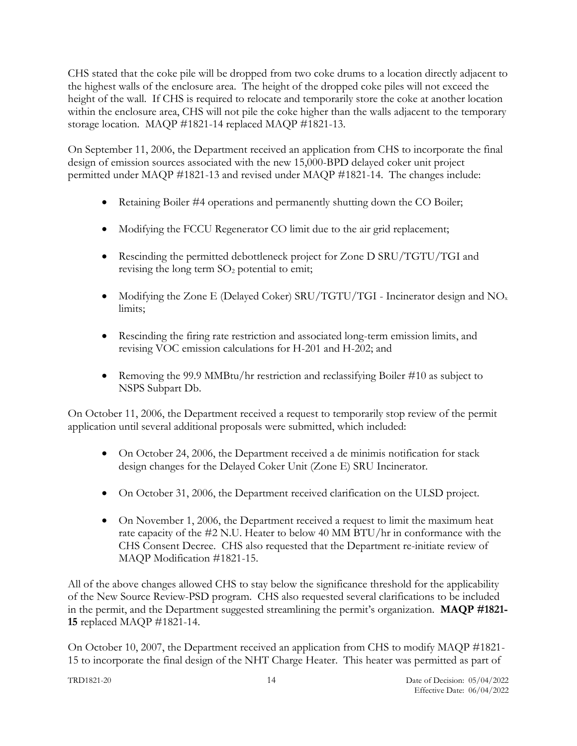CHS stated that the coke pile will be dropped from two coke drums to a location directly adjacent to the highest walls of the enclosure area. The height of the dropped coke piles will not exceed the height of the wall. If CHS is required to relocate and temporarily store the coke at another location within the enclosure area, CHS will not pile the coke higher than the walls adjacent to the temporary storage location. MAQP #1821-14 replaced MAQP #1821-13.

On September 11, 2006, the Department received an application from CHS to incorporate the final design of emission sources associated with the new 15,000-BPD delayed coker unit project permitted under MAQP #1821-13 and revised under MAQP #1821-14. The changes include:

- Retaining Boiler #4 operations and permanently shutting down the CO Boiler;
- Modifying the FCCU Regenerator CO limit due to the air grid replacement;
- Rescinding the permitted debottleneck project for Zone D SRU/TGTU/TGI and revising the long term $SO_2$ potential to emit;
- Modifying the Zone E (Delayed Coker) SRU/TGTU/TGI - Incinerator design and $NO_x$ limits;
- Rescinding the firing rate restriction and associated long-term emission limits, and revising VOC emission calculations for H-201 and H-202; and
- Removing the 99.9 MMBtu/hr restriction and reclassifying Boiler #10 as subject to NSPS Subpart Db.

On October 11, 2006, the Department received a request to temporarily stop review of the permit application until several additional proposals were submitted, which included:

- On October 24, 2006, the Department received a de minimis notification for stack design changes for the Delayed Coker Unit (Zone E) SRU Incinerator.
- On October 31, 2006, the Department received clarification on the ULSD project.
- On November 1, 2006, the Department received a request to limit the maximum heat rate capacity of the #2 N.U. Heater to below 40 MM BTU/hr in conformance with the CHS Consent Decree. CHS also requested that the Department re-initiate review of MAQP Modification #1821-15.

All of the above changes allowed CHS to stay below the significance threshold for the applicability of the New Source Review-PSD program. CHS also requested several clarifications to be included in the permit, and the Department suggested streamlining the permit's organization. **MAQP #1821-15** replaced MAQP #1821-14.

On October 10, 2007, the Department received an application from CHS to modify MAQP #1821-15 to incorporate the final design of the NHT Charge Heater. This heater was permitted as part of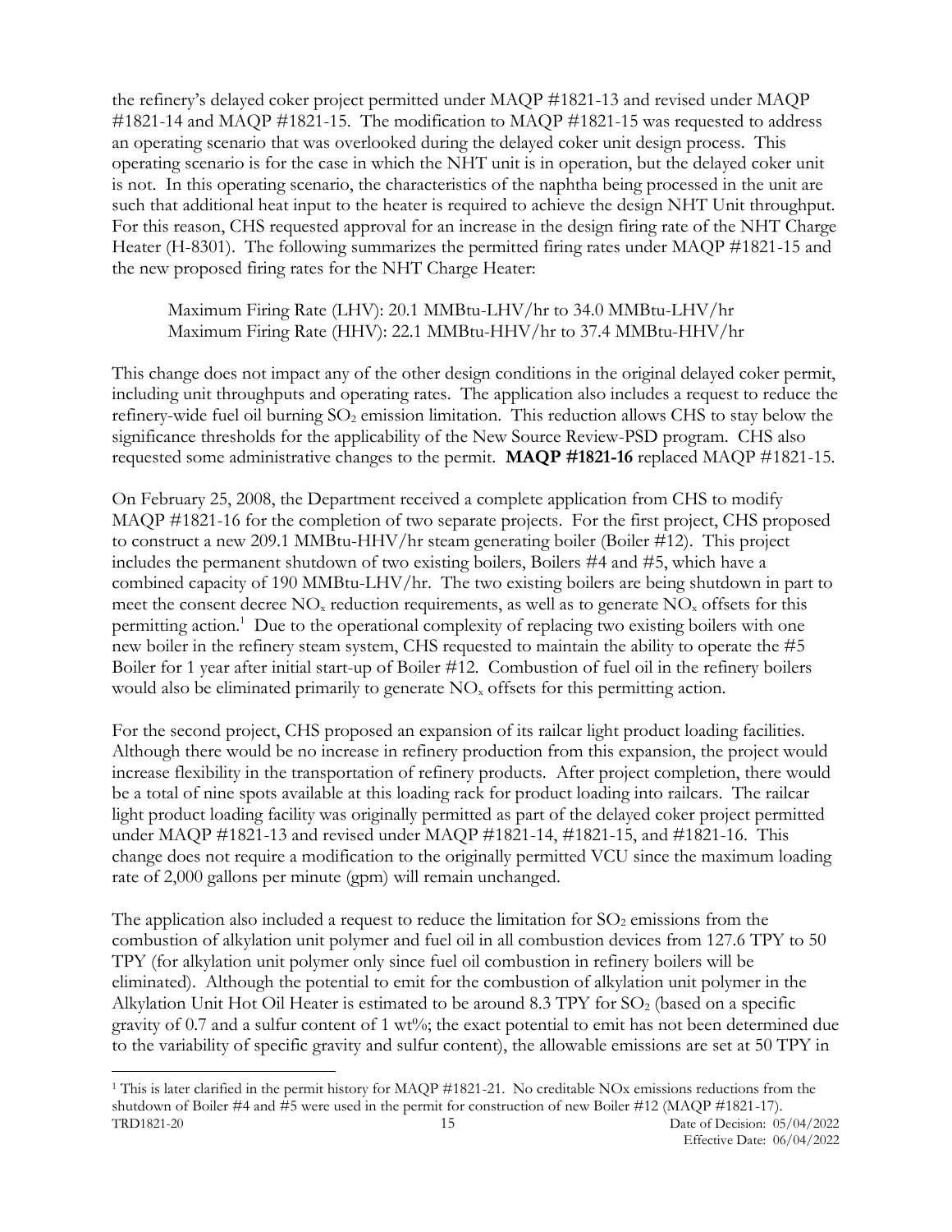the refinery's delayed coker project permitted under MAQP #1821-13 and revised under MAQP #1821-14 and MAQP #1821-15. The modification to MAQP #1821-15 was requested to address an operating scenario that was overlooked during the delayed coker unit design process. This operating scenario is for the case in which the NHT unit is in operation, but the delayed coker unit is not. In this operating scenario, the characteristics of the naphtha being processed in the unit are such that additional heat input to the heater is required to achieve the design NHT Unit throughput. For this reason, CHS requested approval for an increase in the design firing rate of the NHT Charge Heater (H-8301). The following summarizes the permitted firing rates under MAQP #1821-15 and the new proposed firing rates for the NHT Charge Heater:

Maximum Firing Rate (LHV): 20.1 MMBtu-LHV/hr to 34.0 MMBtu-LHV/hr
Maximum Firing Rate (HHV): 22.1 MMBtu-HHV/hr to 37.4 MMBtu-HHV/hr

This change does not impact any of the other design conditions in the original delayed coker permit, including unit throughputs and operating rates. The application also includes a request to reduce the refinery-wide fuel oil burning $SO_2$ emission limitation. This reduction allows CHS to stay below the significance thresholds for the applicability of the New Source Review-PSD program. CHS also requested some administrative changes to the permit. **MAQP #1821-16** replaced MAQP #1821-15.

On February 25, 2008, the Department received a complete application from CHS to modify MAQP #1821-16 for the completion of two separate projects. For the first project, CHS proposed to construct a new 209.1 MMBtu-HHV/hr steam generating boiler (Boiler #12). This project includes the permanent shutdown of two existing boilers, Boilers #4 and #5, which have a combined capacity of 190 MMBtu-LHV/hr. The two existing boilers are being shutdown in part to meet the consent decree $NO_x$ reduction requirements, as well as to generate $NO_x$ offsets for this permitting action.[1] Due to the operational complexity of replacing two existing boilers with one new boiler in the refinery steam system, CHS requested to maintain the ability to operate the #5 Boiler for 1 year after initial start-up of Boiler #12. Combustion of fuel oil in the refinery boilers would also be eliminated primarily to generate $NO_x$ offsets for this permitting action.

For the second project, CHS proposed an expansion of its railcar light product loading facilities. Although there would be no increase in refinery production from this expansion, the project would increase flexibility in the transportation of refinery products. After project completion, there would be a total of nine spots available at this loading rack for product loading into railcars. The railcar light product loading facility was originally permitted as part of the delayed coker project permitted under MAQP #1821-13 and revised under MAQP #1821-14, #1821-15, and #1821-16. This change does not require a modification to the originally permitted VCU since the maximum loading rate of 2,000 gallons per minute (gpm) will remain unchanged.

The application also included a request to reduce the limitation for $SO_2$ emissions from the combustion of alkylation unit polymer and fuel oil in all combustion devices from 127.6 TPY to 50 TPY (for alkylation unit polymer only since fuel oil combustion in refinery boilers will be eliminated). Although the potential to emit for the combustion of alkylation unit polymer in the Alkylation Unit Hot Oil Heater is estimated to be around 8.3 TPY for $SO_2$ (based on a specific gravity of 0.7 and a sulfur content of 1 wt%; the exact potential to emit has not been determined due to the variability of specific gravity and sulfur content), the allowable emissions are set at 50 TPY in

[1] This is later clarified in the permit history for MAQP #1821-21. No creditable NOx emissions reductions from the shutdown of Boiler #4 and #5 were used in the permit for construction of new Boiler #12 (MAQP #1821-17).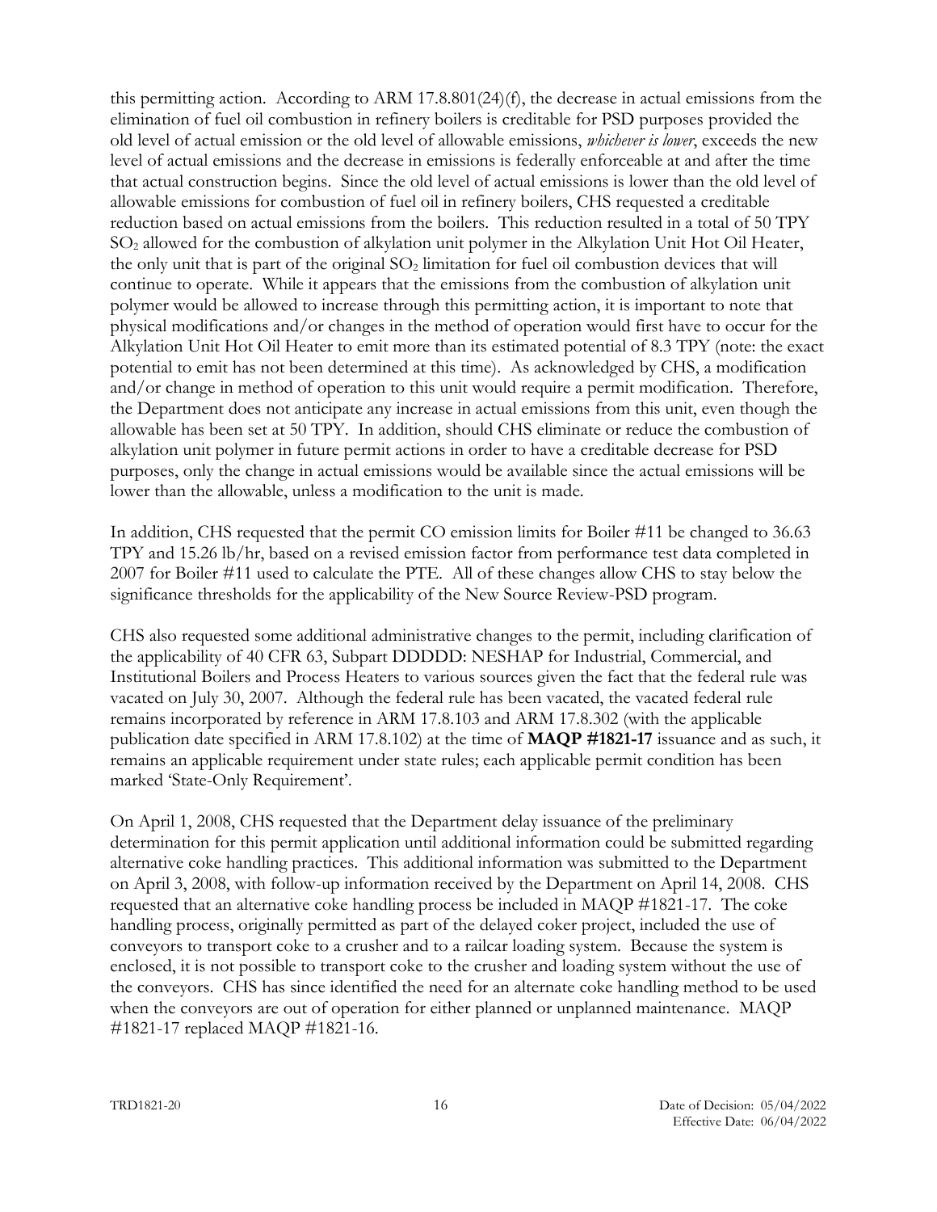this permitting action. According to ARM 17.8.801(24)(f), the decrease in actual emissions from the elimination of fuel oil combustion in refinery boilers is creditable for PSD purposes provided the old level of actual emission or the old level of allowable emissions, *whichever is lower*, exceeds the new level of actual emissions and the decrease in emissions is federally enforceable at and after the time that actual construction begins. Since the old level of actual emissions is lower than the old level of allowable emissions for combustion of fuel oil in refinery boilers, CHS requested a creditable reduction based on actual emissions from the boilers. This reduction resulted in a total of 50 TPY $SO_2$ allowed for the combustion of alkylation unit polymer in the Alkylation Unit Hot Oil Heater, the only unit that is part of the original $SO_2$ limitation for fuel oil combustion devices that will continue to operate. While it appears that the emissions from the combustion of alkylation unit polymer would be allowed to increase through this permitting action, it is important to note that physical modifications and/or changes in the method of operation would first have to occur for the Alkylation Unit Hot Oil Heater to emit more than its estimated potential of 8.3 TPY (note: the exact potential to emit has not been determined at this time). As acknowledged by CHS, a modification and/or change in method of operation to this unit would require a permit modification. Therefore, the Department does not anticipate any increase in actual emissions from this unit, even though the allowable has been set at 50 TPY. In addition, should CHS eliminate or reduce the combustion of alkylation unit polymer in future permit actions in order to have a creditable decrease for PSD purposes, only the change in actual emissions would be available since the actual emissions will be lower than the allowable, unless a modification to the unit is made.

In addition, CHS requested that the permit CO emission limits for Boiler #11 be changed to 36.63 TPY and 15.26 lb/hr, based on a revised emission factor from performance test data completed in 2007 for Boiler #11 used to calculate the PTE. All of these changes allow CHS to stay below the significance thresholds for the applicability of the New Source Review-PSD program.

CHS also requested some additional administrative changes to the permit, including clarification of the applicability of 40 CFR 63, Subpart DDDDD: NESHAP for Industrial, Commercial, and Institutional Boilers and Process Heaters to various sources given the fact that the federal rule was vacated on July 30, 2007. Although the federal rule has been vacated, the vacated federal rule remains incorporated by reference in ARM 17.8.103 and ARM 17.8.302 (with the applicable publication date specified in ARM 17.8.102) at the time of **MAQP #1821-17** issuance and as such, it remains an applicable requirement under state rules; each applicable permit condition has been marked 'State-Only Requirement'.

On April 1, 2008, CHS requested that the Department delay issuance of the preliminary determination for this permit application until additional information could be submitted regarding alternative coke handling practices. This additional information was submitted to the Department on April 3, 2008, with follow-up information received by the Department on April 14, 2008. CHS requested that an alternative coke handling process be included in MAQP #1821-17. The coke handling process, originally permitted as part of the delayed coker project, included the use of conveyors to transport coke to a crusher and to a railcar loading system. Because the system is enclosed, it is not possible to transport coke to the crusher and loading system without the use of the conveyors. CHS has since identified the need for an alternate coke handling method to be used when the conveyors are out of operation for either planned or unplanned maintenance. MAQP #1821-17 replaced MAQP #1821-16.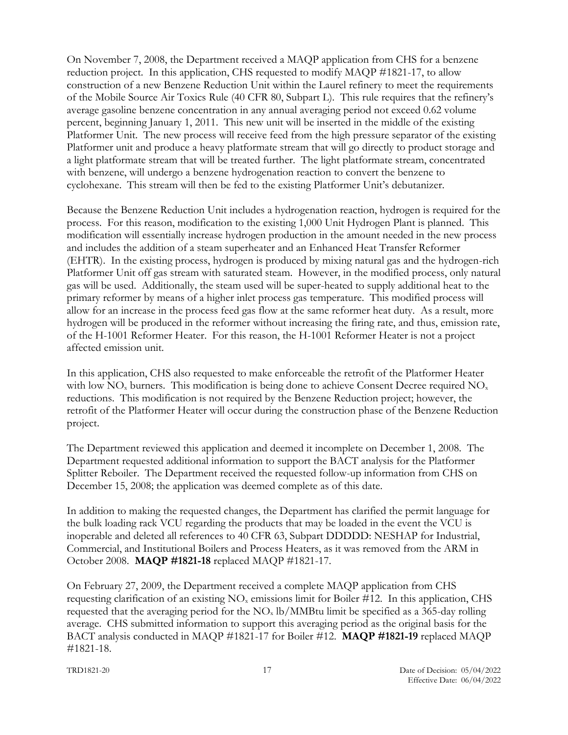On November 7, 2008, the Department received a MAQP application from CHS for a benzene reduction project. In this application, CHS requested to modify MAQP #1821-17, to allow construction of a new Benzene Reduction Unit within the Laurel refinery to meet the requirements of the Mobile Source Air Toxics Rule (40 CFR 80, Subpart L). This rule requires that the refinery's average gasoline benzene concentration in any annual averaging period not exceed 0.62 volume percent, beginning January 1, 2011. This new unit will be inserted in the middle of the existing Platformer Unit. The new process will receive feed from the high pressure separator of the existing Platformer unit and produce a heavy platformate stream that will go directly to product storage and a light platformate stream that will be treated further. The light platformate stream, concentrated with benzene, will undergo a benzene hydrogenation reaction to convert the benzene to cyclohexane. This stream will then be fed to the existing Platformer Unit's debutanizer.

Because the Benzene Reduction Unit includes a hydrogenation reaction, hydrogen is required for the process. For this reason, modification to the existing 1,000 Unit Hydrogen Plant is planned. This modification will essentially increase hydrogen production in the amount needed in the new process and includes the addition of a steam superheater and an Enhanced Heat Transfer Reformer (EHTR). In the existing process, hydrogen is produced by mixing natural gas and the hydrogen-rich Platformer Unit off gas stream with saturated steam. However, in the modified process, only natural gas will be used. Additionally, the steam used will be super-heated to supply additional heat to the primary reformer by means of a higher inlet process gas temperature. This modified process will allow for an increase in the process feed gas flow at the same reformer heat duty. As a result, more hydrogen will be produced in the reformer without increasing the firing rate, and thus, emission rate, of the H-1001 Reformer Heater. For this reason, the H-1001 Reformer Heater is not a project affected emission unit.

In this application, CHS also requested to make enforceable the retrofit of the Platformer Heater with low $NO_x$ burners. This modification is being done to achieve Consent Decree required $NO_x$ reductions. This modification is not required by the Benzene Reduction project; however, the retrofit of the Platformer Heater will occur during the construction phase of the Benzene Reduction project.

The Department reviewed this application and deemed it incomplete on December 1, 2008. The Department requested additional information to support the BACT analysis for the Platformer Splitter Reboiler. The Department received the requested follow-up information from CHS on December 15, 2008; the application was deemed complete as of this date.

In addition to making the requested changes, the Department has clarified the permit language for the bulk loading rack VCU regarding the products that may be loaded in the event the VCU is inoperable and deleted all references to 40 CFR 63, Subpart DDDDD: NESHAP for Industrial, Commercial, and Institutional Boilers and Process Heaters, as it was removed from the ARM in October 2008. **MAQP #1821-18** replaced MAQP #1821-17.

On February 27, 2009, the Department received a complete MAQP application from CHS requesting clarification of an existing $NO_x$ emissions limit for Boiler #12. In this application, CHS requested that the averaging period for the $NO_x$ lb/MMBtu limit be specified as a 365-day rolling average. CHS submitted information to support this averaging period as the original basis for the BACT analysis conducted in MAQP #1821-17 for Boiler #12. **MAQP #1821-19** replaced MAQP #1821-18.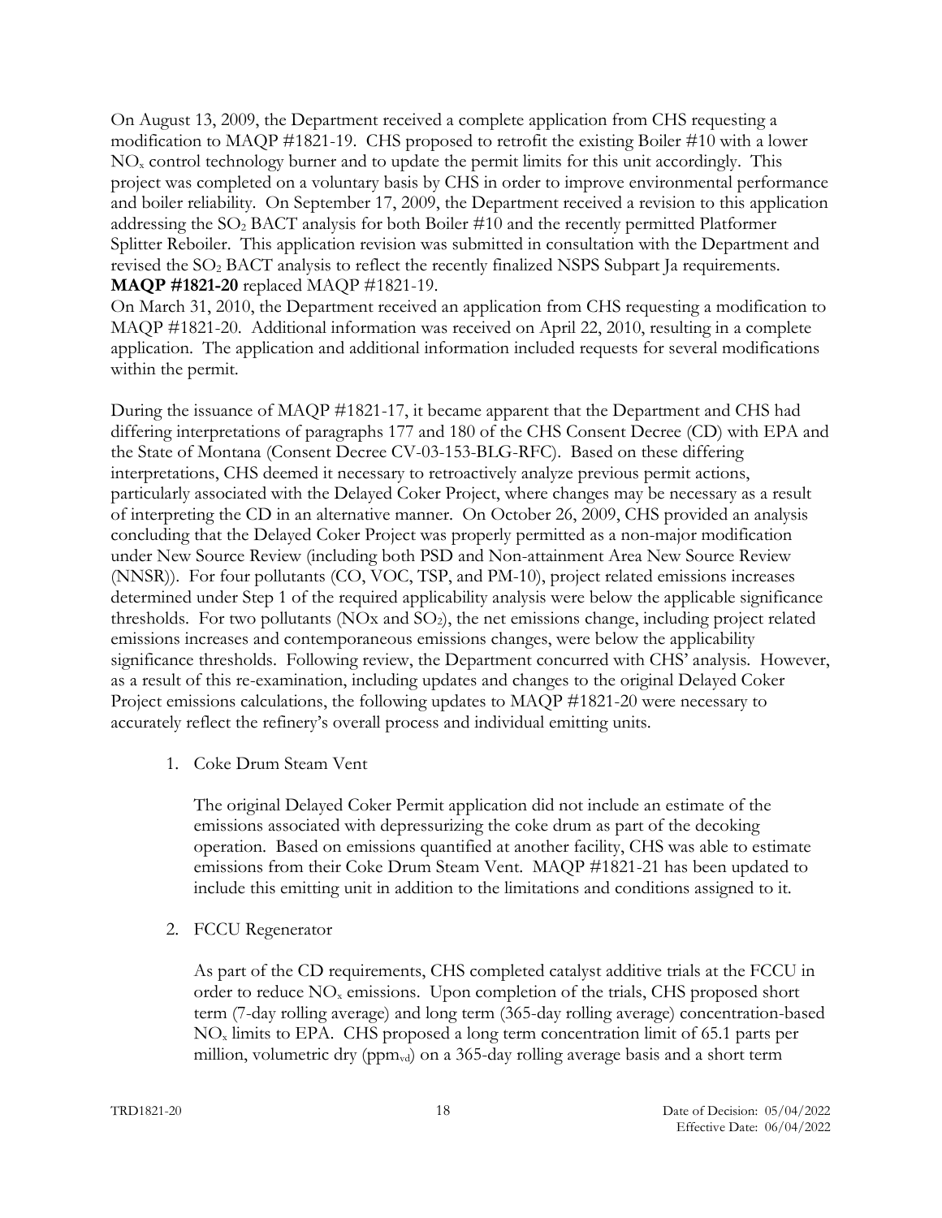On August 13, 2009, the Department received a complete application from CHS requesting a modification to MAQP #1821-19. CHS proposed to retrofit the existing Boiler #10 with a lower $NO_x$ control technology burner and to update the permit limits for this unit accordingly. This project was completed on a voluntary basis by CHS in order to improve environmental performance and boiler reliability. On September 17, 2009, the Department received a revision to this application addressing the $SO_2$ BACT analysis for both Boiler #10 and the recently permitted Platformer Splitter Reboiler. This application revision was submitted in consultation with the Department and revised the $SO_2$ BACT analysis to reflect the recently finalized NSPS Subpart Ja requirements. **MAQP #1821-20** replaced MAQP #1821-19.

On March 31, 2010, the Department received an application from CHS requesting a modification to MAQP #1821-20. Additional information was received on April 22, 2010, resulting in a complete application. The application and additional information included requests for several modifications within the permit.

During the issuance of MAQP #1821-17, it became apparent that the Department and CHS had differing interpretations of paragraphs 177 and 180 of the CHS Consent Decree (CD) with EPA and the State of Montana (Consent Decree CV-03-153-BLG-RFC). Based on these differing interpretations, CHS deemed it necessary to retroactively analyze previous permit actions, particularly associated with the Delayed Coker Project, where changes may be necessary as a result of interpreting the CD in an alternative manner. On October 26, 2009, CHS provided an analysis concluding that the Delayed Coker Project was properly permitted as a non-major modification under New Source Review (including both PSD and Non-attainment Area New Source Review (NNSR)). For four pollutants (CO, VOC, TSP, and PM-10), project related emissions increases determined under Step 1 of the required applicability analysis were below the applicable significance thresholds. For two pollutants (NOx and $SO_2$), the net emissions change, including project related emissions increases and contemporaneous emissions changes, were below the applicability significance thresholds. Following review, the Department concurred with CHS' analysis. However, as a result of this re-examination, including updates and changes to the original Delayed Coker Project emissions calculations, the following updates to MAQP #1821-20 were necessary to accurately reflect the refinery's overall process and individual emitting units.

1. Coke Drum Steam Vent

   The original Delayed Coker Permit application did not include an estimate of the emissions associated with depressurizing the coke drum as part of the decoking operation. Based on emissions quantified at another facility, CHS was able to estimate emissions from their Coke Drum Steam Vent. MAQP #1821-21 has been updated to include this emitting unit in addition to the limitations and conditions assigned to it.

2. FCCU Regenerator

   As part of the CD requirements, CHS completed catalyst additive trials at the FCCU in order to reduce $NO_x$ emissions. Upon completion of the trials, CHS proposed short term (7-day rolling average) and long term (365-day rolling average) concentration-based $NO_x$ limits to EPA. CHS proposed a long term concentration limit of 65.1 parts per million, volumetric dry ($ppm_{vd}$) on a 365-day rolling average basis and a short term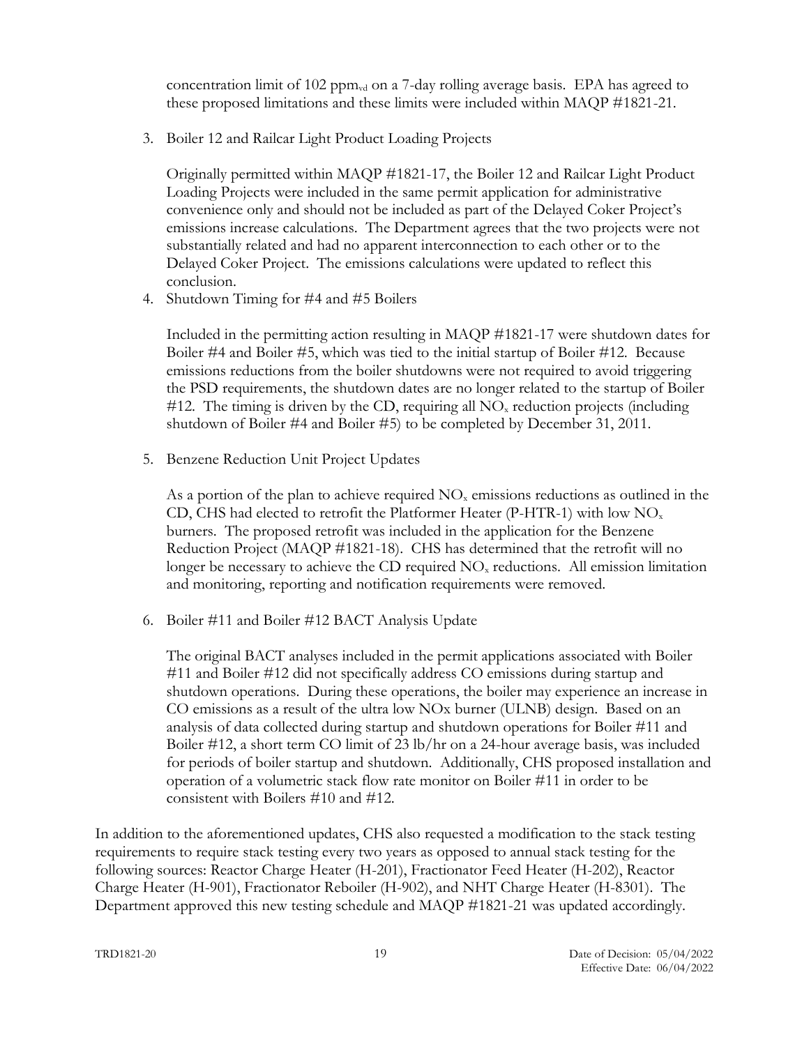concentration limit of 102 $ppm_{vd}$ on a 7-day rolling average basis. EPA has agreed to these proposed limitations and these limits were included within MAQP #1821-21.

3. Boiler 12 and Railcar Light Product Loading Projects

   Originally permitted within MAQP #1821-17, the Boiler 12 and Railcar Light Product Loading Projects were included in the same permit application for administrative convenience only and should not be included as part of the Delayed Coker Project's emissions increase calculations. The Department agrees that the two projects were not substantially related and had no apparent interconnection to each other or to the Delayed Coker Project. The emissions calculations were updated to reflect this conclusion.

4. Shutdown Timing for #4 and #5 Boilers

   Included in the permitting action resulting in MAQP #1821-17 were shutdown dates for Boiler #4 and Boiler #5, which was tied to the initial startup of Boiler #12. Because emissions reductions from the boiler shutdowns were not required to avoid triggering the PSD requirements, the shutdown dates are no longer related to the startup of Boiler #12. The timing is driven by the CD, requiring all $NO_x$ reduction projects (including shutdown of Boiler #4 and Boiler #5) to be completed by December 31, 2011.

5. Benzene Reduction Unit Project Updates

   As a portion of the plan to achieve required $NO_x$ emissions reductions as outlined in the CD, CHS had elected to retrofit the Platformer Heater (P-HTR-1) with low $NO_x$ burners. The proposed retrofit was included in the application for the Benzene Reduction Project (MAQP #1821-18). CHS has determined that the retrofit will no longer be necessary to achieve the CD required $NO_x$ reductions. All emission limitation and monitoring, reporting and notification requirements were removed.

6. Boiler #11 and Boiler #12 BACT Analysis Update

   The original BACT analyses included in the permit applications associated with Boiler #11 and Boiler #12 did not specifically address CO emissions during startup and shutdown operations. During these operations, the boiler may experience an increase in CO emissions as a result of the ultra low NOx burner (ULNB) design. Based on an analysis of data collected during startup and shutdown operations for Boiler #11 and Boiler #12, a short term CO limit of 23 lb/hr on a 24-hour average basis, was included for periods of boiler startup and shutdown. Additionally, CHS proposed installation and operation of a volumetric stack flow rate monitor on Boiler #11 in order to be consistent with Boilers #10 and #12.

In addition to the aforementioned updates, CHS also requested a modification to the stack testing requirements to require stack testing every two years as opposed to annual stack testing for the following sources: Reactor Charge Heater (H-201), Fractionator Feed Heater (H-202), Reactor Charge Heater (H-901), Fractionator Reboiler (H-902), and NHT Charge Heater (H-8301). The Department approved this new testing schedule and MAQP #1821-21 was updated accordingly.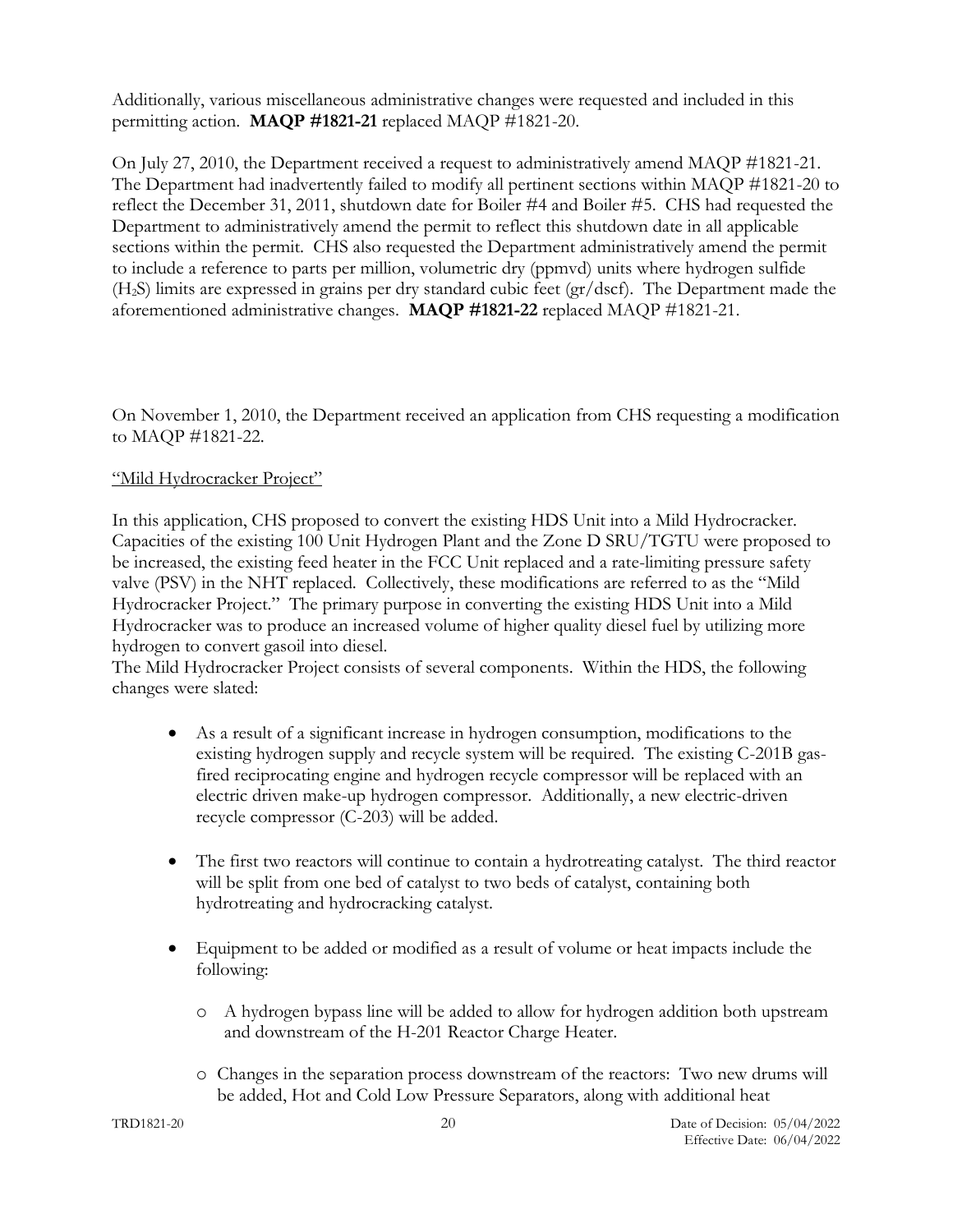Additionally, various miscellaneous administrative changes were requested and included in this permitting action. **MAQP #1821-21** replaced MAQP #1821-20.

On July 27, 2010, the Department received a request to administratively amend MAQP #1821-21. The Department had inadvertently failed to modify all pertinent sections within MAQP #1821-20 to reflect the December 31, 2011, shutdown date for Boiler #4 and Boiler #5. CHS had requested the Department to administratively amend the permit to reflect this shutdown date in all applicable sections within the permit. CHS also requested the Department administratively amend the permit to include a reference to parts per million, volumetric dry (ppmvd) units where hydrogen sulfide ($H_2S$) limits are expressed in grains per dry standard cubic feet (gr/dscf). The Department made the aforementioned administrative changes. **MAQP #1821-22** replaced MAQP #1821-21.

On November 1, 2010, the Department received an application from CHS requesting a modification to MAQP #1821-22.

<u>"Mild Hydrocracker Project"</u>

In this application, CHS proposed to convert the existing HDS Unit into a Mild Hydrocracker. Capacities of the existing 100 Unit Hydrogen Plant and the Zone D SRU/TGTU were proposed to be increased, the existing feed heater in the FCC Unit replaced and a rate-limiting pressure safety valve (PSV) in the NHT replaced. Collectively, these modifications are referred to as the "Mild Hydrocracker Project." The primary purpose in converting the existing HDS Unit into a Mild Hydrocracker was to produce an increased volume of higher quality diesel fuel by utilizing more hydrogen to convert gasoil into diesel.
The Mild Hydrocracker Project consists of several components. Within the HDS, the following changes were slated:

- As a result of a significant increase in hydrogen consumption, modifications to the existing hydrogen supply and recycle system will be required. The existing C-201B gas-fired reciprocating engine and hydrogen recycle compressor will be replaced with an electric driven make-up hydrogen compressor. Additionally, a new electric-driven recycle compressor (C-203) will be added.

- The first two reactors will continue to contain a hydrotreating catalyst. The third reactor will be split from one bed of catalyst to two beds of catalyst, containing both hydrotreating and hydrocracking catalyst.

- Equipment to be added or modified as a result of volume or heat impacts include the following:

    - A hydrogen bypass line will be added to allow for hydrogen addition both upstream and downstream of the H-201 Reactor Charge Heater.

    - Changes in the separation process downstream of the reactors: Two new drums will be added, Hot and Cold Low Pressure Separators, along with additional heat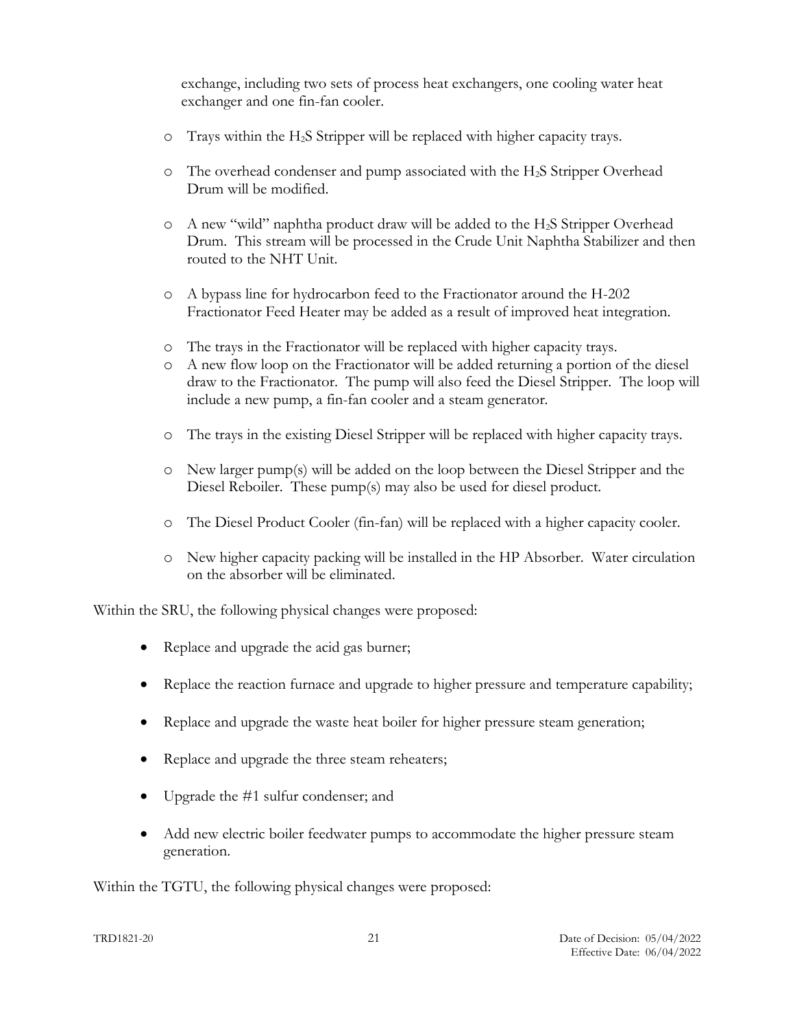exchange, including two sets of process heat exchangers, one cooling water heat exchanger and one fin-fan cooler.

- o Trays within the $H_2S$ Stripper will be replaced with higher capacity trays.
- o The overhead condenser and pump associated with the $H_2S$ Stripper Overhead Drum will be modified.
- o A new "wild" naphtha product draw will be added to the $H_2S$ Stripper Overhead Drum. This stream will be processed in the Crude Unit Naphtha Stabilizer and then routed to the NHT Unit.
- o A bypass line for hydrocarbon feed to the Fractionator around the H-202 Fractionator Feed Heater may be added as a result of improved heat integration.
- o The trays in the Fractionator will be replaced with higher capacity trays.
- o A new flow loop on the Fractionator will be added returning a portion of the diesel draw to the Fractionator. The pump will also feed the Diesel Stripper. The loop will include a new pump, a fin-fan cooler and a steam generator.
- o The trays in the existing Diesel Stripper will be replaced with higher capacity trays.
- o New larger pump(s) will be added on the loop between the Diesel Stripper and the Diesel Reboiler. These pump(s) may also be used for diesel product.
- o The Diesel Product Cooler (fin-fan) will be replaced with a higher capacity cooler.
- o New higher capacity packing will be installed in the HP Absorber. Water circulation on the absorber will be eliminated.

Within the SRU, the following physical changes were proposed:

- Replace and upgrade the acid gas burner;
- Replace the reaction furnace and upgrade to higher pressure and temperature capability;
- Replace and upgrade the waste heat boiler for higher pressure steam generation;
- Replace and upgrade the three steam reheaters;
- Upgrade the #1 sulfur condenser; and
- Add new electric boiler feedwater pumps to accommodate the higher pressure steam generation.

Within the TGTU, the following physical changes were proposed: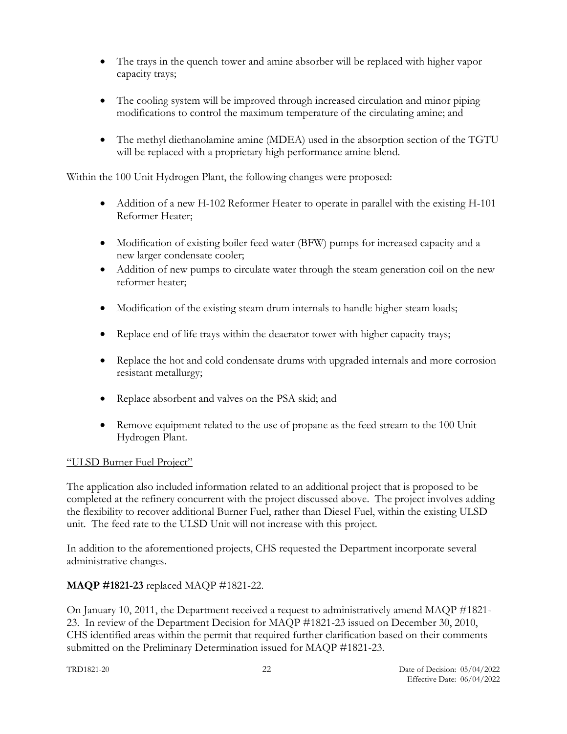- The trays in the quench tower and amine absorber will be replaced with higher vapor capacity trays;

- The cooling system will be improved through increased circulation and minor piping modifications to control the maximum temperature of the circulating amine; and

- The methyl diethanolamine amine (MDEA) used in the absorption section of the TGTU will be replaced with a proprietary high performance amine blend.

Within the 100 Unit Hydrogen Plant, the following changes were proposed:

- Addition of a new H-102 Reformer Heater to operate in parallel with the existing H-101 Reformer Heater;

- Modification of existing boiler feed water (BFW) pumps for increased capacity and a new larger condensate cooler;
- Addition of new pumps to circulate water through the steam generation coil on the new reformer heater;

- Modification of the existing steam drum internals to handle higher steam loads;

- Replace end of life trays within the deaerator tower with higher capacity trays;

- Replace the hot and cold condensate drums with upgraded internals and more corrosion resistant metallurgy;

- Replace absorbent and valves on the PSA skid; and

- Remove equipment related to the use of propane as the feed stream to the 100 Unit Hydrogen Plant.

<u>"ULSD Burner Fuel Project"</u>

The application also included information related to an additional project that is proposed to be completed at the refinery concurrent with the project discussed above. The project involves adding the flexibility to recover additional Burner Fuel, rather than Diesel Fuel, within the existing ULSD unit. The feed rate to the ULSD Unit will not increase with this project.

In addition to the aforementioned projects, CHS requested the Department incorporate several administrative changes.

**MAQP #1821-23** replaced MAQP #1821-22.

On January 10, 2011, the Department received a request to administratively amend MAQP #1821-23. In review of the Department Decision for MAQP #1821-23 issued on December 30, 2010, CHS identified areas within the permit that required further clarification based on their comments submitted on the Preliminary Determination issued for MAQP #1821-23.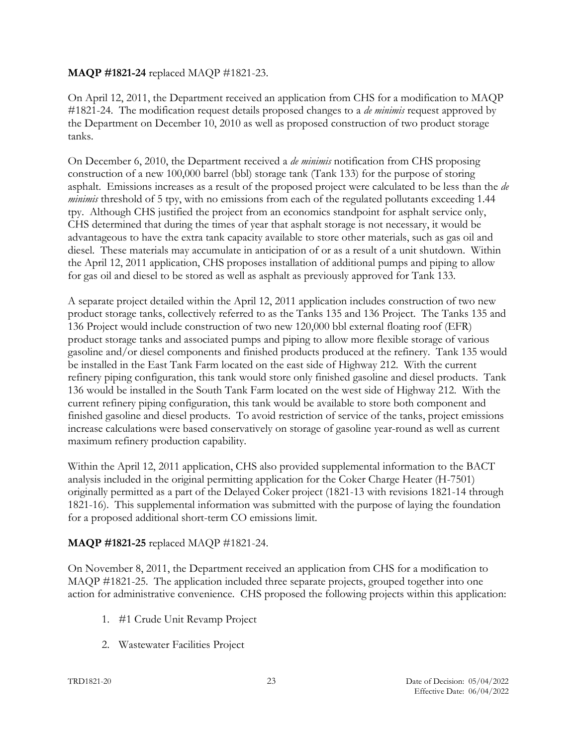**MAQP #1821-24** replaced MAQP #1821-23.

On April 12, 2011, the Department received an application from CHS for a modification to MAQP #1821-24. The modification request details proposed changes to a *de minimis* request approved by the Department on December 10, 2010 as well as proposed construction of two product storage tanks.

On December 6, 2010, the Department received a *de minimis* notification from CHS proposing construction of a new 100,000 barrel (bbl) storage tank (Tank 133) for the purpose of storing asphalt. Emissions increases as a result of the proposed project were calculated to be less than the *de minimis* threshold of 5 tpy, with no emissions from each of the regulated pollutants exceeding 1.44 tpy. Although CHS justified the project from an economics standpoint for asphalt service only, CHS determined that during the times of year that asphalt storage is not necessary, it would be advantageous to have the extra tank capacity available to store other materials, such as gas oil and diesel. These materials may accumulate in anticipation of or as a result of a unit shutdown. Within the April 12, 2011 application, CHS proposes installation of additional pumps and piping to allow for gas oil and diesel to be stored as well as asphalt as previously approved for Tank 133.

A separate project detailed within the April 12, 2011 application includes construction of two new product storage tanks, collectively referred to as the Tanks 135 and 136 Project. The Tanks 135 and 136 Project would include construction of two new 120,000 bbl external floating roof (EFR) product storage tanks and associated pumps and piping to allow more flexible storage of various gasoline and/or diesel components and finished products produced at the refinery. Tank 135 would be installed in the East Tank Farm located on the east side of Highway 212. With the current refinery piping configuration, this tank would store only finished gasoline and diesel products. Tank 136 would be installed in the South Tank Farm located on the west side of Highway 212. With the current refinery piping configuration, this tank would be available to store both component and finished gasoline and diesel products. To avoid restriction of service of the tanks, project emissions increase calculations were based conservatively on storage of gasoline year-round as well as current maximum refinery production capability.

Within the April 12, 2011 application, CHS also provided supplemental information to the BACT analysis included in the original permitting application for the Coker Charge Heater (H-7501) originally permitted as a part of the Delayed Coker project (1821-13 with revisions 1821-14 through 1821-16). This supplemental information was submitted with the purpose of laying the foundation for a proposed additional short-term CO emissions limit.

**MAQP #1821-25** replaced MAQP #1821-24.

On November 8, 2011, the Department received an application from CHS for a modification to MAQP #1821-25. The application included three separate projects, grouped together into one action for administrative convenience. CHS proposed the following projects within this application:

1. #1 Crude Unit Revamp Project
2. Wastewater Facilities Project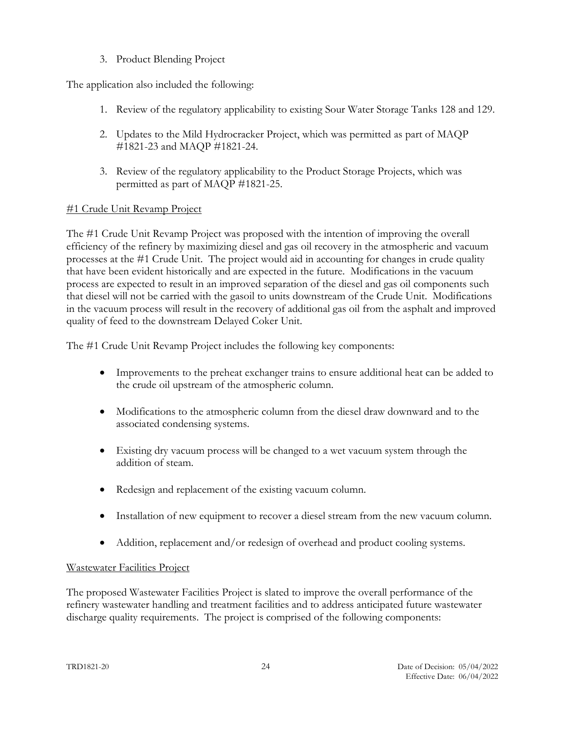3. Product Blending Project

The application also included the following:

1. Review of the regulatory applicability to existing Sour Water Storage Tanks 128 and 129.

2. Updates to the Mild Hydrocracker Project, which was permitted as part of MAQP #1821-23 and MAQP #1821-24.

3. Review of the regulatory applicability to the Product Storage Projects, which was permitted as part of MAQP #1821-25.

<u>#1 Crude Unit Revamp Project</u>

The #1 Crude Unit Revamp Project was proposed with the intention of improving the overall efficiency of the refinery by maximizing diesel and gas oil recovery in the atmospheric and vacuum processes at the #1 Crude Unit. The project would aid in accounting for changes in crude quality that have been evident historically and are expected in the future. Modifications in the vacuum process are expected to result in an improved separation of the diesel and gas oil components such that diesel will not be carried with the gasoil to units downstream of the Crude Unit. Modifications in the vacuum process will result in the recovery of additional gas oil from the asphalt and improved quality of feed to the downstream Delayed Coker Unit.

The #1 Crude Unit Revamp Project includes the following key components:

- Improvements to the preheat exchanger trains to ensure additional heat can be added to the crude oil upstream of the atmospheric column.
- Modifications to the atmospheric column from the diesel draw downward and to the associated condensing systems.
- Existing dry vacuum process will be changed to a wet vacuum system through the addition of steam.
- Redesign and replacement of the existing vacuum column.
- Installation of new equipment to recover a diesel stream from the new vacuum column.
- Addition, replacement and/or redesign of overhead and product cooling systems.

<u>Wastewater Facilities Project</u>

The proposed Wastewater Facilities Project is slated to improve the overall performance of the refinery wastewater handling and treatment facilities and to address anticipated future wastewater discharge quality requirements. The project is comprised of the following components: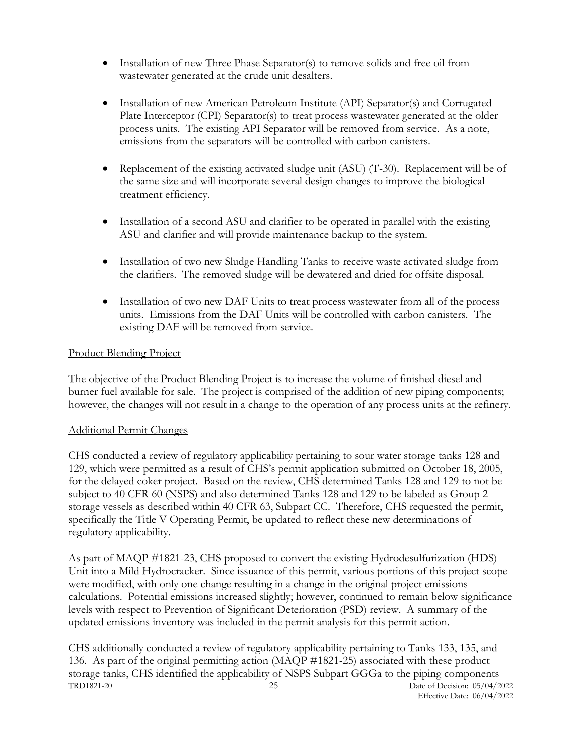- Installation of new Three Phase Separator(s) to remove solids and free oil from wastewater generated at the crude unit desalters.

- Installation of new American Petroleum Institute (API) Separator(s) and Corrugated Plate Interceptor (CPI) Separator(s) to treat process wastewater generated at the older process units. The existing API Separator will be removed from service. As a note, emissions from the separators will be controlled with carbon canisters.

- Replacement of the existing activated sludge unit (ASU) (T-30). Replacement will be of the same size and will incorporate several design changes to improve the biological treatment efficiency.

- Installation of a second ASU and clarifier to be operated in parallel with the existing ASU and clarifier and will provide maintenance backup to the system.

- Installation of two new Sludge Handling Tanks to receive waste activated sludge from the clarifiers. The removed sludge will be dewatered and dried for offsite disposal.

- Installation of two new DAF Units to treat process wastewater from all of the process units. Emissions from the DAF Units will be controlled with carbon canisters. The existing DAF will be removed from service.

Product Blending Project

The objective of the Product Blending Project is to increase the volume of finished diesel and burner fuel available for sale. The project is comprised of the addition of new piping components; however, the changes will not result in a change to the operation of any process units at the refinery.

Additional Permit Changes

CHS conducted a review of regulatory applicability pertaining to sour water storage tanks 128 and 129, which were permitted as a result of CHS's permit application submitted on October 18, 2005, for the delayed coker project. Based on the review, CHS determined Tanks 128 and 129 to not be subject to 40 CFR 60 (NSPS) and also determined Tanks 128 and 129 to be labeled as Group 2 storage vessels as described within 40 CFR 63, Subpart CC. Therefore, CHS requested the permit, specifically the Title V Operating Permit, be updated to reflect these new determinations of regulatory applicability.

As part of MAQP #1821-23, CHS proposed to convert the existing Hydrodesulfurization (HDS) Unit into a Mild Hydrocracker. Since issuance of this permit, various portions of this project scope were modified, with only one change resulting in a change in the original project emissions calculations. Potential emissions increased slightly; however, continued to remain below significance levels with respect to Prevention of Significant Deterioration (PSD) review. A summary of the updated emissions inventory was included in the permit analysis for this permit action.

CHS additionally conducted a review of regulatory applicability pertaining to Tanks 133, 135, and 136. As part of the original permitting action (MAQP #1821-25) associated with these product storage tanks, CHS identified the applicability of NSPS Subpart GGGa to the piping components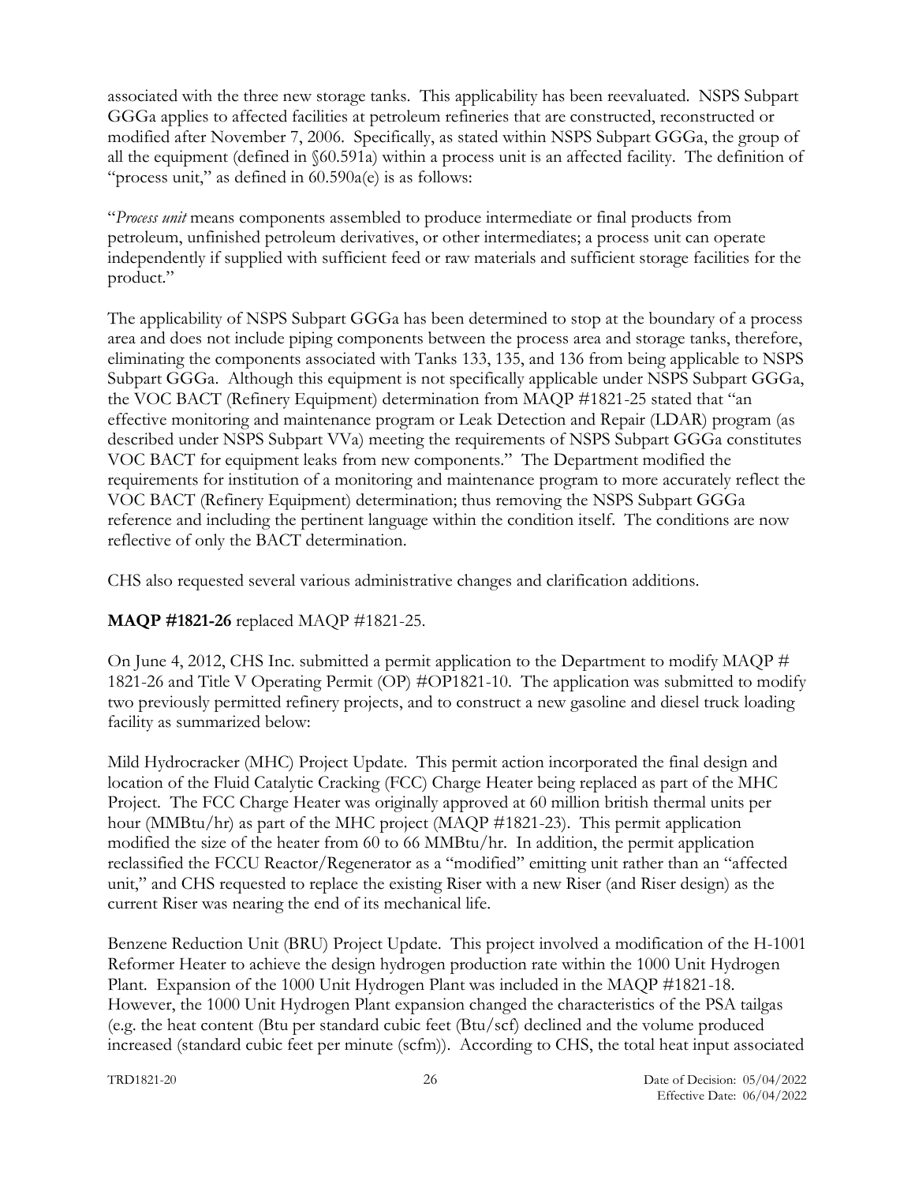associated with the three new storage tanks. This applicability has been reevaluated. NSPS Subpart GGGa applies to affected facilities at petroleum refineries that are constructed, reconstructed or modified after November 7, 2006. Specifically, as stated within NSPS Subpart GGGa, the group of all the equipment (defined in §60.591a) within a process unit is an affected facility. The definition of "process unit," as defined in 60.590a(e) is as follows:

"*Process unit* means components assembled to produce intermediate or final products from petroleum, unfinished petroleum derivatives, or other intermediates; a process unit can operate independently if supplied with sufficient feed or raw materials and sufficient storage facilities for the product."

The applicability of NSPS Subpart GGGa has been determined to stop at the boundary of a process area and does not include piping components between the process area and storage tanks, therefore, eliminating the components associated with Tanks 133, 135, and 136 from being applicable to NSPS Subpart GGGa. Although this equipment is not specifically applicable under NSPS Subpart GGGa, the VOC BACT (Refinery Equipment) determination from MAQP #1821-25 stated that "an effective monitoring and maintenance program or Leak Detection and Repair (LDAR) program (as described under NSPS Subpart VVa) meeting the requirements of NSPS Subpart GGGa constitutes VOC BACT for equipment leaks from new components." The Department modified the requirements for institution of a monitoring and maintenance program to more accurately reflect the VOC BACT (Refinery Equipment) determination; thus removing the NSPS Subpart GGGa reference and including the pertinent language within the condition itself. The conditions are now reflective of only the BACT determination.

CHS also requested several various administrative changes and clarification additions.

**MAQP #1821-26** replaced MAQP #1821-25.

On June 4, 2012, CHS Inc. submitted a permit application to the Department to modify MAQP # 1821-26 and Title V Operating Permit (OP) #OP1821-10. The application was submitted to modify two previously permitted refinery projects, and to construct a new gasoline and diesel truck loading facility as summarized below:

Mild Hydrocracker (MHC) Project Update. This permit action incorporated the final design and location of the Fluid Catalytic Cracking (FCC) Charge Heater being replaced as part of the MHC Project. The FCC Charge Heater was originally approved at 60 million british thermal units per hour (MMBtu/hr) as part of the MHC project (MAQP #1821-23). This permit application modified the size of the heater from 60 to 66 MMBtu/hr. In addition, the permit application reclassified the FCCU Reactor/Regenerator as a "modified" emitting unit rather than an "affected unit," and CHS requested to replace the existing Riser with a new Riser (and Riser design) as the current Riser was nearing the end of its mechanical life.

Benzene Reduction Unit (BRU) Project Update. This project involved a modification of the H-1001 Reformer Heater to achieve the design hydrogen production rate within the 1000 Unit Hydrogen Plant. Expansion of the 1000 Unit Hydrogen Plant was included in the MAQP #1821-18. However, the 1000 Unit Hydrogen Plant expansion changed the characteristics of the PSA tailgas (e.g. the heat content (Btu per standard cubic feet (Btu/scf) declined and the volume produced increased (standard cubic feet per minute (scfm)). According to CHS, the total heat input associated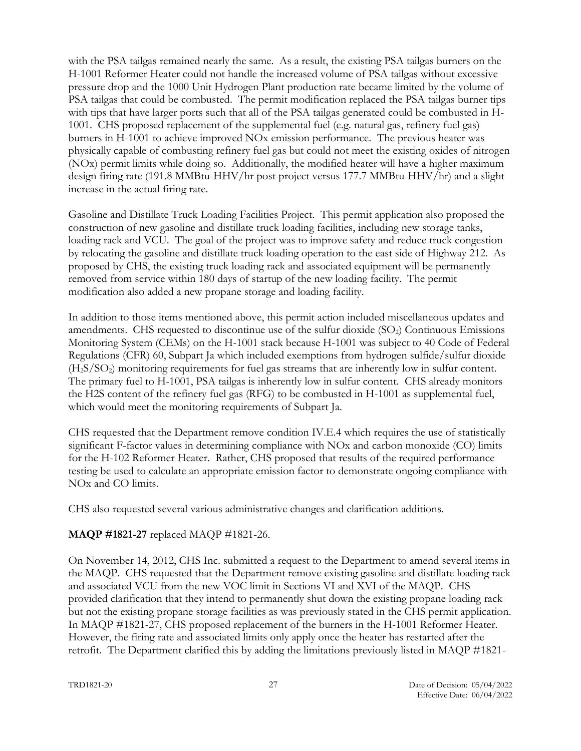with the PSA tailgas remained nearly the same. As a result, the existing PSA tailgas burners on the H-1001 Reformer Heater could not handle the increased volume of PSA tailgas without excessive pressure drop and the 1000 Unit Hydrogen Plant production rate became limited by the volume of PSA tailgas that could be combusted. The permit modification replaced the PSA tailgas burner tips with tips that have larger ports such that all of the PSA tailgas generated could be combusted in H-1001. CHS proposed replacement of the supplemental fuel (e.g. natural gas, refinery fuel gas) burners in H-1001 to achieve improved NOx emission performance. The previous heater was physically capable of combusting refinery fuel gas but could not meet the existing oxides of nitrogen (NOx) permit limits while doing so. Additionally, the modified heater will have a higher maximum design firing rate (191.8 MMBtu-HHV/hr post project versus 177.7 MMBtu-HHV/hr) and a slight increase in the actual firing rate.

Gasoline and Distillate Truck Loading Facilities Project. This permit application also proposed the construction of new gasoline and distillate truck loading facilities, including new storage tanks, loading rack and VCU. The goal of the project was to improve safety and reduce truck congestion by relocating the gasoline and distillate truck loading operation to the east side of Highway 212. As proposed by CHS, the existing truck loading rack and associated equipment will be permanently removed from service within 180 days of startup of the new loading facility. The permit modification also added a new propane storage and loading facility.

In addition to those items mentioned above, this permit action included miscellaneous updates and amendments. CHS requested to discontinue use of the sulfur dioxide ($SO_2$) Continuous Emissions Monitoring System (CEMs) on the H-1001 stack because H-1001 was subject to 40 Code of Federal Regulations (CFR) 60, Subpart Ja which included exemptions from hydrogen sulfide/sulfur dioxide ($H_2S/SO_2$) monitoring requirements for fuel gas streams that are inherently low in sulfur content. The primary fuel to H-1001, PSA tailgas is inherently low in sulfur content. CHS already monitors the H2S content of the refinery fuel gas (RFG) to be combusted in H-1001 as supplemental fuel, which would meet the monitoring requirements of Subpart Ja.

CHS requested that the Department remove condition IV.E.4 which requires the use of statistically significant F-factor values in determining compliance with NOx and carbon monoxide (CO) limits for the H-102 Reformer Heater. Rather, CHS proposed that results of the required performance testing be used to calculate an appropriate emission factor to demonstrate ongoing compliance with NOx and CO limits.

CHS also requested several various administrative changes and clarification additions.

**MAQP #1821-27** replaced MAQP #1821-26.

On November 14, 2012, CHS Inc. submitted a request to the Department to amend several items in the MAQP. CHS requested that the Department remove existing gasoline and distillate loading rack and associated VCU from the new VOC limit in Sections VI and XVI of the MAQP. CHS provided clarification that they intend to permanently shut down the existing propane loading rack but not the existing propane storage facilities as was previously stated in the CHS permit application. In MAQP #1821-27, CHS proposed replacement of the burners in the H-1001 Reformer Heater. However, the firing rate and associated limits only apply once the heater has restarted after the retrofit. The Department clarified this by adding the limitations previously listed in MAQP #1821-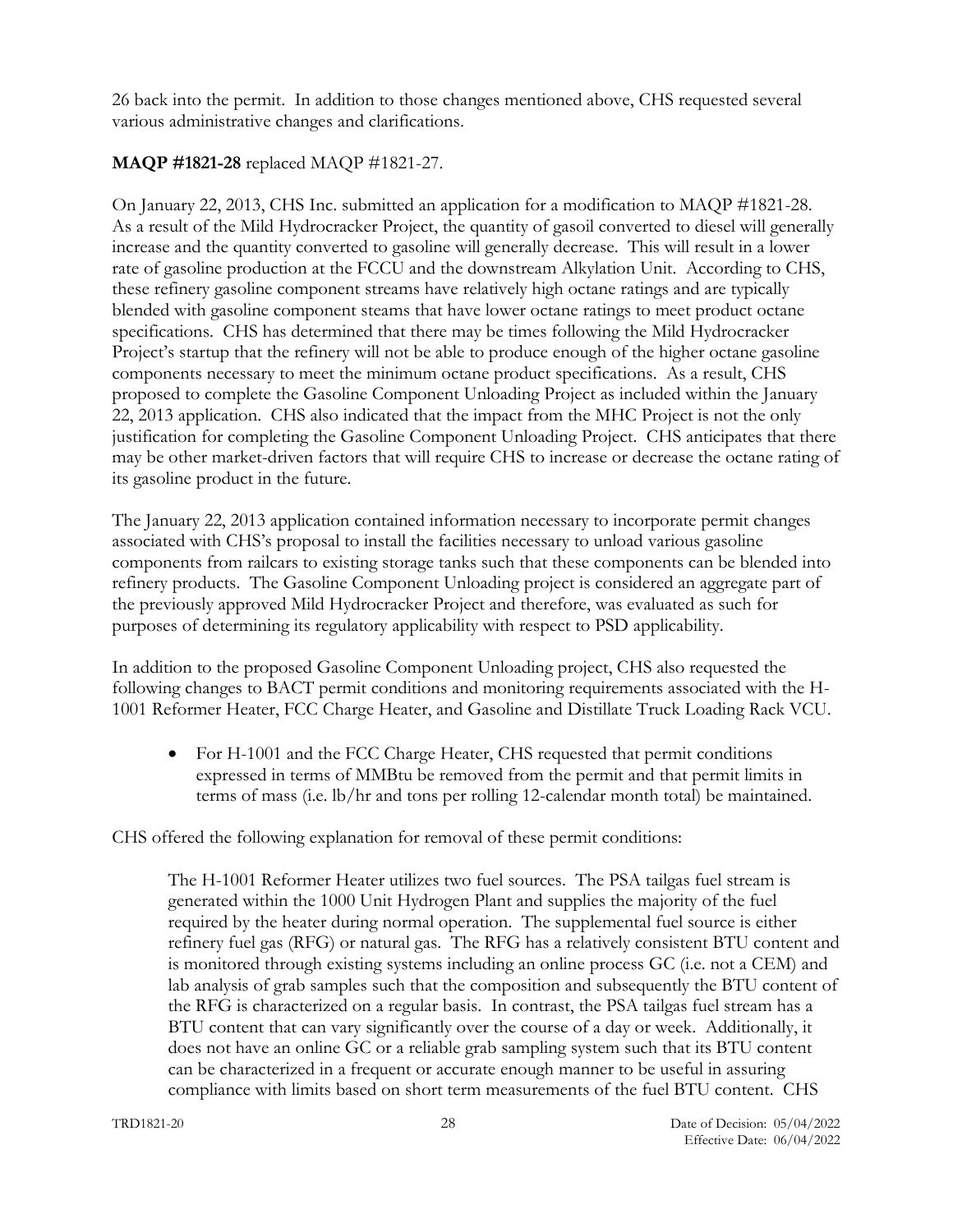26 back into the permit. In addition to those changes mentioned above, CHS requested several various administrative changes and clarifications.

**MAQP #1821-28** replaced MAQP #1821-27.

On January 22, 2013, CHS Inc. submitted an application for a modification to MAQP #1821-28. As a result of the Mild Hydrocracker Project, the quantity of gasoil converted to diesel will generally increase and the quantity converted to gasoline will generally decrease. This will result in a lower rate of gasoline production at the FCCU and the downstream Alkylation Unit. According to CHS, these refinery gasoline component streams have relatively high octane ratings and are typically blended with gasoline component steams that have lower octane ratings to meet product octane specifications. CHS has determined that there may be times following the Mild Hydrocracker Project's startup that the refinery will not be able to produce enough of the higher octane gasoline components necessary to meet the minimum octane product specifications. As a result, CHS proposed to complete the Gasoline Component Unloading Project as included within the January 22, 2013 application. CHS also indicated that the impact from the MHC Project is not the only justification for completing the Gasoline Component Unloading Project. CHS anticipates that there may be other market-driven factors that will require CHS to increase or decrease the octane rating of its gasoline product in the future.

The January 22, 2013 application contained information necessary to incorporate permit changes associated with CHS's proposal to install the facilities necessary to unload various gasoline components from railcars to existing storage tanks such that these components can be blended into refinery products. The Gasoline Component Unloading project is considered an aggregate part of the previously approved Mild Hydrocracker Project and therefore, was evaluated as such for purposes of determining its regulatory applicability with respect to PSD applicability.

In addition to the proposed Gasoline Component Unloading project, CHS also requested the following changes to BACT permit conditions and monitoring requirements associated with the H-1001 Reformer Heater, FCC Charge Heater, and Gasoline and Distillate Truck Loading Rack VCU.

- For H-1001 and the FCC Charge Heater, CHS requested that permit conditions expressed in terms of MMBtu be removed from the permit and that permit limits in terms of mass (i.e. lb/hr and tons per rolling 12-calendar month total) be maintained.

CHS offered the following explanation for removal of these permit conditions:

> The H-1001 Reformer Heater utilizes two fuel sources. The PSA tailgas fuel stream is generated within the 1000 Unit Hydrogen Plant and supplies the majority of the fuel required by the heater during normal operation. The supplemental fuel source is either refinery fuel gas (RFG) or natural gas. The RFG has a relatively consistent BTU content and is monitored through existing systems including an online process GC (i.e. not a CEM) and lab analysis of grab samples such that the composition and subsequently the BTU content of the RFG is characterized on a regular basis. In contrast, the PSA tailgas fuel stream has a BTU content that can vary significantly over the course of a day or week. Additionally, it does not have an online GC or a reliable grab sampling system such that its BTU content can be characterized in a frequent or accurate enough manner to be useful in assuring compliance with limits based on short term measurements of the fuel BTU content. CHS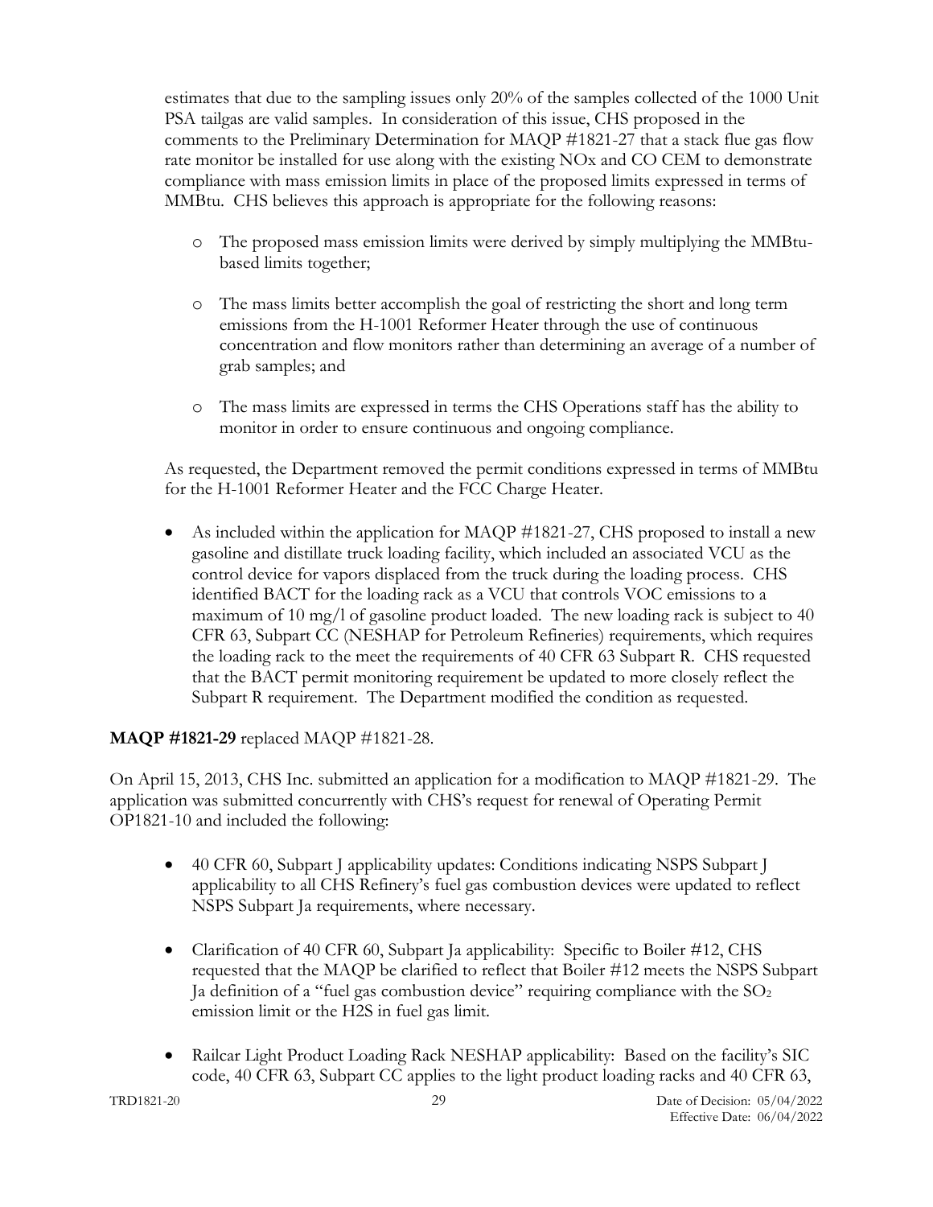estimates that due to the sampling issues only 20% of the samples collected of the 1000 Unit PSA tailgas are valid samples. In consideration of this issue, CHS proposed in the comments to the Preliminary Determination for MAQP #1821-27 that a stack flue gas flow rate monitor be installed for use along with the existing NOx and CO CEM to demonstrate compliance with mass emission limits in place of the proposed limits expressed in terms of MMBtu. CHS believes this approach is appropriate for the following reasons:

- o The proposed mass emission limits were derived by simply multiplying the MMBtu-based limits together;
- o The mass limits better accomplish the goal of restricting the short and long term emissions from the H-1001 Reformer Heater through the use of continuous concentration and flow monitors rather than determining an average of a number of grab samples; and
- o The mass limits are expressed in terms the CHS Operations staff has the ability to monitor in order to ensure continuous and ongoing compliance.

As requested, the Department removed the permit conditions expressed in terms of MMBtu for the H-1001 Reformer Heater and the FCC Charge Heater.

- As included within the application for MAQP #1821-27, CHS proposed to install a new gasoline and distillate truck loading facility, which included an associated VCU as the control device for vapors displaced from the truck during the loading process. CHS identified BACT for the loading rack as a VCU that controls VOC emissions to a maximum of 10 mg/l of gasoline product loaded. The new loading rack is subject to 40 CFR 63, Subpart CC (NESHAP for Petroleum Refineries) requirements, which requires the loading rack to the meet the requirements of 40 CFR 63 Subpart R. CHS requested that the BACT permit monitoring requirement be updated to more closely reflect the Subpart R requirement. The Department modified the condition as requested.

**MAQP #1821-29** replaced MAQP #1821-28.

On April 15, 2013, CHS Inc. submitted an application for a modification to MAQP #1821-29. The application was submitted concurrently with CHS's request for renewal of Operating Permit OP1821-10 and included the following:

- 40 CFR 60, Subpart J applicability updates: Conditions indicating NSPS Subpart J applicability to all CHS Refinery's fuel gas combustion devices were updated to reflect NSPS Subpart Ja requirements, where necessary.
- Clarification of 40 CFR 60, Subpart Ja applicability: Specific to Boiler #12, CHS requested that the MAQP be clarified to reflect that Boiler #12 meets the NSPS Subpart Ja definition of a "fuel gas combustion device" requiring compliance with the $SO_2$ emission limit or the H2S in fuel gas limit.
- Railcar Light Product Loading Rack NESHAP applicability: Based on the facility's SIC code, 40 CFR 63, Subpart CC applies to the light product loading racks and 40 CFR 63,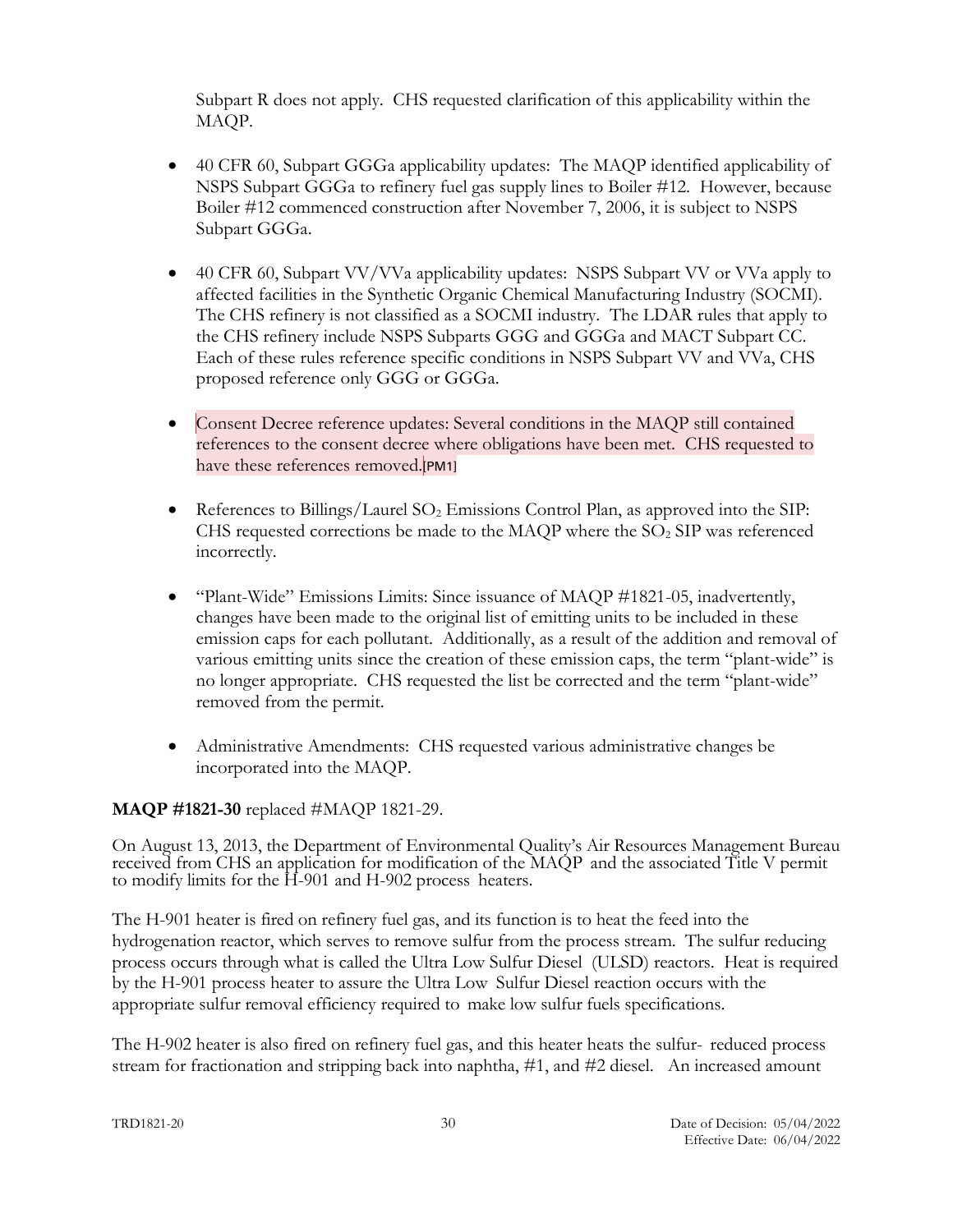Subpart R does not apply. CHS requested clarification of this applicability within the MAQP.

- 40 CFR 60, Subpart GGGa applicability updates: The MAQP identified applicability of NSPS Subpart GGGa to refinery fuel gas supply lines to Boiler #12. However, because Boiler #12 commenced construction after November 7, 2006, it is subject to NSPS Subpart GGGa.

- 40 CFR 60, Subpart VV/VVa applicability updates: NSPS Subpart VV or VVa apply to affected facilities in the Synthetic Organic Chemical Manufacturing Industry (SOCMI). The CHS refinery is not classified as a SOCMI industry. The LDAR rules that apply to the CHS refinery include NSPS Subparts GGG and GGGa and MACT Subpart CC. Each of these rules reference specific conditions in NSPS Subpart VV and VVa, CHS proposed reference only GGG or GGGa.

- Consent Decree reference updates: Several conditions in the MAQP still contained references to the consent decree where obligations have been met. CHS requested to have these references removed.[PM1]

- References to Billings/Laurel $SO_2$ Emissions Control Plan, as approved into the SIP: CHS requested corrections be made to the MAQP where the $SO_2$ SIP was referenced incorrectly.

- "Plant-Wide" Emissions Limits: Since issuance of MAQP #1821-05, inadvertently, changes have been made to the original list of emitting units to be included in these emission caps for each pollutant. Additionally, as a result of the addition and removal of various emitting units since the creation of these emission caps, the term "plant-wide" is no longer appropriate. CHS requested the list be corrected and the term "plant-wide" removed from the permit.

- Administrative Amendments: CHS requested various administrative changes be incorporated into the MAQP.

**MAQP #1821-30** replaced #MAQP 1821-29.

On August 13, 2013, the Department of Environmental Quality's Air Resources Management Bureau received from CHS an application for modification of the MAQP and the associated Title V permit to modify limits for the H-901 and H-902 process heaters.

The H-901 heater is fired on refinery fuel gas, and its function is to heat the feed into the hydrogenation reactor, which serves to remove sulfur from the process stream. The sulfur reducing process occurs through what is called the Ultra Low Sulfur Diesel (ULSD) reactors. Heat is required by the H-901 process heater to assure the Ultra Low Sulfur Diesel reaction occurs with the appropriate sulfur removal efficiency required to make low sulfur fuels specifications.

The H-902 heater is also fired on refinery fuel gas, and this heater heats the sulfur- reduced process stream for fractionation and stripping back into naphtha, #1, and #2 diesel. An increased amount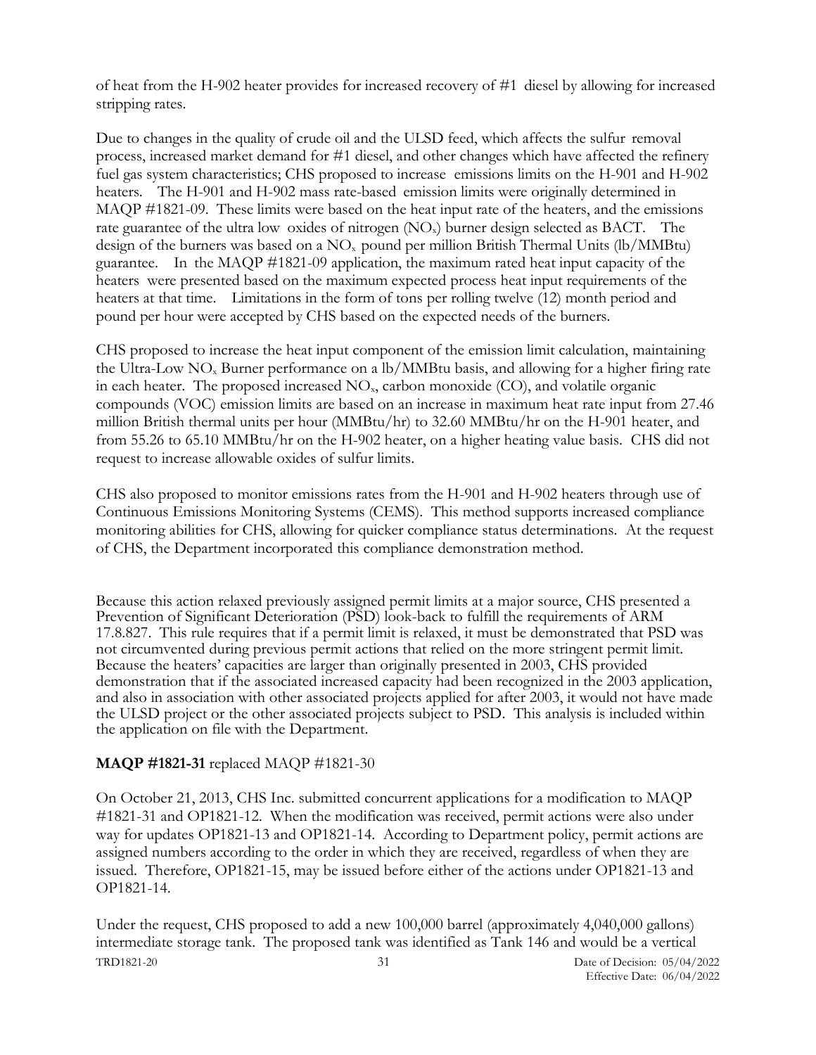of heat from the H-902 heater provides for increased recovery of #1 diesel by allowing for increased stripping rates.

Due to changes in the quality of crude oil and the ULSD feed, which affects the sulfur removal process, increased market demand for #1 diesel, and other changes which have affected the refinery fuel gas system characteristics; CHS proposed to increase emissions limits on the H-901 and H-902 heaters. The H-901 and H-902 mass rate-based emission limits were originally determined in MAQP #1821-09. These limits were based on the heat input rate of the heaters, and the emissions rate guarantee of the ultra low oxides of nitrogen ($NO_x$) burner design selected as BACT. The design of the burners was based on a $NO_x$ pound per million British Thermal Units (lb/MMBtu) guarantee. In the MAQP #1821-09 application, the maximum rated heat input capacity of the heaters were presented based on the maximum expected process heat input requirements of the heaters at that time. Limitations in the form of tons per rolling twelve (12) month period and pound per hour were accepted by CHS based on the expected needs of the burners.

CHS proposed to increase the heat input component of the emission limit calculation, maintaining the Ultra-Low $NO_x$ Burner performance on a lb/MMBtu basis, and allowing for a higher firing rate in each heater. The proposed increased $NO_x$, carbon monoxide (CO), and volatile organic compounds (VOC) emission limits are based on an increase in maximum heat rate input from 27.46 million British thermal units per hour (MMBtu/hr) to 32.60 MMBtu/hr on the H-901 heater, and from 55.26 to 65.10 MMBtu/hr on the H-902 heater, on a higher heating value basis. CHS did not request to increase allowable oxides of sulfur limits.

CHS also proposed to monitor emissions rates from the H-901 and H-902 heaters through use of Continuous Emissions Monitoring Systems (CEMS). This method supports increased compliance monitoring abilities for CHS, allowing for quicker compliance status determinations. At the request of CHS, the Department incorporated this compliance demonstration method.

Because this action relaxed previously assigned permit limits at a major source, CHS presented a Prevention of Significant Deterioration (PSD) look-back to fulfill the requirements of ARM 17.8.827. This rule requires that if a permit limit is relaxed, it must be demonstrated that PSD was not circumvented during previous permit actions that relied on the more stringent permit limit. Because the heaters' capacities are larger than originally presented in 2003, CHS provided demonstration that if the associated increased capacity had been recognized in the 2003 application, and also in association with other associated projects applied for after 2003, it would not have made the ULSD project or the other associated projects subject to PSD. This analysis is included within the application on file with the Department.

**MAQP #1821-31** replaced MAQP #1821-30

On October 21, 2013, CHS Inc. submitted concurrent applications for a modification to MAQP #1821-31 and OP1821-12. When the modification was received, permit actions were also under way for updates OP1821-13 and OP1821-14. According to Department policy, permit actions are assigned numbers according to the order in which they are received, regardless of when they are issued. Therefore, OP1821-15, may be issued before either of the actions under OP1821-13 and OP1821-14.

Under the request, CHS proposed to add a new 100,000 barrel (approximately 4,040,000 gallons) intermediate storage tank. The proposed tank was identified as Tank 146 and would be a vertical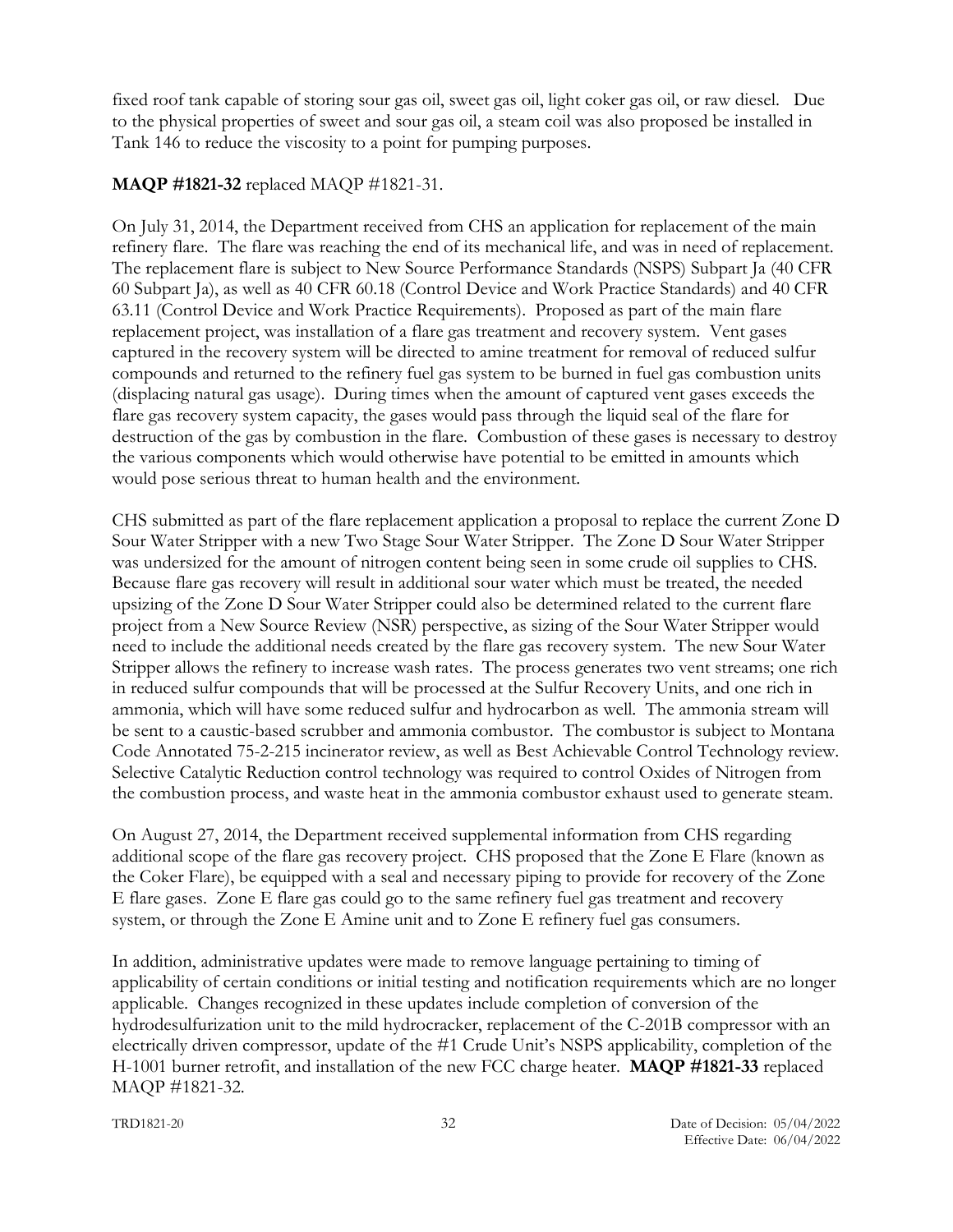fixed roof tank capable of storing sour gas oil, sweet gas oil, light coker gas oil, or raw diesel. Due to the physical properties of sweet and sour gas oil, a steam coil was also proposed be installed in Tank 146 to reduce the viscosity to a point for pumping purposes.

**MAQP #1821-32** replaced MAQP #1821-31.

On July 31, 2014, the Department received from CHS an application for replacement of the main refinery flare. The flare was reaching the end of its mechanical life, and was in need of replacement. The replacement flare is subject to New Source Performance Standards (NSPS) Subpart Ja (40 CFR 60 Subpart Ja), as well as 40 CFR 60.18 (Control Device and Work Practice Standards) and 40 CFR 63.11 (Control Device and Work Practice Requirements). Proposed as part of the main flare replacement project, was installation of a flare gas treatment and recovery system. Vent gases captured in the recovery system will be directed to amine treatment for removal of reduced sulfur compounds and returned to the refinery fuel gas system to be burned in fuel gas combustion units (displacing natural gas usage). During times when the amount of captured vent gases exceeds the flare gas recovery system capacity, the gases would pass through the liquid seal of the flare for destruction of the gas by combustion in the flare. Combustion of these gases is necessary to destroy the various components which would otherwise have potential to be emitted in amounts which would pose serious threat to human health and the environment.

CHS submitted as part of the flare replacement application a proposal to replace the current Zone D Sour Water Stripper with a new Two Stage Sour Water Stripper. The Zone D Sour Water Stripper was undersized for the amount of nitrogen content being seen in some crude oil supplies to CHS. Because flare gas recovery will result in additional sour water which must be treated, the needed upsizing of the Zone D Sour Water Stripper could also be determined related to the current flare project from a New Source Review (NSR) perspective, as sizing of the Sour Water Stripper would need to include the additional needs created by the flare gas recovery system. The new Sour Water Stripper allows the refinery to increase wash rates. The process generates two vent streams; one rich in reduced sulfur compounds that will be processed at the Sulfur Recovery Units, and one rich in ammonia, which will have some reduced sulfur and hydrocarbon as well. The ammonia stream will be sent to a caustic-based scrubber and ammonia combustor. The combustor is subject to Montana Code Annotated 75-2-215 incinerator review, as well as Best Achievable Control Technology review. Selective Catalytic Reduction control technology was required to control Oxides of Nitrogen from the combustion process, and waste heat in the ammonia combustor exhaust used to generate steam.

On August 27, 2014, the Department received supplemental information from CHS regarding additional scope of the flare gas recovery project. CHS proposed that the Zone E Flare (known as the Coker Flare), be equipped with a seal and necessary piping to provide for recovery of the Zone E flare gases. Zone E flare gas could go to the same refinery fuel gas treatment and recovery system, or through the Zone E Amine unit and to Zone E refinery fuel gas consumers.

In addition, administrative updates were made to remove language pertaining to timing of applicability of certain conditions or initial testing and notification requirements which are no longer applicable. Changes recognized in these updates include completion of conversion of the hydrodesulfurization unit to the mild hydrocracker, replacement of the C-201B compressor with an electrically driven compressor, update of the #1 Crude Unit's NSPS applicability, completion of the H-1001 burner retrofit, and installation of the new FCC charge heater. **MAQP #1821-33** replaced MAQP #1821-32.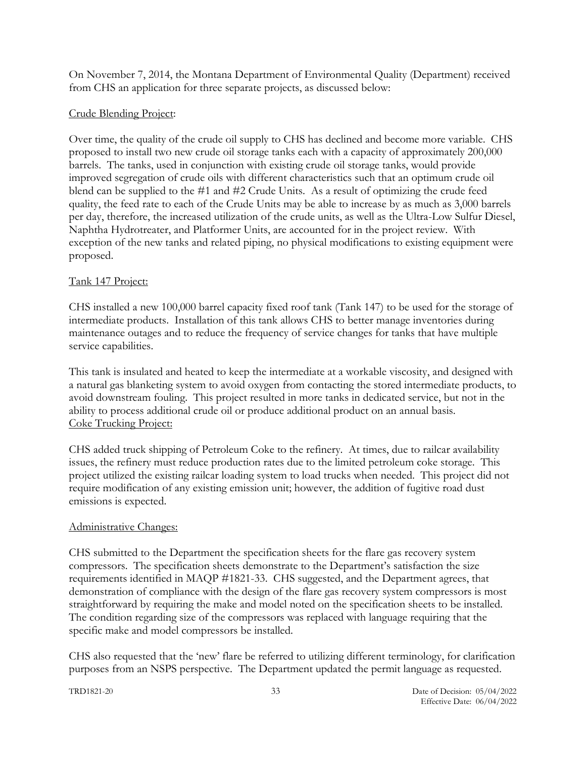On November 7, 2014, the Montana Department of Environmental Quality (Department) received from CHS an application for three separate projects, as discussed below:

Crude Blending Project:

Over time, the quality of the crude oil supply to CHS has declined and become more variable. CHS proposed to install two new crude oil storage tanks each with a capacity of approximately 200,000 barrels. The tanks, used in conjunction with existing crude oil storage tanks, would provide improved segregation of crude oils with different characteristics such that an optimum crude oil blend can be supplied to the #1 and #2 Crude Units. As a result of optimizing the crude feed quality, the feed rate to each of the Crude Units may be able to increase by as much as 3,000 barrels per day, therefore, the increased utilization of the crude units, as well as the Ultra-Low Sulfur Diesel, Naphtha Hydrotreater, and Platformer Units, are accounted for in the project review. With exception of the new tanks and related piping, no physical modifications to existing equipment were proposed.

Tank 147 Project:

CHS installed a new 100,000 barrel capacity fixed roof tank (Tank 147) to be used for the storage of intermediate products. Installation of this tank allows CHS to better manage inventories during maintenance outages and to reduce the frequency of service changes for tanks that have multiple service capabilities.

This tank is insulated and heated to keep the intermediate at a workable viscosity, and designed with a natural gas blanketing system to avoid oxygen from contacting the stored intermediate products, to avoid downstream fouling. This project resulted in more tanks in dedicated service, but not in the ability to process additional crude oil or produce additional product on an annual basis.

Coke Trucking Project:

CHS added truck shipping of Petroleum Coke to the refinery. At times, due to railcar availability issues, the refinery must reduce production rates due to the limited petroleum coke storage. This project utilized the existing railcar loading system to load trucks when needed. This project did not require modification of any existing emission unit; however, the addition of fugitive road dust emissions is expected.

Administrative Changes:

CHS submitted to the Department the specification sheets for the flare gas recovery system compressors. The specification sheets demonstrate to the Department's satisfaction the size requirements identified in MAQP #1821-33. CHS suggested, and the Department agrees, that demonstration of compliance with the design of the flare gas recovery system compressors is most straightforward by requiring the make and model noted on the specification sheets to be installed. The condition regarding size of the compressors was replaced with language requiring that the specific make and model compressors be installed.

CHS also requested that the 'new' flare be referred to utilizing different terminology, for clarification purposes from an NSPS perspective. The Department updated the permit language as requested.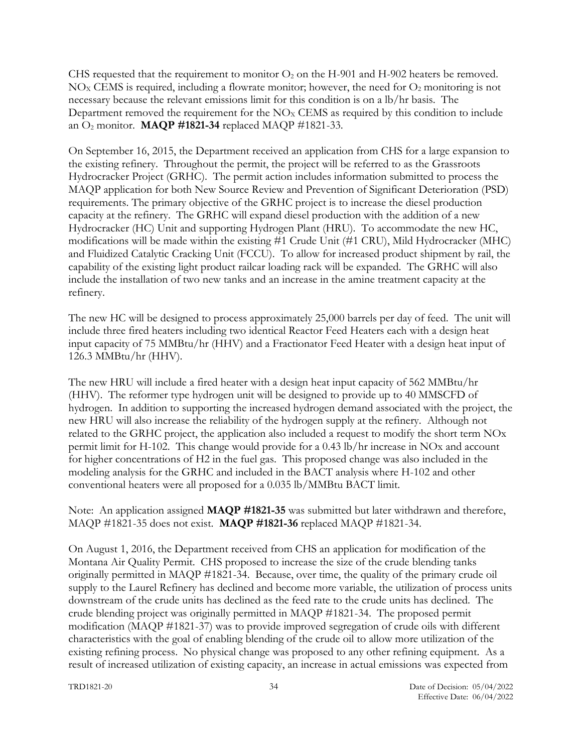CHS requested that the requirement to monitor $O_2$ on the H-901 and H-902 heaters be removed. $NO_X$ CEMS is required, including a flowrate monitor; however, the need for $O_2$ monitoring is not necessary because the relevant emissions limit for this condition is on a lb/hr basis. The Department removed the requirement for the $NO_X$ CEMS as required by this condition to include an $O_2$ monitor. **MAQP #1821-34** replaced MAQP #1821-33.

On September 16, 2015, the Department received an application from CHS for a large expansion to the existing refinery. Throughout the permit, the project will be referred to as the Grassroots Hydrocracker Project (GRHC). The permit action includes information submitted to process the MAQP application for both New Source Review and Prevention of Significant Deterioration (PSD) requirements. The primary objective of the GRHC project is to increase the diesel production capacity at the refinery. The GRHC will expand diesel production with the addition of a new Hydrocracker (HC) Unit and supporting Hydrogen Plant (HRU). To accommodate the new HC, modifications will be made within the existing #1 Crude Unit (#1 CRU), Mild Hydrocracker (MHC) and Fluidized Catalytic Cracking Unit (FCCU). To allow for increased product shipment by rail, the capability of the existing light product railcar loading rack will be expanded. The GRHC will also include the installation of two new tanks and an increase in the amine treatment capacity at the refinery.

The new HC will be designed to process approximately 25,000 barrels per day of feed. The unit will include three fired heaters including two identical Reactor Feed Heaters each with a design heat input capacity of 75 MMBtu/hr (HHV) and a Fractionator Feed Heater with a design heat input of 126.3 MMBtu/hr (HHV).

The new HRU will include a fired heater with a design heat input capacity of 562 MMBtu/hr (HHV). The reformer type hydrogen unit will be designed to provide up to 40 MMSCFD of hydrogen. In addition to supporting the increased hydrogen demand associated with the project, the new HRU will also increase the reliability of the hydrogen supply at the refinery. Although not related to the GRHC project, the application also included a request to modify the short term NOx permit limit for H-102. This change would provide for a 0.43 lb/hr increase in NOx and account for higher concentrations of $H_2$ in the fuel gas. This proposed change was also included in the modeling analysis for the GRHC and included in the BACT analysis where H-102 and other conventional heaters were all proposed for a 0.035 lb/MMBtu BACT limit.

Note: An application assigned **MAQP #1821-35** was submitted but later withdrawn and therefore, MAQP #1821-35 does not exist. **MAQP #1821-36** replaced MAQP #1821-34.

On August 1, 2016, the Department received from CHS an application for modification of the Montana Air Quality Permit. CHS proposed to increase the size of the crude blending tanks originally permitted in MAQP #1821-34. Because, over time, the quality of the primary crude oil supply to the Laurel Refinery has declined and become more variable, the utilization of process units downstream of the crude units has declined as the feed rate to the crude units has declined. The crude blending project was originally permitted in MAQP #1821-34. The proposed permit modification (MAQP #1821-37) was to provide improved segregation of crude oils with different characteristics with the goal of enabling blending of the crude oil to allow more utilization of the existing refining process. No physical change was proposed to any other refining equipment. As a result of increased utilization of existing capacity, an increase in actual emissions was expected from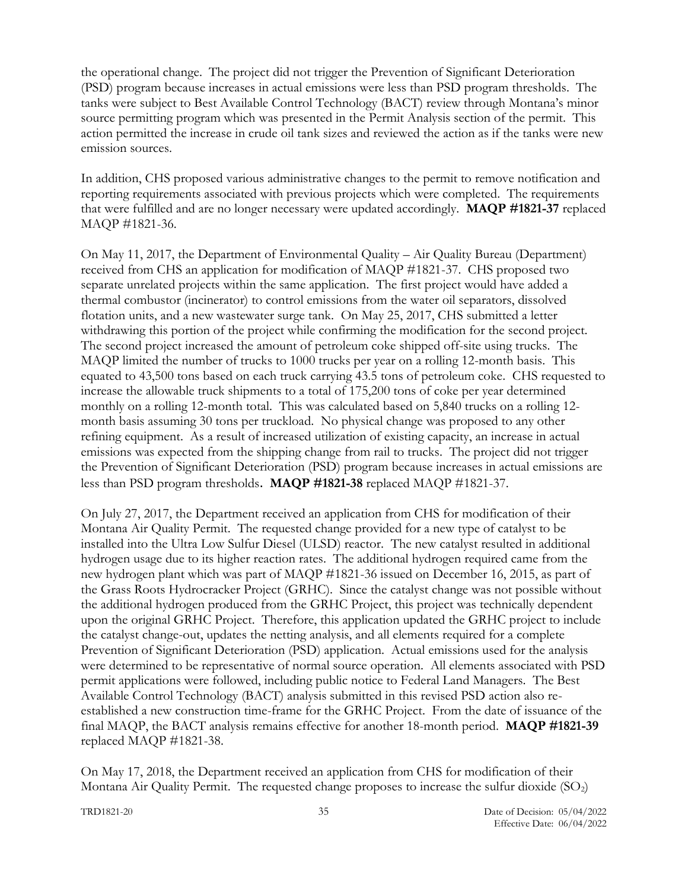the operational change. The project did not trigger the Prevention of Significant Deterioration (PSD) program because increases in actual emissions were less than PSD program thresholds. The tanks were subject to Best Available Control Technology (BACT) review through Montana's minor source permitting program which was presented in the Permit Analysis section of the permit. This action permitted the increase in crude oil tank sizes and reviewed the action as if the tanks were new emission sources.

In addition, CHS proposed various administrative changes to the permit to remove notification and reporting requirements associated with previous projects which were completed. The requirements that were fulfilled and are no longer necessary were updated accordingly. **MAQP #1821-37** replaced MAQP #1821-36.

On May 11, 2017, the Department of Environmental Quality – Air Quality Bureau (Department) received from CHS an application for modification of MAQP #1821-37. CHS proposed two separate unrelated projects within the same application. The first project would have added a thermal combustor (incinerator) to control emissions from the water oil separators, dissolved flotation units, and a new wastewater surge tank. On May 25, 2017, CHS submitted a letter withdrawing this portion of the project while confirming the modification for the second project. The second project increased the amount of petroleum coke shipped off-site using trucks. The MAQP limited the number of trucks to 1000 trucks per year on a rolling 12-month basis. This equated to 43,500 tons based on each truck carrying 43.5 tons of petroleum coke. CHS requested to increase the allowable truck shipments to a total of 175,200 tons of coke per year determined monthly on a rolling 12-month total. This was calculated based on 5,840 trucks on a rolling 12-month basis assuming 30 tons per truckload. No physical change was proposed to any other refining equipment. As a result of increased utilization of existing capacity, an increase in actual emissions was expected from the shipping change from rail to trucks. The project did not trigger the Prevention of Significant Deterioration (PSD) program because increases in actual emissions are less than PSD program thresholds. **MAQP #1821-38** replaced MAQP #1821-37.

On July 27, 2017, the Department received an application from CHS for modification of their Montana Air Quality Permit. The requested change provided for a new type of catalyst to be installed into the Ultra Low Sulfur Diesel (ULSD) reactor. The new catalyst resulted in additional hydrogen usage due to its higher reaction rates. The additional hydrogen required came from the new hydrogen plant which was part of MAQP #1821-36 issued on December 16, 2015, as part of the Grass Roots Hydrocracker Project (GRHC). Since the catalyst change was not possible without the additional hydrogen produced from the GRHC Project, this project was technically dependent upon the original GRHC Project. Therefore, this application updated the GRHC project to include the catalyst change-out, updates the netting analysis, and all elements required for a complete Prevention of Significant Deterioration (PSD) application. Actual emissions used for the analysis were determined to be representative of normal source operation. All elements associated with PSD permit applications were followed, including public notice to Federal Land Managers. The Best Available Control Technology (BACT) analysis submitted in this revised PSD action also re-established a new construction time-frame for the GRHC Project. From the date of issuance of the final MAQP, the BACT analysis remains effective for another 18-month period. **MAQP #1821-39** replaced MAQP #1821-38.

On May 17, 2018, the Department received an application from CHS for modification of their Montana Air Quality Permit. The requested change proposes to increase the sulfur dioxide ($SO_2$)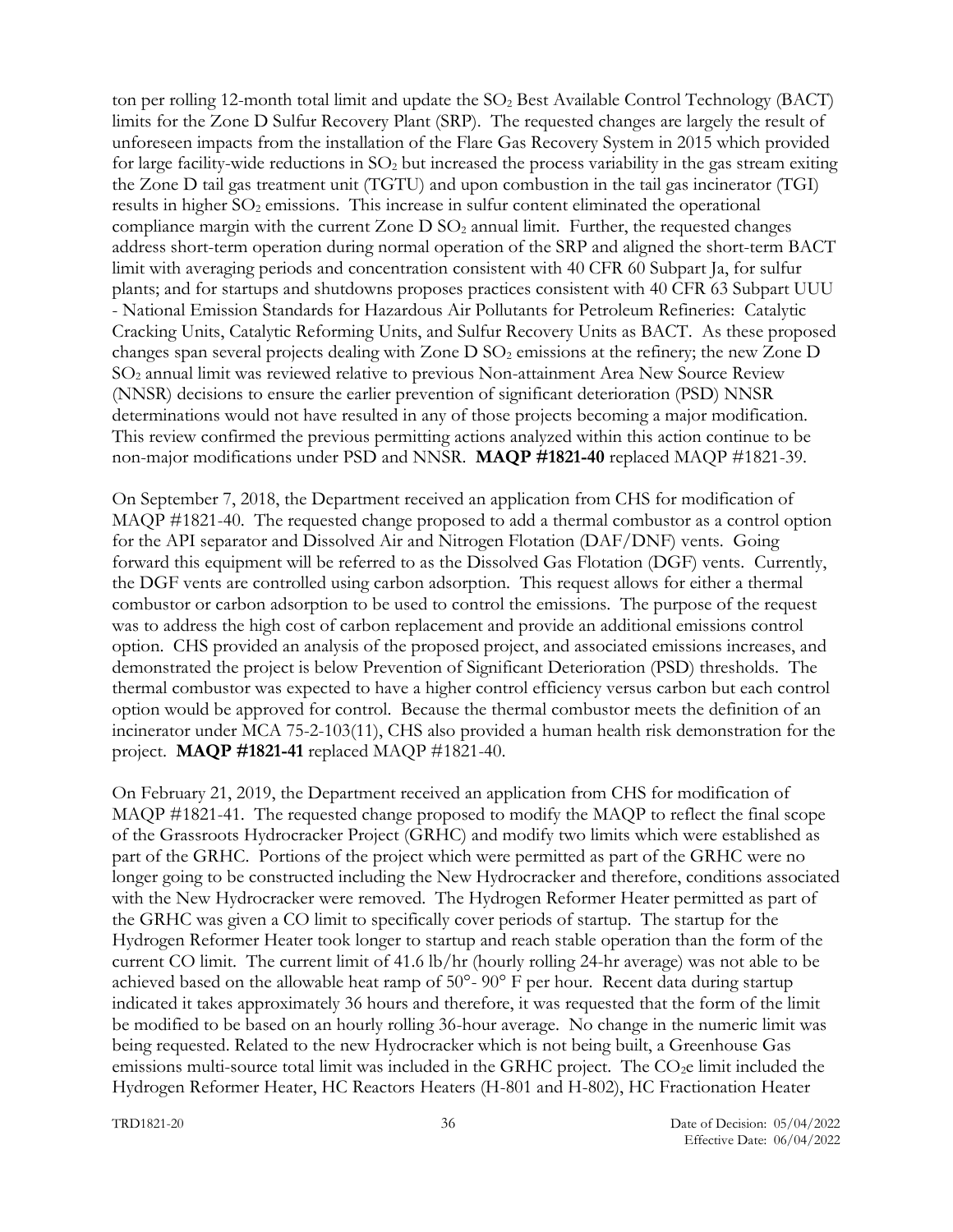ton per rolling 12-month total limit and update the $SO_2$ Best Available Control Technology (BACT) limits for the Zone D Sulfur Recovery Plant (SRP). The requested changes are largely the result of unforeseen impacts from the installation of the Flare Gas Recovery System in 2015 which provided for large facility-wide reductions in $SO_2$ but increased the process variability in the gas stream exiting the Zone D tail gas treatment unit (TGTU) and upon combustion in the tail gas incinerator (TGI) results in higher $SO_2$ emissions. This increase in sulfur content eliminated the operational compliance margin with the current Zone D $SO_2$ annual limit. Further, the requested changes address short-term operation during normal operation of the SRP and aligned the short-term BACT limit with averaging periods and concentration consistent with 40 CFR 60 Subpart Ja, for sulfur plants; and for startups and shutdowns proposes practices consistent with 40 CFR 63 Subpart UUU - National Emission Standards for Hazardous Air Pollutants for Petroleum Refineries: Catalytic Cracking Units, Catalytic Reforming Units, and Sulfur Recovery Units as BACT. As these proposed changes span several projects dealing with Zone D $SO_2$ emissions at the refinery; the new Zone D $SO_2$ annual limit was reviewed relative to previous Non-attainment Area New Source Review (NNSR) decisions to ensure the earlier prevention of significant deterioration (PSD) NNSR determinations would not have resulted in any of those projects becoming a major modification. This review confirmed the previous permitting actions analyzed within this action continue to be non-major modifications under PSD and NNSR. **MAQP #1821-40** replaced MAQP #1821-39.

On September 7, 2018, the Department received an application from CHS for modification of MAQP #1821-40. The requested change proposed to add a thermal combustor as a control option for the API separator and Dissolved Air and Nitrogen Flotation (DAF/DNF) vents. Going forward this equipment will be referred to as the Dissolved Gas Flotation (DGF) vents. Currently, the DGF vents are controlled using carbon adsorption. This request allows for either a thermal combustor or carbon adsorption to be used to control the emissions. The purpose of the request was to address the high cost of carbon replacement and provide an additional emissions control option. CHS provided an analysis of the proposed project, and associated emissions increases, and demonstrated the project is below Prevention of Significant Deterioration (PSD) thresholds. The thermal combustor was expected to have a higher control efficiency versus carbon but each control option would be approved for control. Because the thermal combustor meets the definition of an incinerator under MCA 75-2-103(11), CHS also provided a human health risk demonstration for the project. **MAQP #1821-41** replaced MAQP #1821-40.

On February 21, 2019, the Department received an application from CHS for modification of MAQP #1821-41. The requested change proposed to modify the MAQP to reflect the final scope of the Grassroots Hydrocracker Project (GRHC) and modify two limits which were established as part of the GRHC. Portions of the project which were permitted as part of the GRHC were no longer going to be constructed including the New Hydrocracker and therefore, conditions associated with the New Hydrocracker were removed. The Hydrogen Reformer Heater permitted as part of the GRHC was given a CO limit to specifically cover periods of startup. The startup for the Hydrogen Reformer Heater took longer to startup and reach stable operation than the form of the current CO limit. The current limit of 41.6 lb/hr (hourly rolling 24-hr average) was not able to be achieved based on the allowable heat ramp of 50°- 90° F per hour. Recent data during startup indicated it takes approximately 36 hours and therefore, it was requested that the form of the limit be modified to be based on an hourly rolling 36-hour average. No change in the numeric limit was being requested. Related to the new Hydrocracker which is not being built, a Greenhouse Gas emissions multi-source total limit was included in the GRHC project. The $CO_2e$ limit included the Hydrogen Reformer Heater, HC Reactors Heaters (H-801 and H-802), HC Fractionation Heater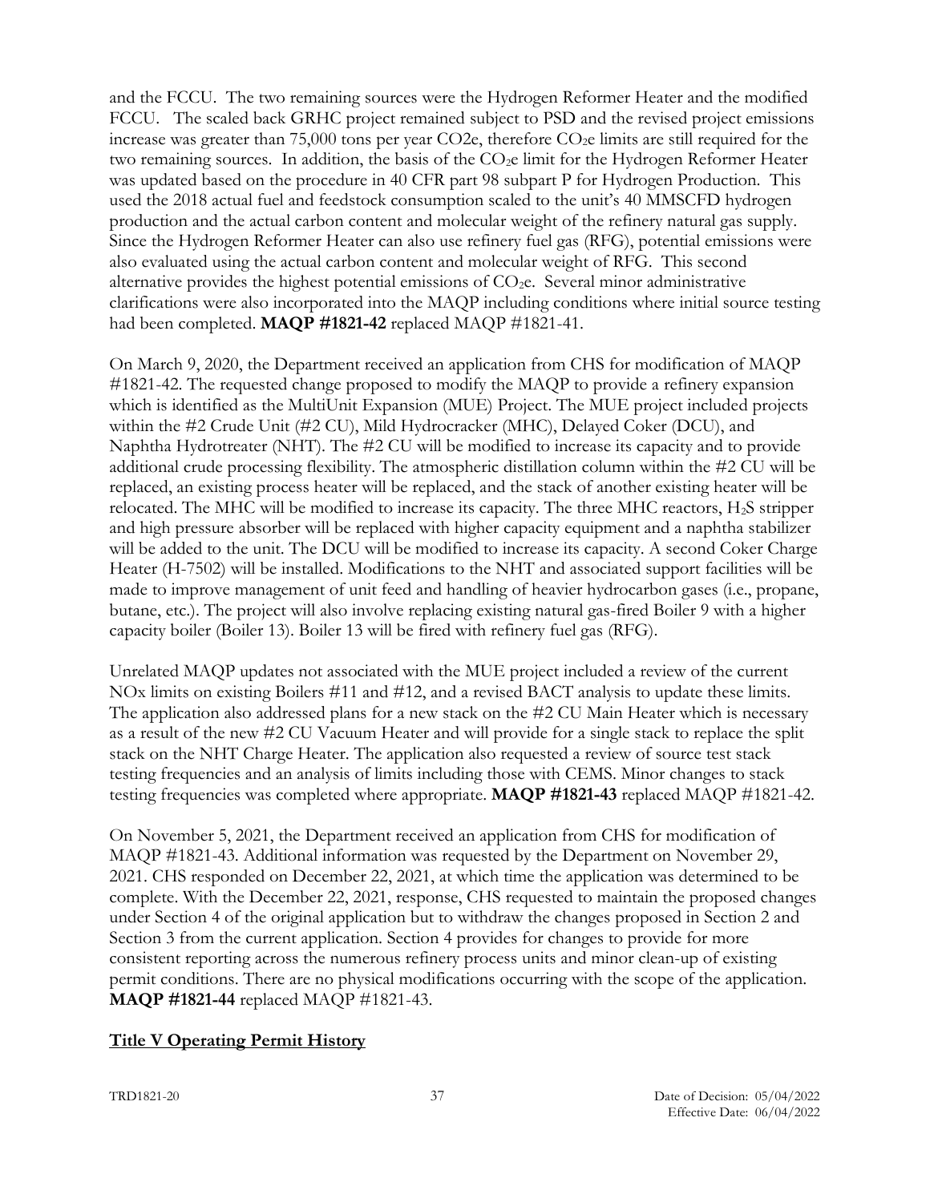and the FCCU. The two remaining sources were the Hydrogen Reformer Heater and the modified FCCU. The scaled back GRHC project remained subject to PSD and the revised project emissions increase was greater than 75,000 tons per year CO2e, therefore $CO_2e$ limits are still required for the two remaining sources. In addition, the basis of the $CO_2e$ limit for the Hydrogen Reformer Heater was updated based on the procedure in 40 CFR part 98 subpart P for Hydrogen Production. This used the 2018 actual fuel and feedstock consumption scaled to the unit's 40 MMSCFD hydrogen production and the actual carbon content and molecular weight of the refinery natural gas supply. Since the Hydrogen Reformer Heater can also use refinery fuel gas (RFG), potential emissions were also evaluated using the actual carbon content and molecular weight of RFG. This second alternative provides the highest potential emissions of $CO_2e$. Several minor administrative clarifications were also incorporated into the MAQP including conditions where initial source testing had been completed. **MAQP #1821-42** replaced MAQP #1821-41.

On March 9, 2020, the Department received an application from CHS for modification of MAQP #1821-42. The requested change proposed to modify the MAQP to provide a refinery expansion which is identified as the MultiUnit Expansion (MUE) Project. The MUE project included projects within the #2 Crude Unit (#2 CU), Mild Hydrocracker (MHC), Delayed Coker (DCU), and Naphtha Hydrotreater (NHT). The #2 CU will be modified to increase its capacity and to provide additional crude processing flexibility. The atmospheric distillation column within the #2 CU will be replaced, an existing process heater will be replaced, and the stack of another existing heater will be relocated. The MHC will be modified to increase its capacity. The three MHC reactors, $H_2S$ stripper and high pressure absorber will be replaced with higher capacity equipment and a naphtha stabilizer will be added to the unit. The DCU will be modified to increase its capacity. A second Coker Charge Heater (H-7502) will be installed. Modifications to the NHT and associated support facilities will be made to improve management of unit feed and handling of heavier hydrocarbon gases (i.e., propane, butane, etc.). The project will also involve replacing existing natural gas-fired Boiler 9 with a higher capacity boiler (Boiler 13). Boiler 13 will be fired with refinery fuel gas (RFG).

Unrelated MAQP updates not associated with the MUE project included a review of the current NOx limits on existing Boilers #11 and #12, and a revised BACT analysis to update these limits. The application also addressed plans for a new stack on the #2 CU Main Heater which is necessary as a result of the new #2 CU Vacuum Heater and will provide for a single stack to replace the split stack on the NHT Charge Heater. The application also requested a review of source test stack testing frequencies and an analysis of limits including those with CEMS. Minor changes to stack testing frequencies was completed where appropriate. **MAQP #1821-43** replaced MAQP #1821-42.

On November 5, 2021, the Department received an application from CHS for modification of MAQP #1821-43. Additional information was requested by the Department on November 29, 2021. CHS responded on December 22, 2021, at which time the application was determined to be complete. With the December 22, 2021, response, CHS requested to maintain the proposed changes under Section 4 of the original application but to withdraw the changes proposed in Section 2 and Section 3 from the current application. Section 4 provides for changes to provide for more consistent reporting across the numerous refinery process units and minor clean-up of existing permit conditions. There are no physical modifications occurring with the scope of the application. **MAQP #1821-44** replaced MAQP #1821-43.

## Title V Operating Permit History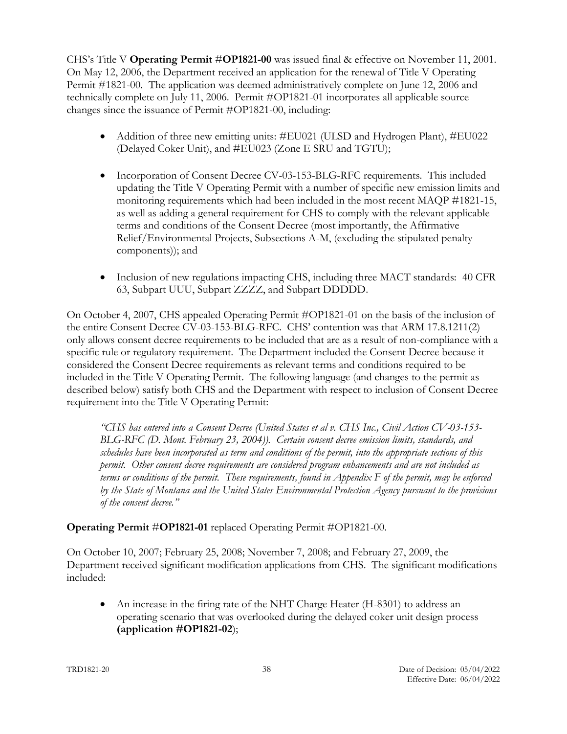CHS's Title V **Operating Permit** #**OP1821-00** was issued final & effective on November 11, 2001. On May 12, 2006, the Department received an application for the renewal of Title V Operating Permit #1821-00. The application was deemed administratively complete on June 12, 2006 and technically complete on July 11, 2006. Permit #OP1821-01 incorporates all applicable source changes since the issuance of Permit #OP1821-00, including:

- Addition of three new emitting units: #EU021 (ULSD and Hydrogen Plant), #EU022 (Delayed Coker Unit), and #EU023 (Zone E SRU and TGTU);
- Incorporation of Consent Decree CV-03-153-BLG-RFC requirements. This included updating the Title V Operating Permit with a number of specific new emission limits and monitoring requirements which had been included in the most recent MAQP #1821-15, as well as adding a general requirement for CHS to comply with the relevant applicable terms and conditions of the Consent Decree (most importantly, the Affirmative Relief/Environmental Projects, Subsections A-M, (excluding the stipulated penalty components)); and
- Inclusion of new regulations impacting CHS, including three MACT standards: 40 CFR 63, Subpart UUU, Subpart ZZZZ, and Subpart DDDDD.

On October 4, 2007, CHS appealed Operating Permit #OP1821-01 on the basis of the inclusion of the entire Consent Decree CV-03-153-BLG-RFC. CHS' contention was that ARM 17.8.1211(2) only allows consent decree requirements to be included that are as a result of non-compliance with a specific rule or regulatory requirement. The Department included the Consent Decree because it considered the Consent Decree requirements as relevant terms and conditions required to be included in the Title V Operating Permit. The following language (and changes to the permit as described below) satisfy both CHS and the Department with respect to inclusion of Consent Decree requirement into the Title V Operating Permit:

*"CHS has entered into a Consent Decree (United States et al v. CHS Inc., Civil Action CV-03-153-BLG-RFC (D. Mont. February 23, 2004)). Certain consent decree emission limits, standards, and schedules have been incorporated as term and conditions of the permit, into the appropriate sections of this permit. Other consent decree requirements are considered program enhancements and are not included as terms or conditions of the permit. These requirements, found in Appendix F of the permit, may be enforced by the State of Montana and the United States Environmental Protection Agency pursuant to the provisions of the consent decree."*

**Operating Permit** #**OP1821-01** replaced Operating Permit #OP1821-00.

On October 10, 2007; February 25, 2008; November 7, 2008; and February 27, 2009, the Department received significant modification applications from CHS. The significant modifications included:

- An increase in the firing rate of the NHT Charge Heater (H-8301) to address an operating scenario that was overlooked during the delayed coker unit design process **(application #OP1821-02**);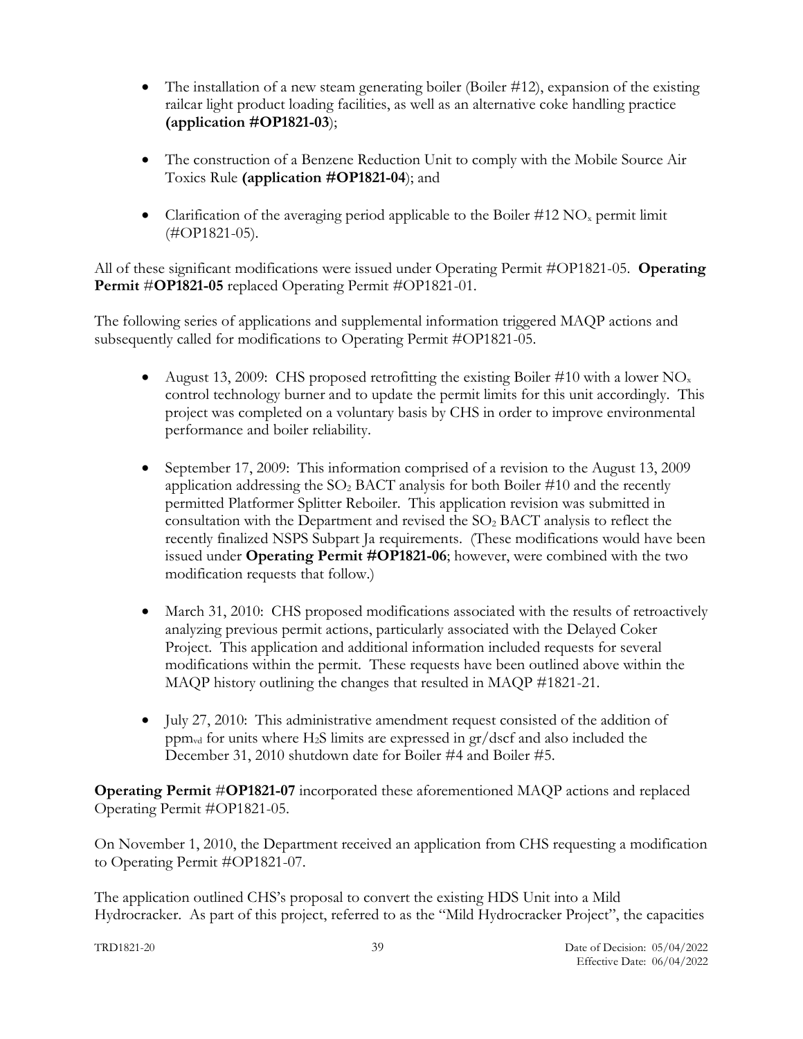- The installation of a new steam generating boiler (Boiler #12), expansion of the existing railcar light product loading facilities, as well as an alternative coke handling practice **(application #OP1821-03**);
- The construction of a Benzene Reduction Unit to comply with the Mobile Source Air Toxics Rule **(application #OP1821-04**); and
- Clarification of the averaging period applicable to the Boiler #12 $NO_x$ permit limit (#OP1821-05).

All of these significant modifications were issued under Operating Permit #OP1821-05. **Operating Permit** #**OP1821-05** replaced Operating Permit #OP1821-01.

The following series of applications and supplemental information triggered MAQP actions and subsequently called for modifications to Operating Permit #OP1821-05.

- August 13, 2009: CHS proposed retrofitting the existing Boiler #10 with a lower $NO_x$ control technology burner and to update the permit limits for this unit accordingly. This project was completed on a voluntary basis by CHS in order to improve environmental performance and boiler reliability.
- September 17, 2009: This information comprised of a revision to the August 13, 2009 application addressing the $SO_2$ BACT analysis for both Boiler #10 and the recently permitted Platformer Splitter Reboiler. This application revision was submitted in consultation with the Department and revised the $SO_2$ BACT analysis to reflect the recently finalized NSPS Subpart Ja requirements. (These modifications would have been issued under **Operating Permit #OP1821-06**; however, were combined with the two modification requests that follow.)
- March 31, 2010: CHS proposed modifications associated with the results of retroactively analyzing previous permit actions, particularly associated with the Delayed Coker Project. This application and additional information included requests for several modifications within the permit. These requests have been outlined above within the MAQP history outlining the changes that resulted in MAQP #1821-21.
- July 27, 2010: This administrative amendment request consisted of the addition of $ppm_{vd}$ for units where $H_2S$ limits are expressed in gr/dscf and also included the December 31, 2010 shutdown date for Boiler #4 and Boiler #5.

**Operating Permit** #**OP1821-07** incorporated these aforementioned MAQP actions and replaced Operating Permit #OP1821-05.

On November 1, 2010, the Department received an application from CHS requesting a modification to Operating Permit #OP1821-07.

The application outlined CHS's proposal to convert the existing HDS Unit into a Mild Hydrocracker. As part of this project, referred to as the "Mild Hydrocracker Project", the capacities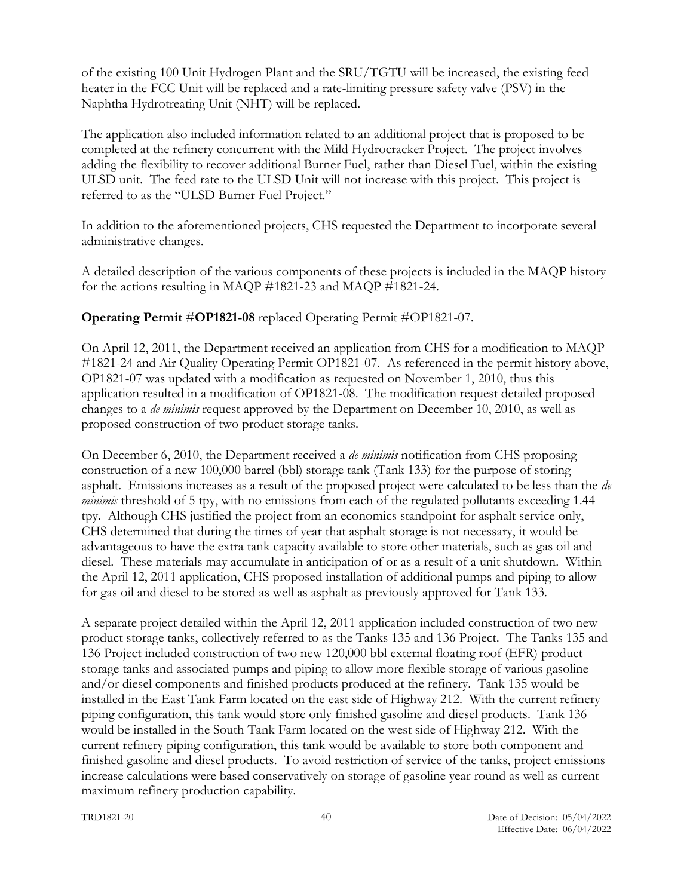of the existing 100 Unit Hydrogen Plant and the SRU/TGTU will be increased, the existing feed heater in the FCC Unit will be replaced and a rate-limiting pressure safety valve (PSV) in the Naphtha Hydrotreating Unit (NHT) will be replaced.

The application also included information related to an additional project that is proposed to be completed at the refinery concurrent with the Mild Hydrocracker Project. The project involves adding the flexibility to recover additional Burner Fuel, rather than Diesel Fuel, within the existing ULSD unit. The feed rate to the ULSD Unit will not increase with this project. This project is referred to as the "ULSD Burner Fuel Project."

In addition to the aforementioned projects, CHS requested the Department to incorporate several administrative changes.

A detailed description of the various components of these projects is included in the MAQP history for the actions resulting in MAQP #1821-23 and MAQP #1821-24.

**Operating Permit #OP1821-08** replaced Operating Permit #OP1821-07.

On April 12, 2011, the Department received an application from CHS for a modification to MAQP #1821-24 and Air Quality Operating Permit OP1821-07. As referenced in the permit history above, OP1821-07 was updated with a modification as requested on November 1, 2010, thus this application resulted in a modification of OP1821-08. The modification request detailed proposed changes to a *de minimis* request approved by the Department on December 10, 2010, as well as proposed construction of two product storage tanks.

On December 6, 2010, the Department received a *de minimis* notification from CHS proposing construction of a new 100,000 barrel (bbl) storage tank (Tank 133) for the purpose of storing asphalt. Emissions increases as a result of the proposed project were calculated to be less than the *de minimis* threshold of 5 tpy, with no emissions from each of the regulated pollutants exceeding 1.44 tpy. Although CHS justified the project from an economics standpoint for asphalt service only, CHS determined that during the times of year that asphalt storage is not necessary, it would be advantageous to have the extra tank capacity available to store other materials, such as gas oil and diesel. These materials may accumulate in anticipation of or as a result of a unit shutdown. Within the April 12, 2011 application, CHS proposed installation of additional pumps and piping to allow for gas oil and diesel to be stored as well as asphalt as previously approved for Tank 133.

A separate project detailed within the April 12, 2011 application included construction of two new product storage tanks, collectively referred to as the Tanks 135 and 136 Project. The Tanks 135 and 136 Project included construction of two new 120,000 bbl external floating roof (EFR) product storage tanks and associated pumps and piping to allow more flexible storage of various gasoline and/or diesel components and finished products produced at the refinery. Tank 135 would be installed in the East Tank Farm located on the east side of Highway 212. With the current refinery piping configuration, this tank would store only finished gasoline and diesel products. Tank 136 would be installed in the South Tank Farm located on the west side of Highway 212. With the current refinery piping configuration, this tank would be available to store both component and finished gasoline and diesel products. To avoid restriction of service of the tanks, project emissions increase calculations were based conservatively on storage of gasoline year round as well as current maximum refinery production capability.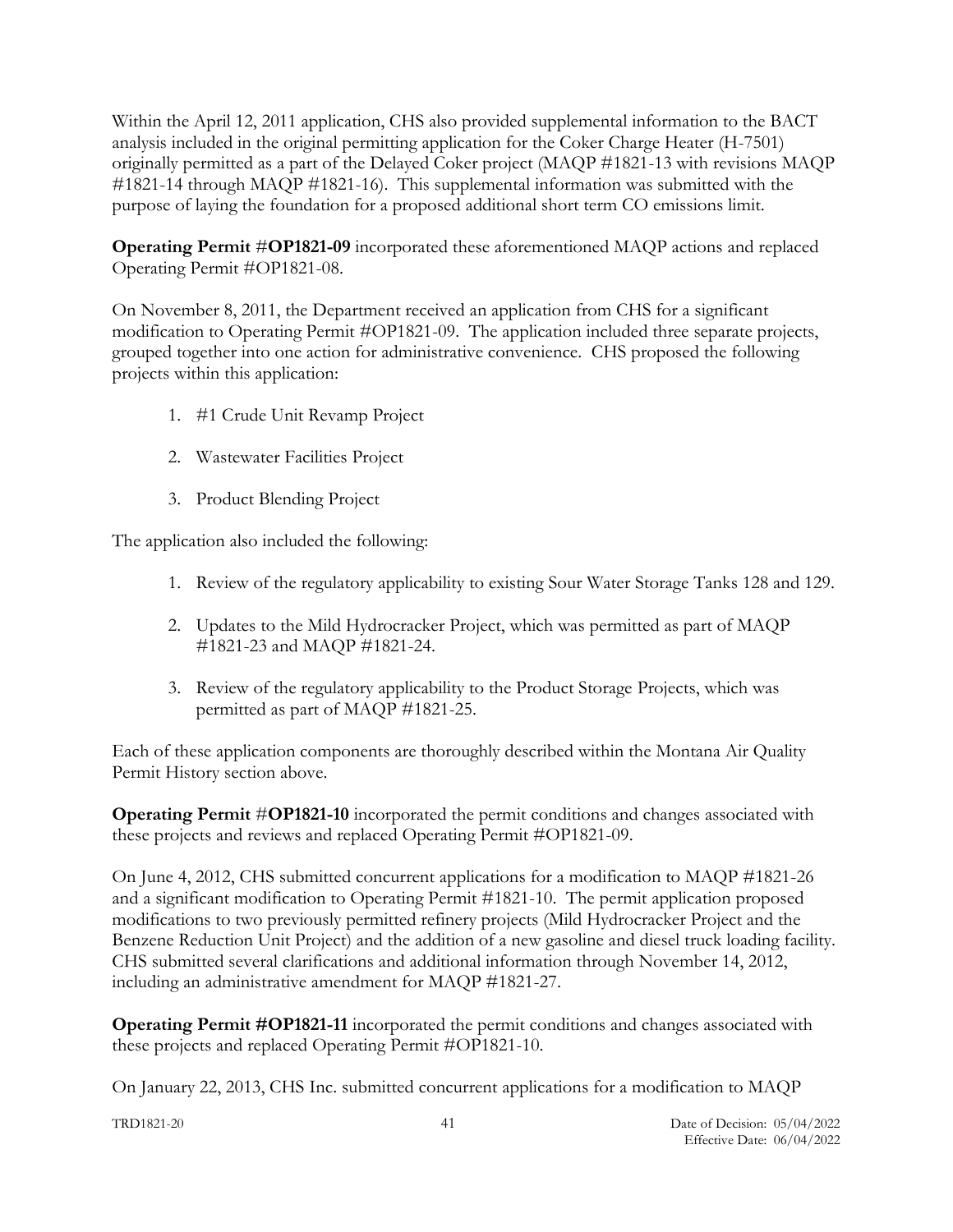Within the April 12, 2011 application, CHS also provided supplemental information to the BACT analysis included in the original permitting application for the Coker Charge Heater (H-7501) originally permitted as a part of the Delayed Coker project (MAQP #1821-13 with revisions MAQP #1821-14 through MAQP #1821-16). This supplemental information was submitted with the purpose of laying the foundation for a proposed additional short term CO emissions limit.

**Operating Permit** #**OP1821-09** incorporated these aforementioned MAQP actions and replaced Operating Permit #OP1821-08.

On November 8, 2011, the Department received an application from CHS for a significant modification to Operating Permit #OP1821-09. The application included three separate projects, grouped together into one action for administrative convenience. CHS proposed the following projects within this application:

1. #1 Crude Unit Revamp Project
2. Wastewater Facilities Project
3. Product Blending Project

The application also included the following:

1. Review of the regulatory applicability to existing Sour Water Storage Tanks 128 and 129.
2. Updates to the Mild Hydrocracker Project, which was permitted as part of MAQP #1821-23 and MAQP #1821-24.
3. Review of the regulatory applicability to the Product Storage Projects, which was permitted as part of MAQP #1821-25.

Each of these application components are thoroughly described within the Montana Air Quality Permit History section above.

**Operating Permit** #**OP1821-10** incorporated the permit conditions and changes associated with these projects and reviews and replaced Operating Permit #OP1821-09.

On June 4, 2012, CHS submitted concurrent applications for a modification to MAQP #1821-26 and a significant modification to Operating Permit #1821-10. The permit application proposed modifications to two previously permitted refinery projects (Mild Hydrocracker Project and the Benzene Reduction Unit Project) and the addition of a new gasoline and diesel truck loading facility. CHS submitted several clarifications and additional information through November 14, 2012, including an administrative amendment for MAQP #1821-27.

**Operating Permit #OP1821-11** incorporated the permit conditions and changes associated with these projects and replaced Operating Permit #OP1821-10.

On January 22, 2013, CHS Inc. submitted concurrent applications for a modification to MAQP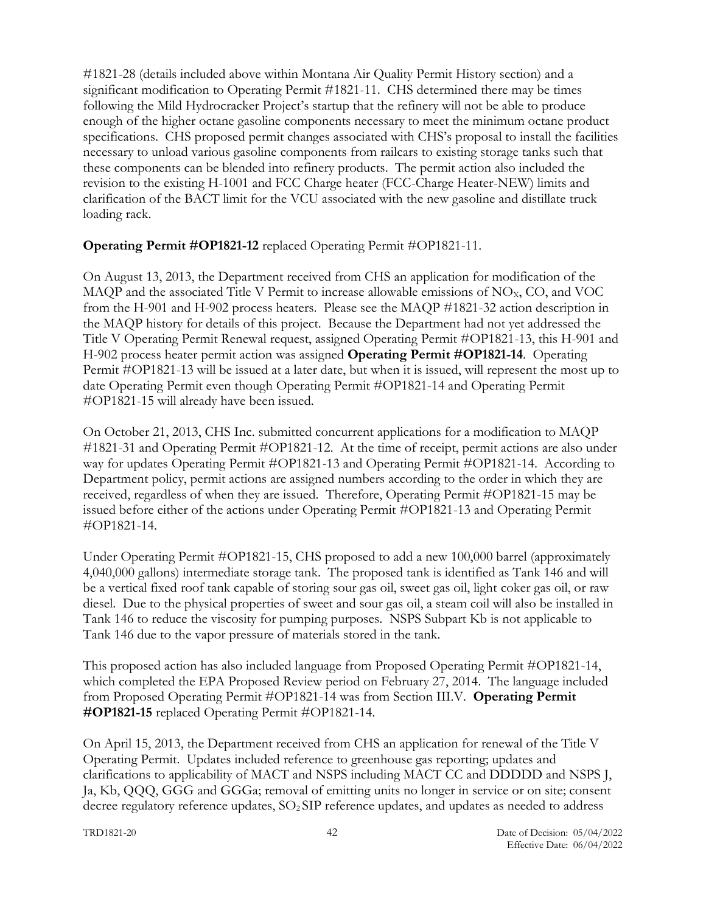#1821-28 (details included above within Montana Air Quality Permit History section) and a significant modification to Operating Permit #1821-11. CHS determined there may be times following the Mild Hydrocracker Project's startup that the refinery will not be able to produce enough of the higher octane gasoline components necessary to meet the minimum octane product specifications. CHS proposed permit changes associated with CHS's proposal to install the facilities necessary to unload various gasoline components from railcars to existing storage tanks such that these components can be blended into refinery products. The permit action also included the revision to the existing H-1001 and FCC Charge heater (FCC-Charge Heater-NEW) limits and clarification of the BACT limit for the VCU associated with the new gasoline and distillate truck loading rack.

**Operating Permit #OP1821-12** replaced Operating Permit #OP1821-11.

On August 13, 2013, the Department received from CHS an application for modification of the MAQP and the associated Title V Permit to increase allowable emissions of $NO_X$, CO, and VOC from the H-901 and H-902 process heaters. Please see the MAQP #1821-32 action description in the MAQP history for details of this project. Because the Department had not yet addressed the Title V Operating Permit Renewal request, assigned Operating Permit #OP1821-13, this H-901 and H-902 process heater permit action was assigned **Operating Permit #OP1821-14**. Operating Permit #OP1821-13 will be issued at a later date, but when it is issued, will represent the most up to date Operating Permit even though Operating Permit #OP1821-14 and Operating Permit #OP1821-15 will already have been issued.

On October 21, 2013, CHS Inc. submitted concurrent applications for a modification to MAQP #1821-31 and Operating Permit #OP1821-12. At the time of receipt, permit actions are also under way for updates Operating Permit #OP1821-13 and Operating Permit #OP1821-14. According to Department policy, permit actions are assigned numbers according to the order in which they are received, regardless of when they are issued. Therefore, Operating Permit #OP1821-15 may be issued before either of the actions under Operating Permit #OP1821-13 and Operating Permit #OP1821-14.

Under Operating Permit #OP1821-15, CHS proposed to add a new 100,000 barrel (approximately 4,040,000 gallons) intermediate storage tank. The proposed tank is identified as Tank 146 and will be a vertical fixed roof tank capable of storing sour gas oil, sweet gas oil, light coker gas oil, or raw diesel. Due to the physical properties of sweet and sour gas oil, a steam coil will also be installed in Tank 146 to reduce the viscosity for pumping purposes. NSPS Subpart Kb is not applicable to Tank 146 due to the vapor pressure of materials stored in the tank.

This proposed action has also included language from Proposed Operating Permit #OP1821-14, which completed the EPA Proposed Review period on February 27, 2014. The language included from Proposed Operating Permit #OP1821-14 was from Section III.V. **Operating Permit #OP1821-15** replaced Operating Permit #OP1821-14.

On April 15, 2013, the Department received from CHS an application for renewal of the Title V Operating Permit. Updates included reference to greenhouse gas reporting; updates and clarifications to applicability of MACT and NSPS including MACT CC and DDDDD and NSPS J, Ja, Kb, QQQ, GGG and GGGa; removal of emitting units no longer in service or on site; consent decree regulatory reference updates, $SO_2$ SIP reference updates, and updates as needed to address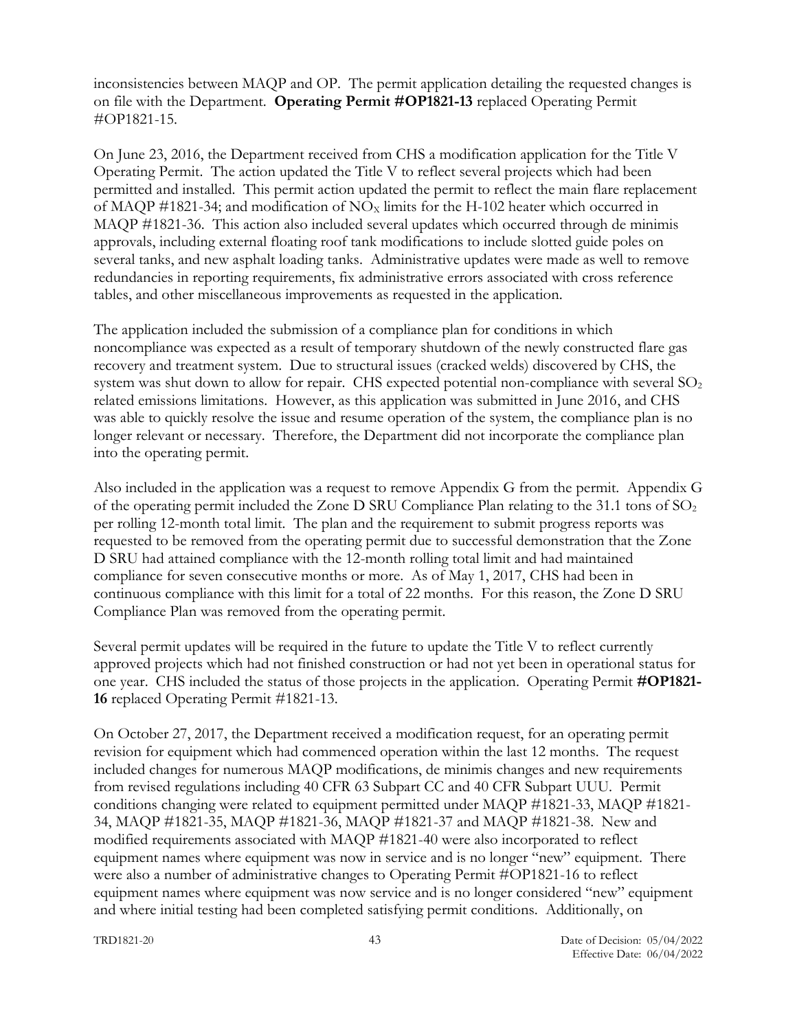inconsistencies between MAQP and OP. The permit application detailing the requested changes is on file with the Department. **Operating Permit #OP1821-13** replaced Operating Permit #OP1821-15.

On June 23, 2016, the Department received from CHS a modification application for the Title V Operating Permit. The action updated the Title V to reflect several projects which had been permitted and installed. This permit action updated the permit to reflect the main flare replacement of MAQP #1821-34; and modification of $NO_X$ limits for the H-102 heater which occurred in MAQP #1821-36. This action also included several updates which occurred through de minimis approvals, including external floating roof tank modifications to include slotted guide poles on several tanks, and new asphalt loading tanks. Administrative updates were made as well to remove redundancies in reporting requirements, fix administrative errors associated with cross reference tables, and other miscellaneous improvements as requested in the application.

The application included the submission of a compliance plan for conditions in which noncompliance was expected as a result of temporary shutdown of the newly constructed flare gas recovery and treatment system. Due to structural issues (cracked welds) discovered by CHS, the system was shut down to allow for repair. CHS expected potential non-compliance with several $SO_2$ related emissions limitations. However, as this application was submitted in June 2016, and CHS was able to quickly resolve the issue and resume operation of the system, the compliance plan is no longer relevant or necessary. Therefore, the Department did not incorporate the compliance plan into the operating permit.

Also included in the application was a request to remove Appendix G from the permit. Appendix G of the operating permit included the Zone D SRU Compliance Plan relating to the 31.1 tons of $SO_2$ per rolling 12-month total limit. The plan and the requirement to submit progress reports was requested to be removed from the operating permit due to successful demonstration that the Zone D SRU had attained compliance with the 12-month rolling total limit and had maintained compliance for seven consecutive months or more. As of May 1, 2017, CHS had been in continuous compliance with this limit for a total of 22 months. For this reason, the Zone D SRU Compliance Plan was removed from the operating permit.

Several permit updates will be required in the future to update the Title V to reflect currently approved projects which had not finished construction or had not yet been in operational status for one year. CHS included the status of those projects in the application. Operating Permit **#OP1821-16** replaced Operating Permit #1821-13.

On October 27, 2017, the Department received a modification request, for an operating permit revision for equipment which had commenced operation within the last 12 months. The request included changes for numerous MAQP modifications, de minimis changes and new requirements from revised regulations including 40 CFR 63 Subpart CC and 40 CFR Subpart UUU. Permit conditions changing were related to equipment permitted under MAQP #1821-33, MAQP #1821-34, MAQP #1821-35, MAQP #1821-36, MAQP #1821-37 and MAQP #1821-38. New and modified requirements associated with MAQP #1821-40 were also incorporated to reflect equipment names where equipment was now in service and is no longer "new" equipment. There were also a number of administrative changes to Operating Permit #OP1821-16 to reflect equipment names where equipment was now service and is no longer considered "new" equipment and where initial testing had been completed satisfying permit conditions. Additionally, on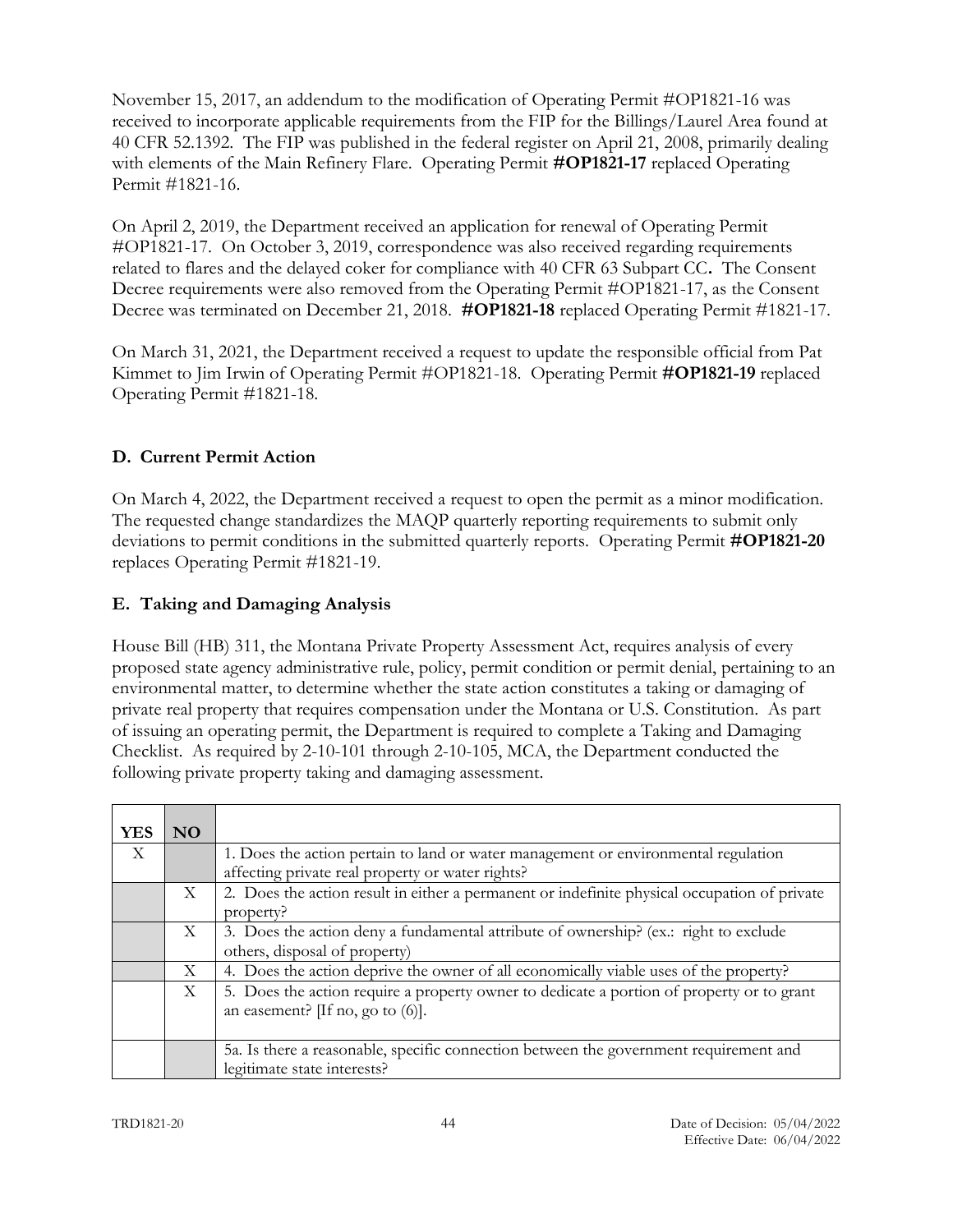November 15, 2017, an addendum to the modification of Operating Permit #OP1821-16 was received to incorporate applicable requirements from the FIP for the Billings/Laurel Area found at 40 CFR 52.1392. The FIP was published in the federal register on April 21, 2008, primarily dealing with elements of the Main Refinery Flare. Operating Permit **#OP1821-17** replaced Operating Permit #1821-16.

On April 2, 2019, the Department received an application for renewal of Operating Permit #OP1821-17. On October 3, 2019, correspondence was also received regarding requirements related to flares and the delayed coker for compliance with 40 CFR 63 Subpart CC**.** The Consent Decree requirements were also removed from the Operating Permit #OP1821-17, as the Consent Decree was terminated on December 21, 2018. **#OP1821-18** replaced Operating Permit #1821-17.

On March 31, 2021, the Department received a request to update the responsible official from Pat Kimmet to Jim Irwin of Operating Permit #OP1821-18. Operating Permit **#OP1821-19** replaced Operating Permit #1821-18.

## D. Current Permit Action

On March 4, 2022, the Department received a request to open the permit as a minor modification. The requested change standardizes the MAQP quarterly reporting requirements to submit only deviations to permit conditions in the submitted quarterly reports. Operating Permit **#OP1821-20** replaces Operating Permit #1821-19.

## E. Taking and Damaging Analysis

House Bill (HB) 311, the Montana Private Property Assessment Act, requires analysis of every proposed state agency administrative rule, policy, permit condition or permit denial, pertaining to an environmental matter, to determine whether the state action constitutes a taking or damaging of private real property that requires compensation under the Montana or U.S. Constitution. As part of issuing an operating permit, the Department is required to complete a Taking and Damaging Checklist. As required by 2-10-101 through 2-10-105, MCA, the Department conducted the following private property taking and damaging assessment.

| YES | NO | |
|---|---|---|
| X | | 1. Does the action pertain to land or water management or environmental regulation affecting private real property or water rights? |
| | X | 2. Does the action result in either a permanent or indefinite physical occupation of private property? |
| | X | 3. Does the action deny a fundamental attribute of ownership? (ex.: right to exclude others, disposal of property) |
| | X | 4. Does the action deprive the owner of all economically viable uses of the property? |
| | X | 5. Does the action require a property owner to dedicate a portion of property or to grant an easement? [If no, go to (6)]. |
| | | 5a. Is there a reasonable, specific connection between the government requirement and legitimate state interests? |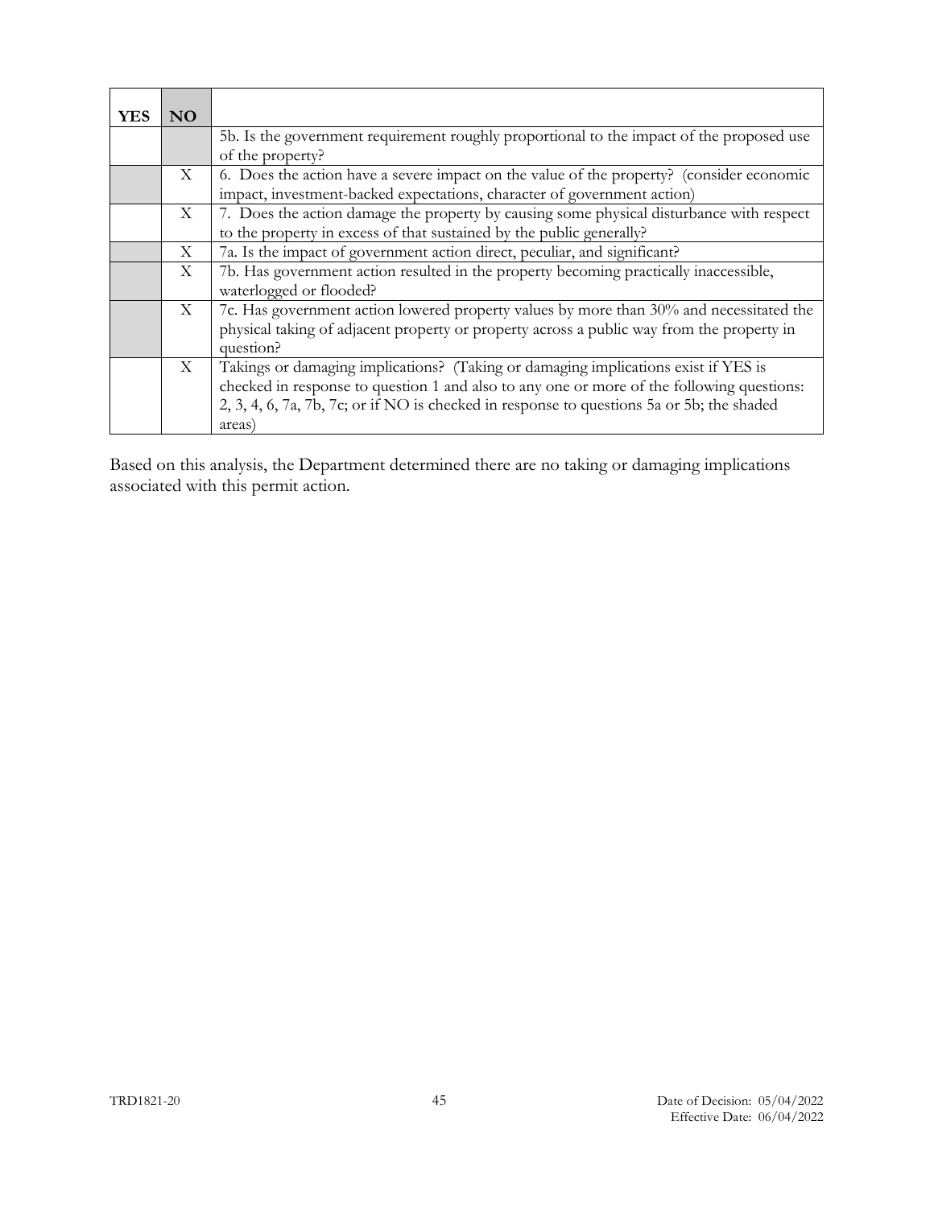| YES | NO | |
|---|---|---|
| | | 5b. Is the government requirement roughly proportional to the impact of the proposed use of the property? |
| | X | 6. Does the action have a severe impact on the value of the property? (consider economic impact, investment-backed expectations, character of government action) |
| | X | 7. Does the action damage the property by causing some physical disturbance with respect to the property in excess of that sustained by the public generally? |
| | X | 7a. Is the impact of government action direct, peculiar, and significant? |
| | X | 7b. Has government action resulted in the property becoming practically inaccessible, waterlogged or flooded? |
| | X | 7c. Has government action lowered property values by more than 30% and necessitated the physical taking of adjacent property or property across a public way from the property in question? |
| | X | Takings or damaging implications? (Taking or damaging implications exist if YES is checked in response to question 1 and also to any one or more of the following questions: 2, 3, 4, 6, 7a, 7b, 7c; or if NO is checked in response to questions 5a or 5b; the shaded areas) |

Based on this analysis, the Department determined there are no taking or damaging implications associated with this permit action.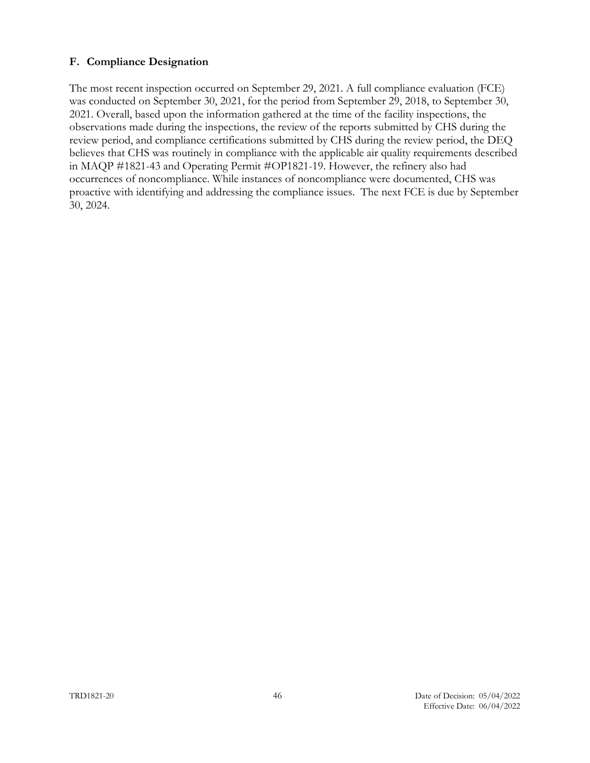### F. Compliance Designation

The most recent inspection occurred on September 29, 2021. A full compliance evaluation (FCE) was conducted on September 30, 2021, for the period from September 29, 2018, to September 30, 2021. Overall, based upon the information gathered at the time of the facility inspections, the observations made during the inspections, the review of the reports submitted by CHS during the review period, and compliance certifications submitted by CHS during the review period, the DEQ believes that CHS was routinely in compliance with the applicable air quality requirements described in MAQP #1821-43 and Operating Permit #OP1821-19. However, the refinery also had occurrences of noncompliance. While instances of noncompliance were documented, CHS was proactive with identifying and addressing the compliance issues. The next FCE is due by September 30, 2024.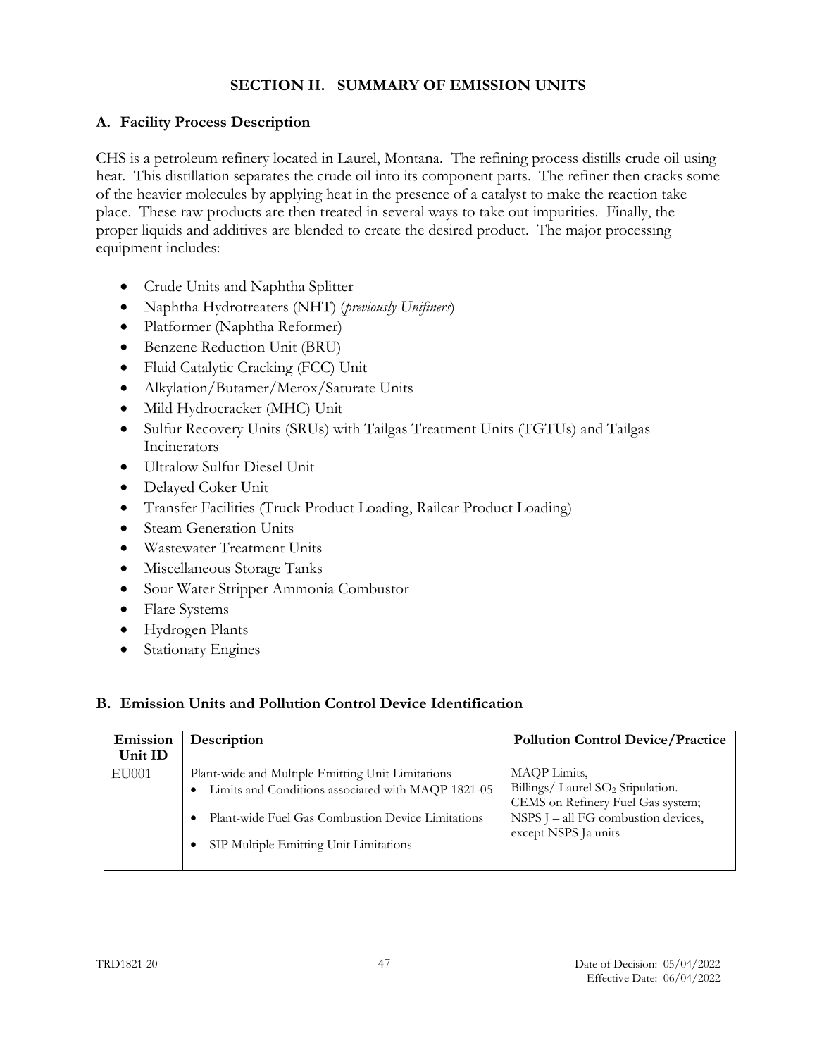# SECTION II. SUMMARY OF EMISSION UNITS

## A. Facility Process Description

CHS is a petroleum refinery located in Laurel, Montana. The refining process distills crude oil using heat. This distillation separates the crude oil into its component parts. The refiner then cracks some of the heavier molecules by applying heat in the presence of a catalyst to make the reaction take place. These raw products are then treated in several ways to take out impurities. Finally, the proper liquids and additives are blended to create the desired product. The major processing equipment includes:

- Crude Units and Naphtha Splitter
- Naphtha Hydrotreaters (NHT) (*previously Unifiners*)
- Platformer (Naphtha Reformer)
- Benzene Reduction Unit (BRU)
- Fluid Catalytic Cracking (FCC) Unit
- Alkylation/Butamer/Merox/Saturate Units
- Mild Hydrocracker (MHC) Unit
- Sulfur Recovery Units (SRUs) with Tailgas Treatment Units (TGTUs) and Tailgas Incinerators
- Ultralow Sulfur Diesel Unit
- Delayed Coker Unit
- Transfer Facilities (Truck Product Loading, Railcar Product Loading)
- Steam Generation Units
- Wastewater Treatment Units
- Miscellaneous Storage Tanks
- Sour Water Stripper Ammonia Combustor
- Flare Systems
- Hydrogen Plants
- Stationary Engines

## B. Emission Units and Pollution Control Device Identification

| Emission Unit ID | Description | Pollution Control Device/Practice |
|---|---|---|
| EU001 | Plant-wide and Multiple Emitting Unit Limitations<br>• Limits and Conditions associated with MAQP 1821-05<br>• Plant-wide Fuel Gas Combustion Device Limitations<br>• SIP Multiple Emitting Unit Limitations | MAQP Limits,<br>Billings/ Laurel $SO_2$ Stipulation.<br>CEMS on Refinery Fuel Gas system;<br>NSPS J – all FG combustion devices, except NSPS Ja units |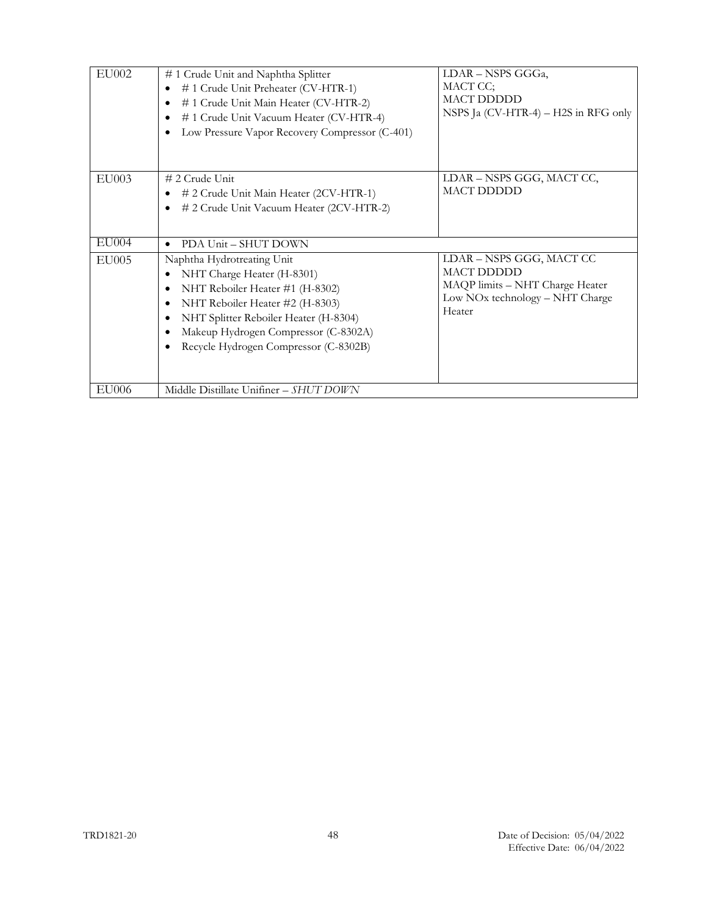| | | |
|---|---|---|
| EU002 | # 1 Crude Unit and Naphtha Splitter<br>• # 1 Crude Unit Preheater (CV-HTR-1)<br>• # 1 Crude Unit Main Heater (CV-HTR-2)<br>• # 1 Crude Unit Vacuum Heater (CV-HTR-4)<br>• Low Pressure Vapor Recovery Compressor (C-401) | LDAR – NSPS GGGa,<br>MACT CC;<br>MACT DDDDD<br>NSPS Ja (CV-HTR-4) – H2S in RFG only |
| EU003 | # 2 Crude Unit<br>• # 2 Crude Unit Main Heater (2CV-HTR-1)<br>• # 2 Crude Unit Vacuum Heater (2CV-HTR-2) | LDAR – NSPS GGG, MACT CC,<br>MACT DDDDD |
| EU004 | • PDA Unit – SHUT DOWN | |
| EU005 | Naphtha Hydrotreating Unit<br>• NHT Charge Heater (H-8301)<br>• NHT Reboiler Heater #1 (H-8302)<br>• NHT Reboiler Heater #2 (H-8303)<br>• NHT Splitter Reboiler Heater (H-8304)<br>• Makeup Hydrogen Compressor (C-8302A)<br>• Recycle Hydrogen Compressor (C-8302B) | LDAR – NSPS GGG, MACT CC<br>MACT DDDDD<br>MAQP limits – NHT Charge Heater<br>Low NOx technology – NHT Charge Heater |
| EU006 | Middle Distillate Unifiner – *SHUT DOWN* | |

TRD1821-20

Date of Decision: 05/04/2022
Effective Date: 06/04/2022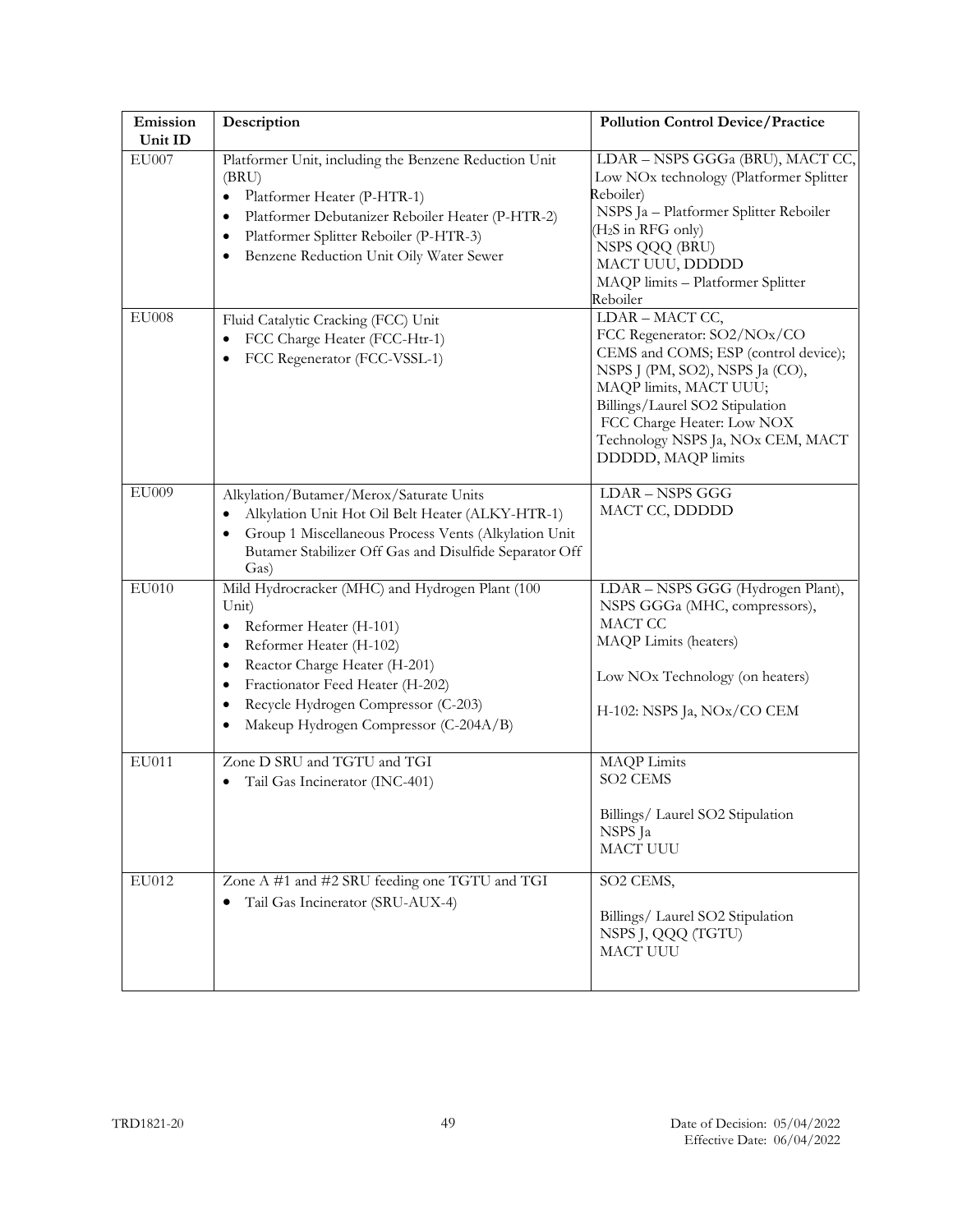| Emission Unit ID | Description | Pollution Control Device/Practice |
|---|---|---|
| EU007 | Platformer Unit, including the Benzene Reduction Unit (BRU)<br>• Platformer Heater (P-HTR-1)<br>• Platformer Debutanizer Reboiler Heater (P-HTR-2)<br>• Platformer Splitter Reboiler (P-HTR-3)<br>• Benzene Reduction Unit Oily Water Sewer | LDAR – NSPS GGGa (BRU), MACT CC, Low NOx technology (Platformer Splitter Reboiler)<br>NSPS Ja – Platformer Splitter Reboiler ($H_2S$ in RFG only)<br>NSPS QQQ (BRU)<br>MACT UUU, DDDDD<br>MAQP limits – Platformer Splitter Reboiler |
| EU008 | Fluid Catalytic Cracking (FCC) Unit<br>• FCC Charge Heater (FCC-Htr-1)<br>• FCC Regenerator (FCC-VSSL-1) | LDAR – MACT CC,<br>FCC Regenerator: SO2/NOx/CO CEMS and COMS; ESP (control device); NSPS J (PM, SO2), NSPS Ja (CO), MAQP limits, MACT UUU;<br>Billings/Laurel SO2 Stipulation<br>FCC Charge Heater: Low NOX Technology NSPS Ja, NOx CEM, MACT DDDDD, MAQP limits |
| EU009 | Alkylation/Butamer/Merox/Saturate Units<br>• Alkylation Unit Hot Oil Belt Heater (ALKY-HTR-1)<br>• Group 1 Miscellaneous Process Vents (Alkylation Unit Butamer Stabilizer Off Gas and Disulfide Separator Off Gas) | LDAR – NSPS GGG<br>MACT CC, DDDDD |
| EU010 | Mild Hydrocracker (MHC) and Hydrogen Plant (100 Unit)<br>• Reformer Heater (H-101)<br>• Reformer Heater (H-102)<br>• Reactor Charge Heater (H-201)<br>• Fractionator Feed Heater (H-202)<br>• Recycle Hydrogen Compressor (C-203)<br>• Makeup Hydrogen Compressor (C-204A/B) | LDAR – NSPS GGG (Hydrogen Plant), NSPS GGGa (MHC, compressors), MACT CC<br>MAQP Limits (heaters)<br><br>Low NOx Technology (on heaters)<br><br>H-102: NSPS Ja, NOx/CO CEM |
| EU011 | Zone D SRU and TGTU and TGI<br>• Tail Gas Incinerator (INC-401) | MAQP Limits<br>SO2 CEMS<br><br>Billings/ Laurel SO2 Stipulation<br>NSPS Ja<br>MACT UUU |
| EU012 | Zone A #1 and #2 SRU feeding one TGTU and TGI<br>• Tail Gas Incinerator (SRU-AUX-4) | SO2 CEMS,<br><br>Billings/ Laurel SO2 Stipulation<br>NSPS J, QQQ (TGTU)<br>MACT UUU |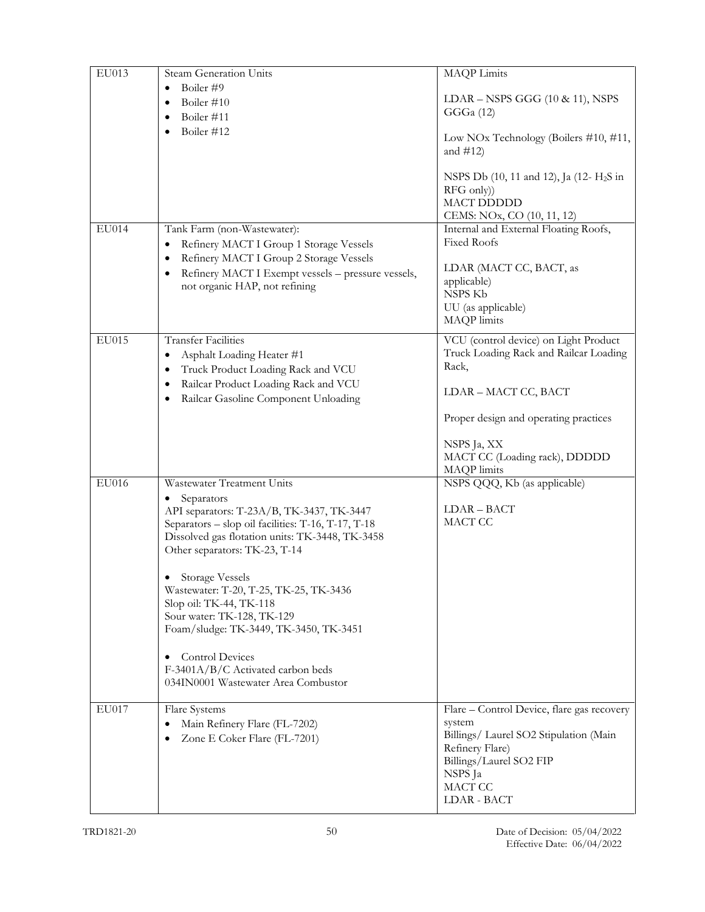| EU013 | Steam Generation Units<br>• Boiler #9<br>• Boiler #10<br>• Boiler #11<br>• Boiler #12 | MAQP Limits<br><br>LDAR – NSPS GGG (10 & 11), NSPS GGGa (12)<br><br>Low NOx Technology (Boilers #10, #11, and #12)<br><br>NSPS Db (10, 11 and 12), Ja (12- $H_2S$ in RFG only))<br>MACT DDDDD<br>CEMS: NOx, CO (10, 11, 12) |
|---|---|---|
| EU014 | Tank Farm (non-Wastewater):<br>• Refinery MACT I Group 1 Storage Vessels<br>• Refinery MACT I Group 2 Storage Vessels<br>• Refinery MACT I Exempt vessels – pressure vessels, not organic HAP, not refining | Internal and External Floating Roofs, Fixed Roofs<br><br>LDAR (MACT CC, BACT, as applicable)<br>NSPS Kb<br>UU (as applicable)<br>MAQP limits |
| EU015 | Transfer Facilities<br>• Asphalt Loading Heater #1<br>• Truck Product Loading Rack and VCU<br>• Railcar Product Loading Rack and VCU<br>• Railcar Gasoline Component Unloading | VCU (control device) on Light Product Truck Loading Rack and Railcar Loading Rack,<br><br>LDAR – MACT CC, BACT<br><br>Proper design and operating practices<br><br>NSPS Ja, XX<br>MACT CC (Loading rack), DDDDD<br>MAQP limits |
| EU016 | Wastewater Treatment Units<br>• Separators<br>API separators: T-23A/B, TK-3437, TK-3447<br>Separators – slop oil facilities: T-16, T-17, T-18<br>Dissolved gas flotation units: TK-3448, TK-3458<br>Other separators: TK-23, T-14<br><br>• Storage Vessels<br>Wastewater: T-20, T-25, TK-25, TK-3436<br>Slop oil: TK-44, TK-118<br>Sour water: TK-128, TK-129<br>Foam/sludge: TK-3449, TK-3450, TK-3451<br><br>• Control Devices<br>F-3401A/B/C Activated carbon beds<br>034IN0001 Wastewater Area Combustor | NSPS QQQ, Kb (as applicable)<br><br>LDAR – BACT<br>MACT CC |
| EU017 | Flare Systems<br>• Main Refinery Flare (FL-7202)<br>• Zone E Coker Flare (FL-7201) | Flare – Control Device, flare gas recovery system<br>Billings/ Laurel SO2 Stipulation (Main Refinery Flare)<br>Billings/Laurel SO2 FIP<br>NSPS Ja<br>MACT CC<br>LDAR - BACT |

TRD1821-20

Date of Decision: 05/04/2022
Effective Date: 06/04/2022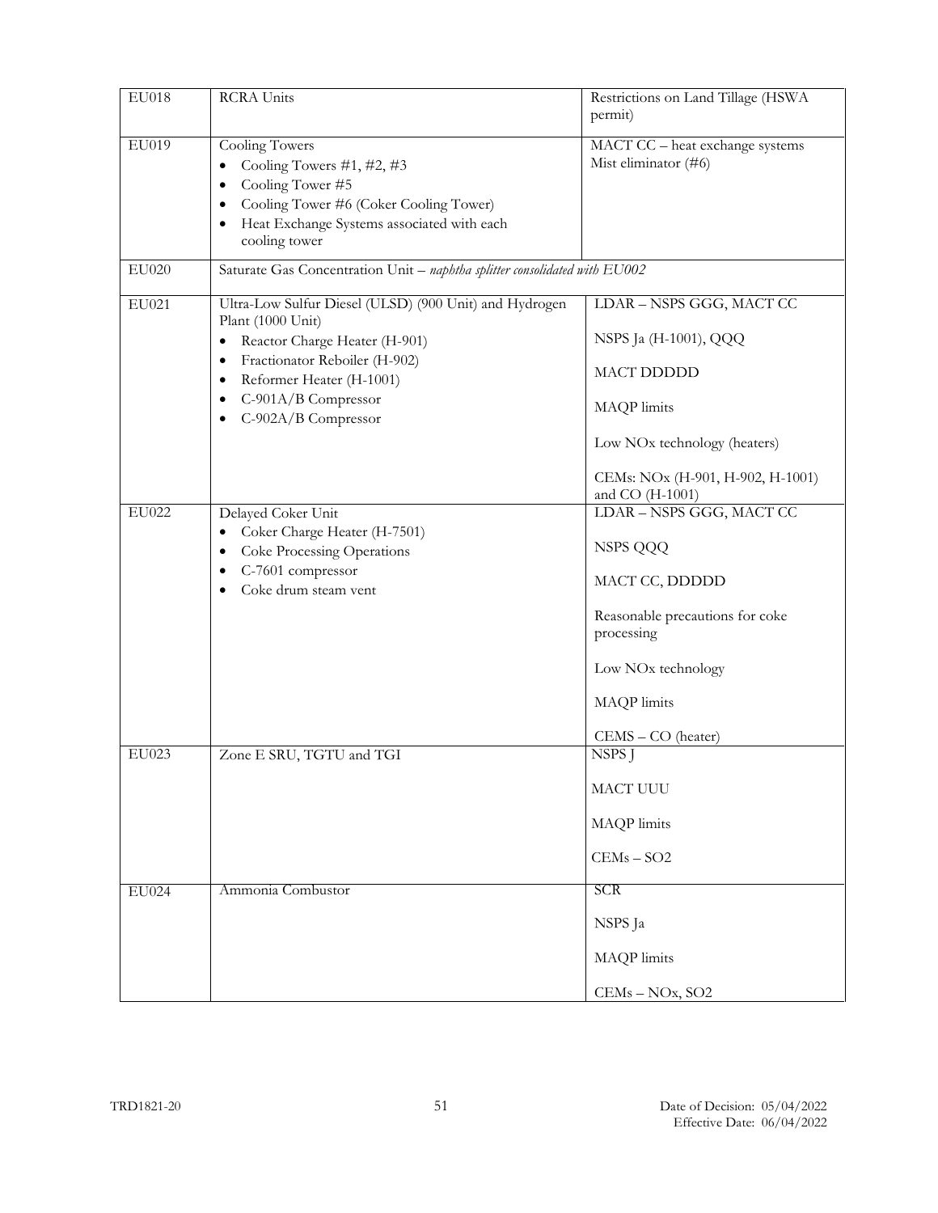| EU018 | RCRA Units | Restrictions on Land Tillage (HSWA permit) |
|---|---|---|
| EU019 | Cooling Towers<br>• Cooling Towers #1, #2, #3<br>• Cooling Tower #5<br>• Cooling Tower #6 (Coker Cooling Tower)<br>• Heat Exchange Systems associated with each cooling tower | MACT CC – heat exchange systems<br>Mist eliminator (#6) |
| EU020 | Saturate Gas Concentration Unit – *naphtha splitter consolidated with EU002* | |
| EU021 | Ultra-Low Sulfur Diesel (ULSD) (900 Unit) and Hydrogen Plant (1000 Unit)<br>• Reactor Charge Heater (H-901)<br>• Fractionator Reboiler (H-902)<br>• Reformer Heater (H-1001)<br>• C-901A/B Compressor<br>• C-902A/B Compressor | LDAR – NSPS GGG, MACT CC<br><br>NSPS Ja (H-1001), QQQ<br><br>MACT DDDDD<br><br>MAQP limits<br><br>Low NOx technology (heaters)<br><br>CEMs: NOx (H-901, H-902, H-1001) and CO (H-1001) |
| EU022 | Delayed Coker Unit<br>• Coker Charge Heater (H-7501)<br>• Coke Processing Operations<br>• C-7601 compressor<br>• Coke drum steam vent | LDAR – NSPS GGG, MACT CC<br><br>NSPS QQQ<br><br>MACT CC, DDDDD<br><br>Reasonable precautions for coke processing<br><br>Low NOx technology<br><br>MAQP limits<br><br>CEMS – CO (heater) |
| EU023 | Zone E SRU, TGTU and TGI | NSPS J<br><br>MACT UUU<br><br>MAQP limits<br><br>CEMs – SO2 |
| EU024 | Ammonia Combustor | SCR<br><br>NSPS Ja<br><br>MAQP limits<br><br>CEMs – NOx, SO2 |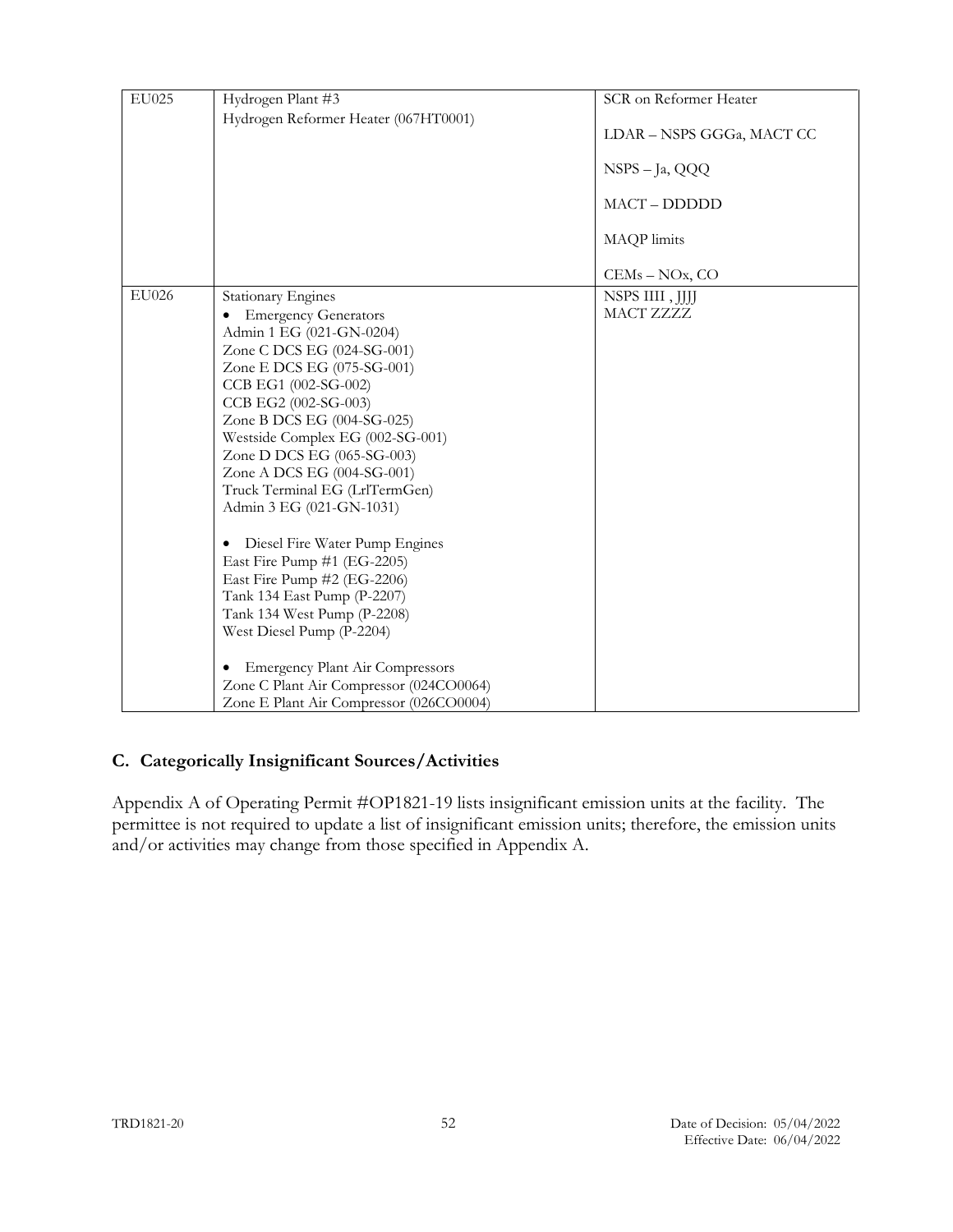| EU025 | Hydrogen Plant #3<br>Hydrogen Reformer Heater (067HT0001) | SCR on Reformer Heater<br><br>LDAR – NSPS GGGa, MACT CC<br><br>NSPS – Ja, QQQ<br><br>MACT – DDDDD<br><br>MAQP limits<br><br>CEMs – NOx, CO |
|---|---|---|
| EU026 | Stationary Engines<br>• Emergency Generators<br>Admin 1 EG (021-GN-0204)<br>Zone C DCS EG (024-SG-001)<br>Zone E DCS EG (075-SG-001)<br>CCB EG1 (002-SG-002)<br>CCB EG2 (002-SG-003)<br>Zone B DCS EG (004-SG-025)<br>Westside Complex EG (002-SG-001)<br>Zone D DCS EG (065-SG-003)<br>Zone A DCS EG (004-SG-001)<br>Truck Terminal EG (LrlTermGen)<br>Admin 3 EG (021-GN-1031)<br><br>• Diesel Fire Water Pump Engines<br>East Fire Pump #1 (EG-2205)<br>East Fire Pump #2 (EG-2206)<br>Tank 134 East Pump (P-2207)<br>Tank 134 West Pump (P-2208)<br>West Diesel Pump (P-2204)<br><br>• Emergency Plant Air Compressors<br>Zone C Plant Air Compressor (024CO0064)<br>Zone E Plant Air Compressor (026CO0004) | NSPS IIII , JJJJ<br>MACT ZZZZ |

## C. Categorically Insignificant Sources/Activities

Appendix A of Operating Permit #OP1821-19 lists insignificant emission units at the facility. The permittee is not required to update a list of insignificant emission units; therefore, the emission units and/or activities may change from those specified in Appendix A.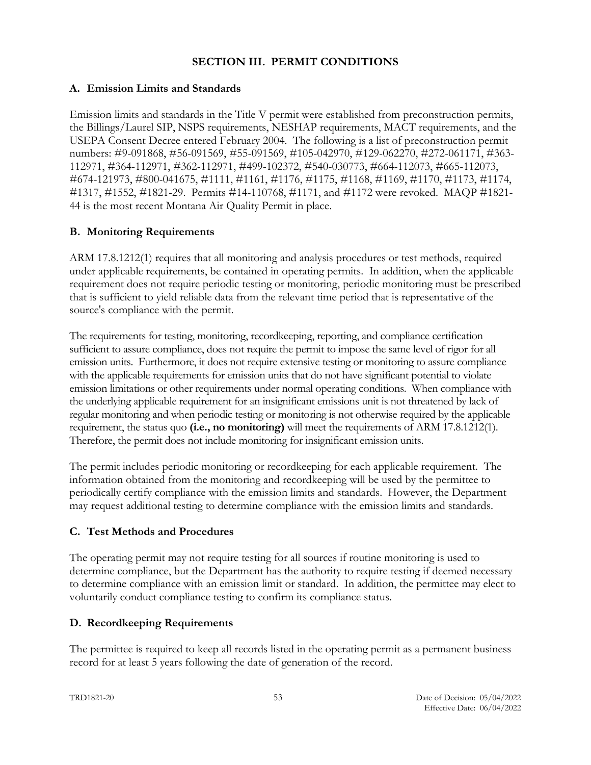## SECTION III. PERMIT CONDITIONS

### A. Emission Limits and Standards

Emission limits and standards in the Title V permit were established from preconstruction permits, the Billings/Laurel SIP, NSPS requirements, NESHAP requirements, MACT requirements, and the USEPA Consent Decree entered February 2004. The following is a list of preconstruction permit numbers: #9-091868, #56-091569, #55-091569, #105-042970, #129-062270, #272-061171, #363-112971, #364-112971, #362-112971, #499-102372, #540-030773, #664-112073, #665-112073, #674-121973, #800-041675, #1111, #1161, #1176, #1175, #1168, #1169, #1170, #1173, #1174, #1317, #1552, #1821-29. Permits #14-110768, #1171, and #1172 were revoked. MAQP #1821-44 is the most recent Montana Air Quality Permit in place.

### B. Monitoring Requirements

ARM 17.8.1212(1) requires that all monitoring and analysis procedures or test methods, required under applicable requirements, be contained in operating permits. In addition, when the applicable requirement does not require periodic testing or monitoring, periodic monitoring must be prescribed that is sufficient to yield reliable data from the relevant time period that is representative of the source's compliance with the permit.

The requirements for testing, monitoring, recordkeeping, reporting, and compliance certification sufficient to assure compliance, does not require the permit to impose the same level of rigor for all emission units. Furthermore, it does not require extensive testing or monitoring to assure compliance with the applicable requirements for emission units that do not have significant potential to violate emission limitations or other requirements under normal operating conditions. When compliance with the underlying applicable requirement for an insignificant emissions unit is not threatened by lack of regular monitoring and when periodic testing or monitoring is not otherwise required by the applicable requirement, the status quo **(i.e., no monitoring)** will meet the requirements of ARM 17.8.1212(1). Therefore, the permit does not include monitoring for insignificant emission units.

The permit includes periodic monitoring or recordkeeping for each applicable requirement. The information obtained from the monitoring and recordkeeping will be used by the permittee to periodically certify compliance with the emission limits and standards. However, the Department may request additional testing to determine compliance with the emission limits and standards.

### C. Test Methods and Procedures

The operating permit may not require testing for all sources if routine monitoring is used to determine compliance, but the Department has the authority to require testing if deemed necessary to determine compliance with an emission limit or standard. In addition, the permittee may elect to voluntarily conduct compliance testing to confirm its compliance status.

### D. Recordkeeping Requirements

The permittee is required to keep all records listed in the operating permit as a permanent business record for at least 5 years following the date of generation of the record.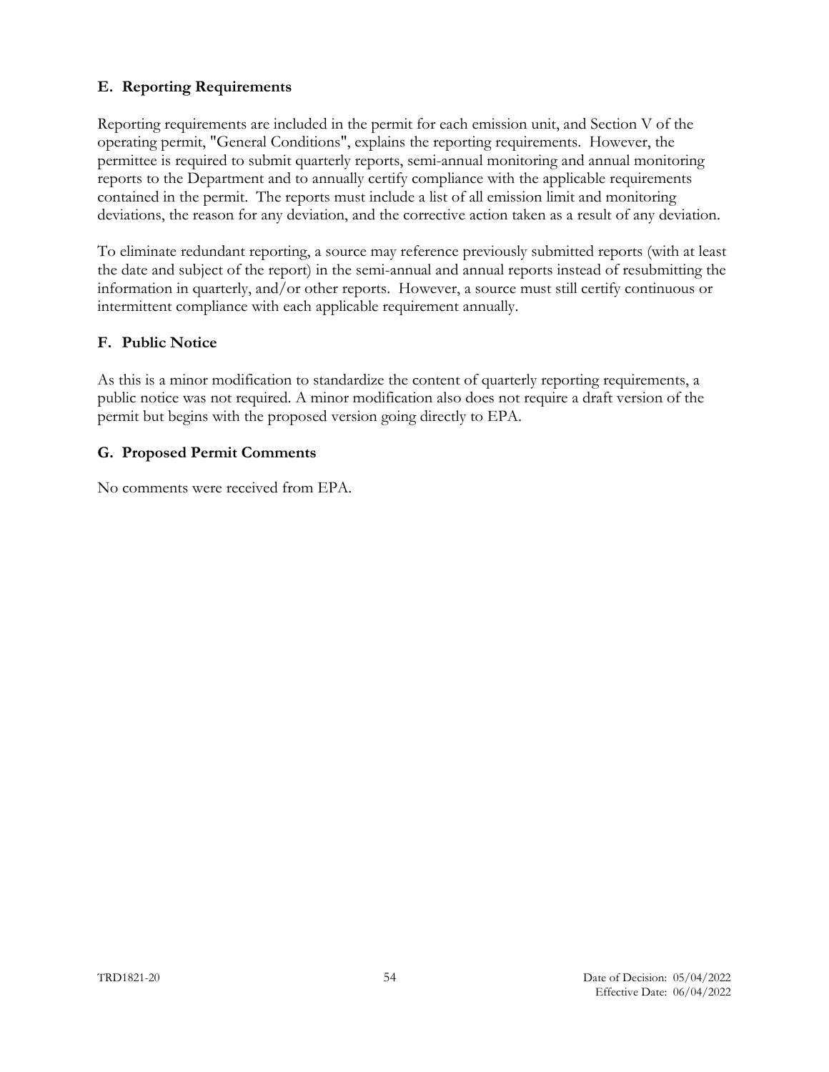## E. Reporting Requirements

Reporting requirements are included in the permit for each emission unit, and Section V of the operating permit, "General Conditions", explains the reporting requirements. However, the permittee is required to submit quarterly reports, semi-annual monitoring and annual monitoring reports to the Department and to annually certify compliance with the applicable requirements contained in the permit. The reports must include a list of all emission limit and monitoring deviations, the reason for any deviation, and the corrective action taken as a result of any deviation.

To eliminate redundant reporting, a source may reference previously submitted reports (with at least the date and subject of the report) in the semi-annual and annual reports instead of resubmitting the information in quarterly, and/or other reports. However, a source must still certify continuous or intermittent compliance with each applicable requirement annually.

## F. Public Notice

As this is a minor modification to standardize the content of quarterly reporting requirements, a public notice was not required. A minor modification also does not require a draft version of the permit but begins with the proposed version going directly to EPA.

## G. Proposed Permit Comments

No comments were received from EPA.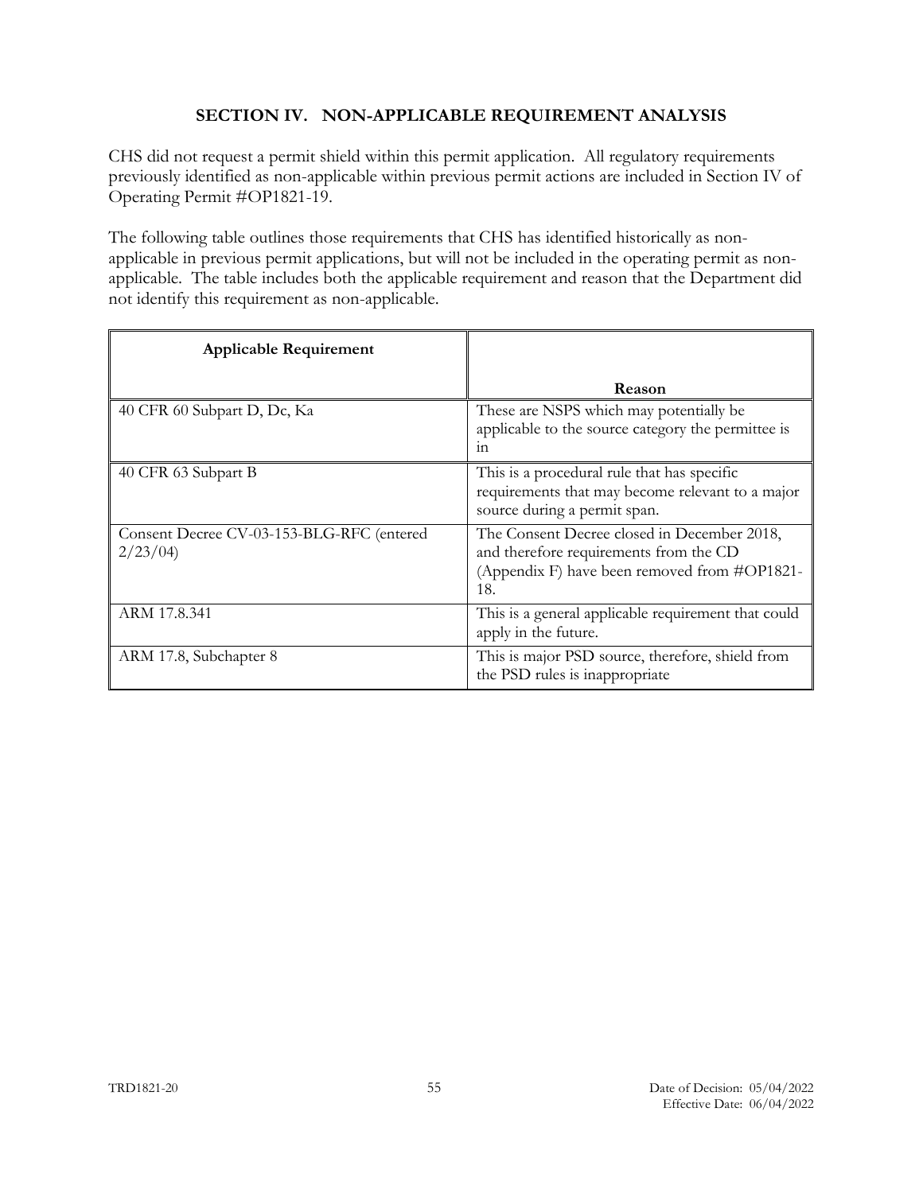## SECTION IV. NON-APPLICABLE REQUIREMENT ANALYSIS

CHS did not request a permit shield within this permit application. All regulatory requirements previously identified as non-applicable within previous permit actions are included in Section IV of Operating Permit #OP1821-19.

The following table outlines those requirements that CHS has identified historically as non-applicable in previous permit applications, but will not be included in the operating permit as non-applicable. The table includes both the applicable requirement and reason that the Department did not identify this requirement as non-applicable.

| Applicable Requirement | Reason |
|---|---|
| 40 CFR 60 Subpart D, Dc, Ka | These are NSPS which may potentially be applicable to the source category the permittee is in |
| 40 CFR 63 Subpart B | This is a procedural rule that has specific requirements that may become relevant to a major source during a permit span. |
| Consent Decree CV-03-153-BLG-RFC (entered 2/23/04) | The Consent Decree closed in December 2018, and therefore requirements from the CD (Appendix F) have been removed from #OP1821-18. |
| ARM 17.8.341 | This is a general applicable requirement that could apply in the future. |
| ARM 17.8, Subchapter 8 | This is major PSD source, therefore, shield from the PSD rules is inappropriate |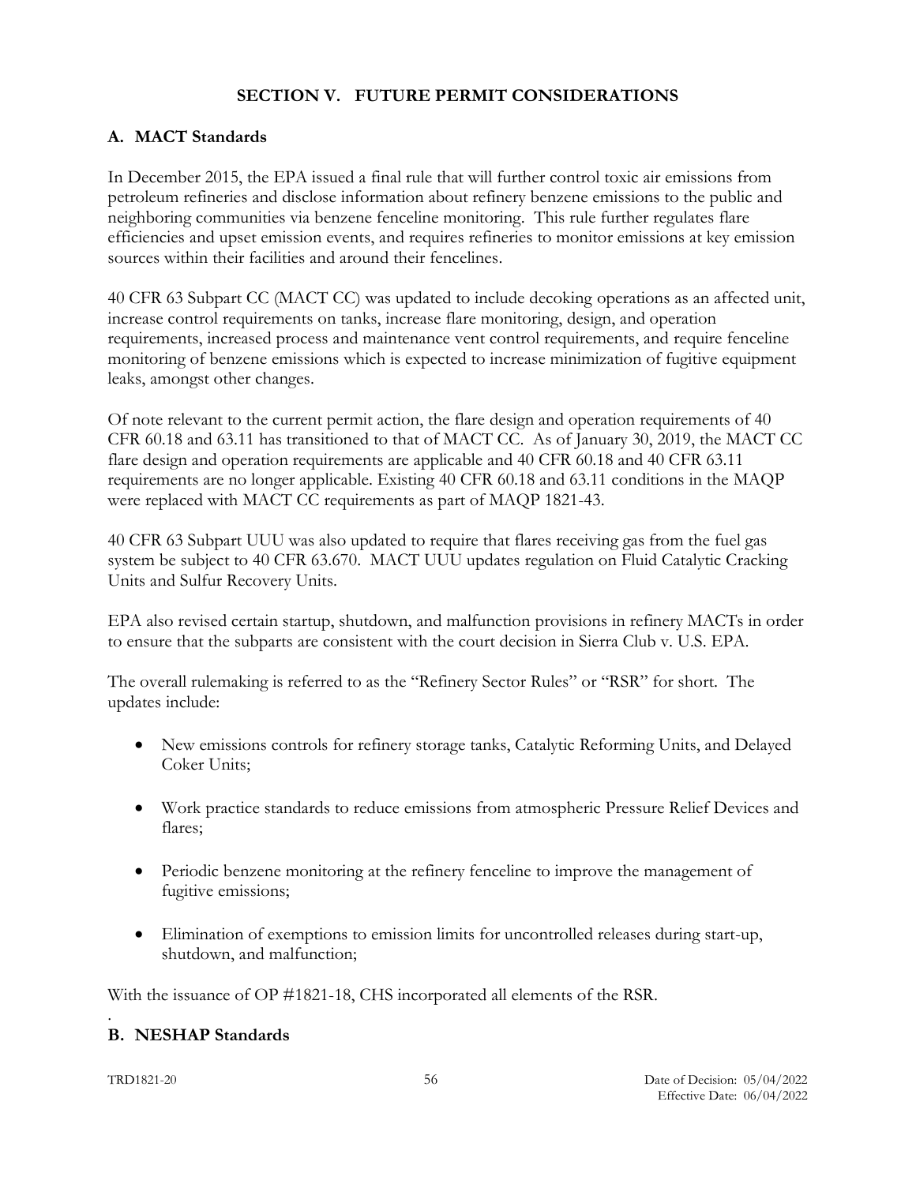## SECTION V. FUTURE PERMIT CONSIDERATIONS

### A. MACT Standards

In December 2015, the EPA issued a final rule that will further control toxic air emissions from petroleum refineries and disclose information about refinery benzene emissions to the public and neighboring communities via benzene fenceline monitoring. This rule further regulates flare efficiencies and upset emission events, and requires refineries to monitor emissions at key emission sources within their facilities and around their fencelines.

40 CFR 63 Subpart CC (MACT CC) was updated to include decoking operations as an affected unit, increase control requirements on tanks, increase flare monitoring, design, and operation requirements, increased process and maintenance vent control requirements, and require fenceline monitoring of benzene emissions which is expected to increase minimization of fugitive equipment leaks, amongst other changes.

Of note relevant to the current permit action, the flare design and operation requirements of 40 CFR 60.18 and 63.11 has transitioned to that of MACT CC. As of January 30, 2019, the MACT CC flare design and operation requirements are applicable and 40 CFR 60.18 and 40 CFR 63.11 requirements are no longer applicable. Existing 40 CFR 60.18 and 63.11 conditions in the MAQP were replaced with MACT CC requirements as part of MAQP 1821-43.

40 CFR 63 Subpart UUU was also updated to require that flares receiving gas from the fuel gas system be subject to 40 CFR 63.670. MACT UUU updates regulation on Fluid Catalytic Cracking Units and Sulfur Recovery Units.

EPA also revised certain startup, shutdown, and malfunction provisions in refinery MACTs in order to ensure that the subparts are consistent with the court decision in Sierra Club v. U.S. EPA.

The overall rulemaking is referred to as the "Refinery Sector Rules" or "RSR" for short. The updates include:

- New emissions controls for refinery storage tanks, Catalytic Reforming Units, and Delayed Coker Units;
- Work practice standards to reduce emissions from atmospheric Pressure Relief Devices and flares;
- Periodic benzene monitoring at the refinery fenceline to improve the management of fugitive emissions;
- Elimination of exemptions to emission limits for uncontrolled releases during start-up, shutdown, and malfunction;

With the issuance of OP #1821-18, CHS incorporated all elements of the RSR.

.

### B. NESHAP Standards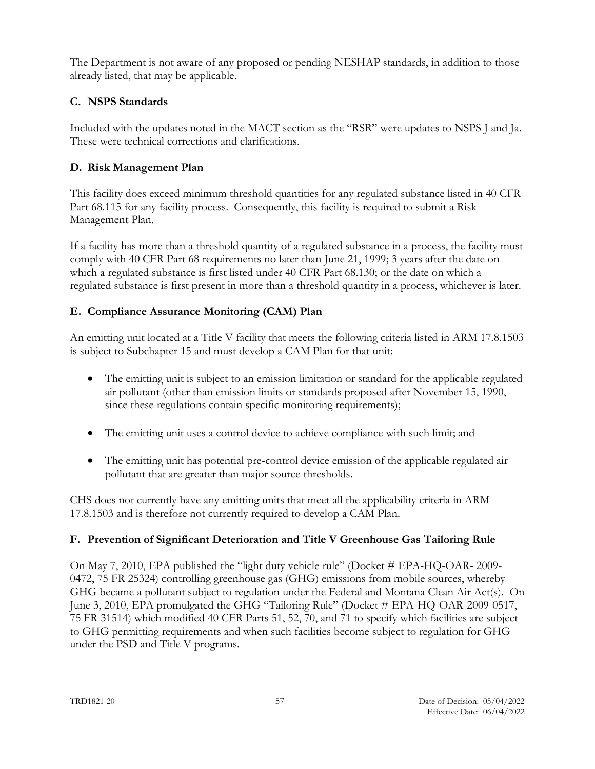The Department is not aware of any proposed or pending NESHAP standards, in addition to those already listed, that may be applicable.

### C. NSPS Standards

Included with the updates noted in the MACT section as the "RSR" were updates to NSPS J and Ja. These were technical corrections and clarifications.

### D. Risk Management Plan

This facility does exceed minimum threshold quantities for any regulated substance listed in 40 CFR Part 68.115 for any facility process. Consequently, this facility is required to submit a Risk Management Plan.

If a facility has more than a threshold quantity of a regulated substance in a process, the facility must comply with 40 CFR Part 68 requirements no later than June 21, 1999; 3 years after the date on which a regulated substance is first listed under 40 CFR Part 68.130; or the date on which a regulated substance is first present in more than a threshold quantity in a process, whichever is later.

### E. Compliance Assurance Monitoring (CAM) Plan

An emitting unit located at a Title V facility that meets the following criteria listed in ARM 17.8.1503 is subject to Subchapter 15 and must develop a CAM Plan for that unit:

- The emitting unit is subject to an emission limitation or standard for the applicable regulated air pollutant (other than emission limits or standards proposed after November 15, 1990, since these regulations contain specific monitoring requirements);
- The emitting unit uses a control device to achieve compliance with such limit; and
- The emitting unit has potential pre-control device emission of the applicable regulated air pollutant that are greater than major source thresholds.

CHS does not currently have any emitting units that meet all the applicability criteria in ARM 17.8.1503 and is therefore not currently required to develop a CAM Plan.

### F. Prevention of Significant Deterioration and Title V Greenhouse Gas Tailoring Rule

On May 7, 2010, EPA published the "light duty vehicle rule" (Docket # EPA-HQ-OAR- 2009-0472, 75 FR 25324) controlling greenhouse gas (GHG) emissions from mobile sources, whereby GHG became a pollutant subject to regulation under the Federal and Montana Clean Air Act(s). On June 3, 2010, EPA promulgated the GHG "Tailoring Rule" (Docket # EPA-HQ-OAR-2009-0517, 75 FR 31514) which modified 40 CFR Parts 51, 52, 70, and 71 to specify which facilities are subject to GHG permitting requirements and when such facilities become subject to regulation for GHG under the PSD and Title V programs.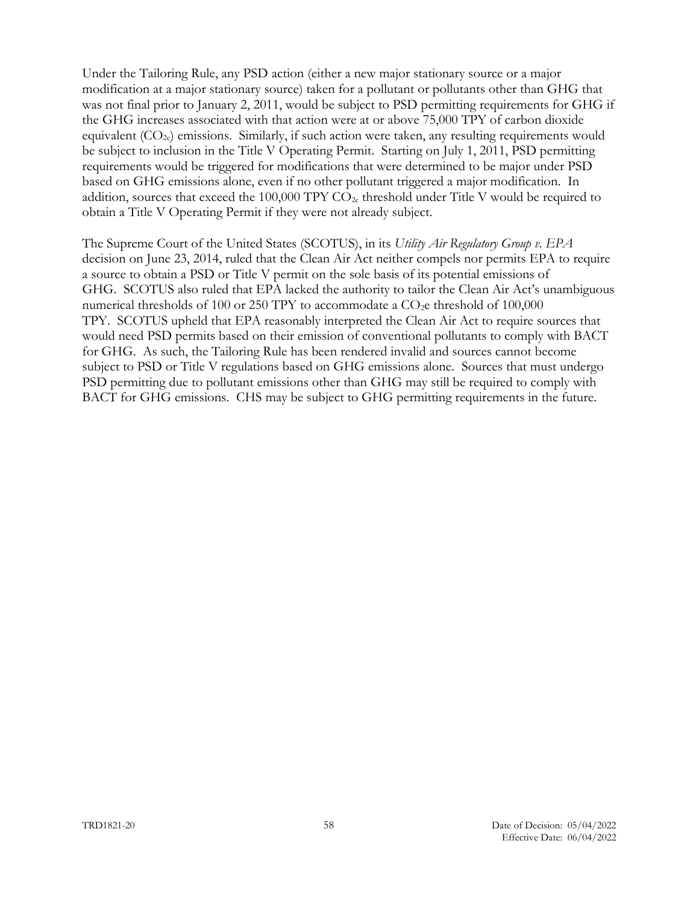Under the Tailoring Rule, any PSD action (either a new major stationary source or a major modification at a major stationary source) taken for a pollutant or pollutants other than GHG that was not final prior to January 2, 2011, would be subject to PSD permitting requirements for GHG if the GHG increases associated with that action were at or above 75,000 TPY of carbon dioxide equivalent ($CO_{2e}$) emissions. Similarly, if such action were taken, any resulting requirements would be subject to inclusion in the Title V Operating Permit. Starting on July 1, 2011, PSD permitting requirements would be triggered for modifications that were determined to be major under PSD based on GHG emissions alone, even if no other pollutant triggered a major modification. In addition, sources that exceed the 100,000 TPY $CO_{2e}$ threshold under Title V would be required to obtain a Title V Operating Permit if they were not already subject.

The Supreme Court of the United States (SCOTUS), in its *Utility Air Regulatory Group v. EPA* decision on June 23, 2014, ruled that the Clean Air Act neither compels nor permits EPA to require a source to obtain a PSD or Title V permit on the sole basis of its potential emissions of GHG. SCOTUS also ruled that EPA lacked the authority to tailor the Clean Air Act's unambiguous numerical thresholds of 100 or 250 TPY to accommodate a $CO_2$e threshold of 100,000 TPY. SCOTUS upheld that EPA reasonably interpreted the Clean Air Act to require sources that would need PSD permits based on their emission of conventional pollutants to comply with BACT for GHG. As such, the Tailoring Rule has been rendered invalid and sources cannot become subject to PSD or Title V regulations based on GHG emissions alone. Sources that must undergo PSD permitting due to pollutant emissions other than GHG may still be required to comply with BACT for GHG emissions. CHS may be subject to GHG permitting requirements in the future.